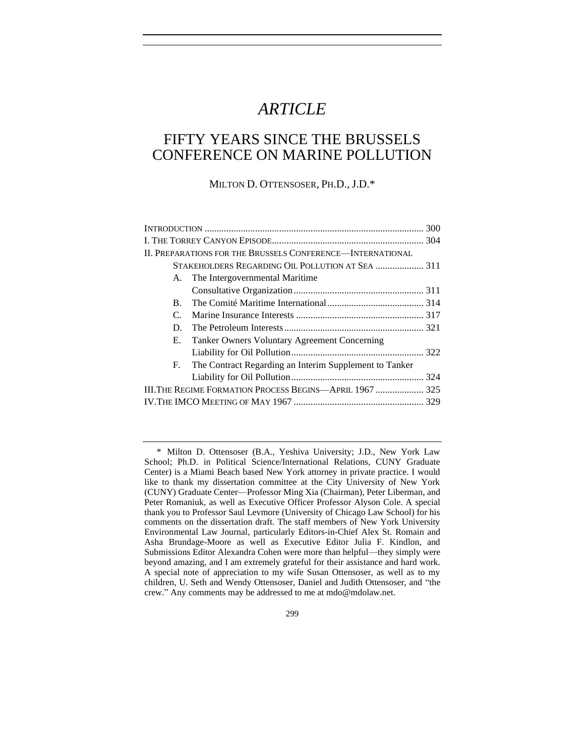# *ARTICLE*

# FIFTY YEARS SINCE THE BRUSSELS CONFERENCE ON MARINE POLLUTION

MILTON D. OTTENSOSER, PH.D., J.D.*

| | |
|---|---|
| INTRODUCTION | 300 |
| I. THE TORREY CANYON EPISODE | 304 |
| II. PREPARATIONS FOR THE BRUSSELS CONFERENCE—INTERNATIONAL STAKEHOLDERS REGARDING OIL POLLUTION AT SEA | 311 |
| A. The Intergovernmental Maritime Consultative Organization | 311 |
| B. The Comité Maritime International | 314 |
| C. Marine Insurance Interests | 317 |
| D. The Petroleum Interests | 321 |
| E. Tanker Owners Voluntary Agreement Concerning Liability for Oil Pollution | 322 |
| F. The Contract Regarding an Interim Supplement to Tanker Liability for Oil Pollution | 324 |
| III. THE REGIME FORMATION PROCESS BEGINS—APRIL 1967 | 325 |
| IV. THE IMCO MEETING OF MAY 1967 | 329 |

\* Milton D. Ottensoser (B.A., Yeshiva University; J.D., New York Law School; Ph.D. in Political Science/International Relations, CUNY Graduate Center) is a Miami Beach based New York attorney in private practice. I would like to thank my dissertation committee at the City University of New York (CUNY) Graduate Center—Professor Ming Xia (Chairman), Peter Liberman, and Peter Romaniuk, as well as Executive Officer Professor Alyson Cole. A special thank you to Professor Saul Levmore (University of Chicago Law School) for his comments on the dissertation draft. The staff members of New York University Environmental Law Journal, particularly Editors-in-Chief Alex St. Romain and Asha Brundage-Moore as well as Executive Editor Julia F. Kindlon, and Submissions Editor Alexandra Cohen were more than helpful—they simply were beyond amazing, and I am extremely grateful for their assistance and hard work. A special note of appreciation to my wife Susan Ottensoser, as well as to my children, U. Seth and Wendy Ottensoser, Daniel and Judith Ottensoser, and "the crew." Any comments may be addressed to me at mdo@mdolaw.net.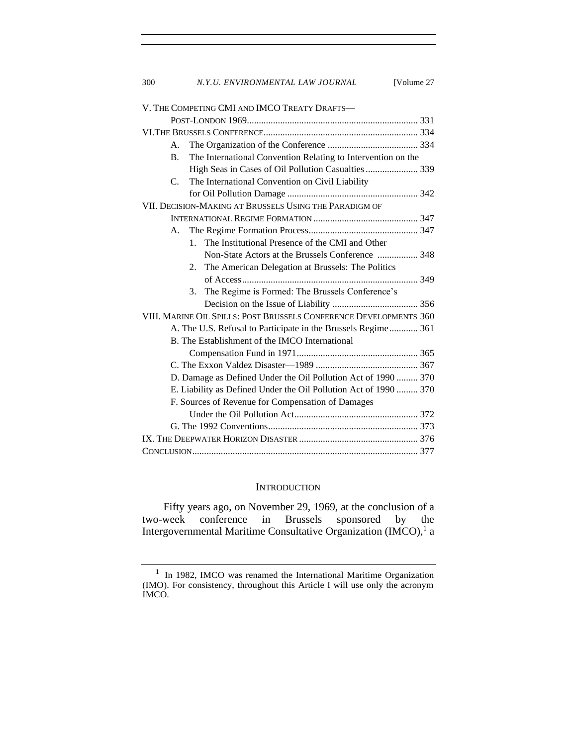V. THE COMPETING CMI AND IMCO TREATY DRAFTS—
POST-LONDON 1969 ........ 331
VI. THE BRUSSELS CONFERENCE ........ 334
- A. The Organization of the Conference ........ 334
- B. The International Convention Relating to Intervention on the High Seas in Cases of Oil Pollution Casualties ........ 339
- C. The International Convention on Civil Liability for Oil Pollution Damage ........ 342

VII. DECISION-MAKING AT BRUSSELS USING THE PARADIGM OF INTERNATIONAL REGIME FORMATION ........ 347
- A. The Regime Formation Process ........ 347
  1. The Institutional Presence of the CMI and Other Non-State Actors at the Brussels Conference ........ 348
  2. The American Delegation at Brussels: The Politics of Access ........ 349
  3. The Regime is Formed: The Brussels Conference's Decision on the Issue of Liability ........ 356

VIII. MARINE OIL SPILLS: POST BRUSSELS CONFERENCE DEVELOPMENTS 360
- A. The U.S. Refusal to Participate in the Brussels Regime ........ 361
- B. The Establishment of the IMCO International Compensation Fund in 1971 ........ 365
- C. The Exxon Valdez Disaster—1989 ........ 367
- D. Damage as Defined Under the Oil Pollution Act of 1990 ........ 370
- E. Liability as Defined Under the Oil Pollution Act of 1990 ........ 370
- F. Sources of Revenue for Compensation of Damages Under the Oil Pollution Act ........ 372
- G. The 1992 Conventions ........ 373

IX. THE DEEPWATER HORIZON DISASTER ........ 376

CONCLUSION ........ 377

## INTRODUCTION

Fifty years ago, on November 29, 1969, at the conclusion of a two-week conference in Brussels sponsored by the Intergovernmental Maritime Consultative Organization (IMCO),[1] a

[1] In 1982, IMCO was renamed the International Maritime Organization (IMO). For consistency, throughout this Article I will use only the acronym IMCO.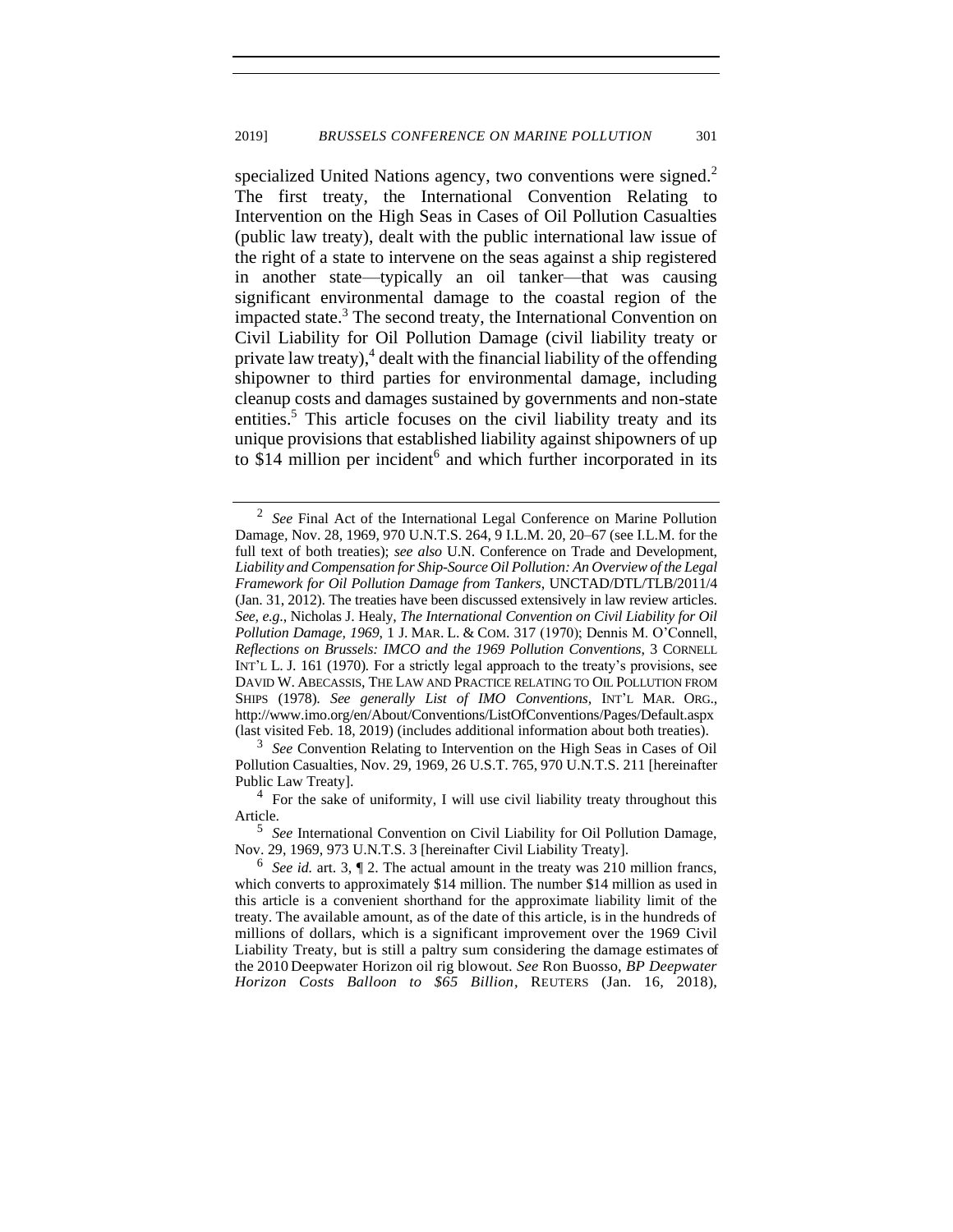specialized United Nations agency, two conventions were signed.[2] The first treaty, the International Convention Relating to Intervention on the High Seas in Cases of Oil Pollution Casualties (public law treaty), dealt with the public international law issue of the right of a state to intervene on the seas against a ship registered in another state—typically an oil tanker—that was causing significant environmental damage to the coastal region of the impacted state.[3] The second treaty, the International Convention on Civil Liability for Oil Pollution Damage (civil liability treaty or private law treaty),[4] dealt with the financial liability of the offending shipowner to third parties for environmental damage, including cleanup costs and damages sustained by governments and non-state entities.[5] This article focuses on the civil liability treaty and its unique provisions that established liability against shipowners of up to \$14 million per incident[6] and which further incorporated in its

---

[2] *See* Final Act of the International Legal Conference on Marine Pollution Damage, Nov. 28, 1969, 970 U.N.T.S. 264, 9 I.L.M. 20, 20–67 (see I.L.M. for the full text of both treaties); *see also* U.N. Conference on Trade and Development, *Liability and Compensation for Ship-Source Oil Pollution: An Overview of the Legal Framework for Oil Pollution Damage from Tankers*, UNCTAD/DTL/TLB/2011/4 (Jan. 31, 2012). The treaties have been discussed extensively in law review articles. *See, e.g.*, Nicholas J. Healy, *The International Convention on Civil Liability for Oil Pollution Damage, 1969*, 1 J. MAR. L. & COM. 317 (1970); Dennis M. O'Connell, *Reflections on Brussels: IMCO and the 1969 Pollution Conventions*, 3 CORNELL INT'L L. J. 161 (1970). For a strictly legal approach to the treaty's provisions, see DAVID W. ABECASSIS, THE LAW AND PRACTICE RELATING TO OIL POLLUTION FROM SHIPS (1978). *See generally List of IMO Conventions*, INT'L MAR. ORG., http://www.imo.org/en/About/Conventions/ListOfConventions/Pages/Default.aspx (last visited Feb. 18, 2019) (includes additional information about both treaties).

[3] *See* Convention Relating to Intervention on the High Seas in Cases of Oil Pollution Casualties, Nov. 29, 1969, 26 U.S.T. 765, 970 U.N.T.S. 211 [hereinafter Public Law Treaty].

[4] For the sake of uniformity, I will use civil liability treaty throughout this Article.

[5] *See* International Convention on Civil Liability for Oil Pollution Damage, Nov. 29, 1969, 973 U.N.T.S. 3 [hereinafter Civil Liability Treaty].

[6] *See id.* art. 3, ¶ 2. The actual amount in the treaty was 210 million francs, which converts to approximately \$14 million. The number \$14 million as used in this article is a convenient shorthand for the approximate liability limit of the treaty. The available amount, as of the date of this article, is in the hundreds of millions of dollars, which is a significant improvement over the 1969 Civil Liability Treaty, but is still a paltry sum considering the damage estimates of the 2010 Deepwater Horizon oil rig blowout. *See* Ron Bousso, *BP Deepwater Horizon Costs Balloon to \$65 Billion*, REUTERS (Jan. 16, 2018),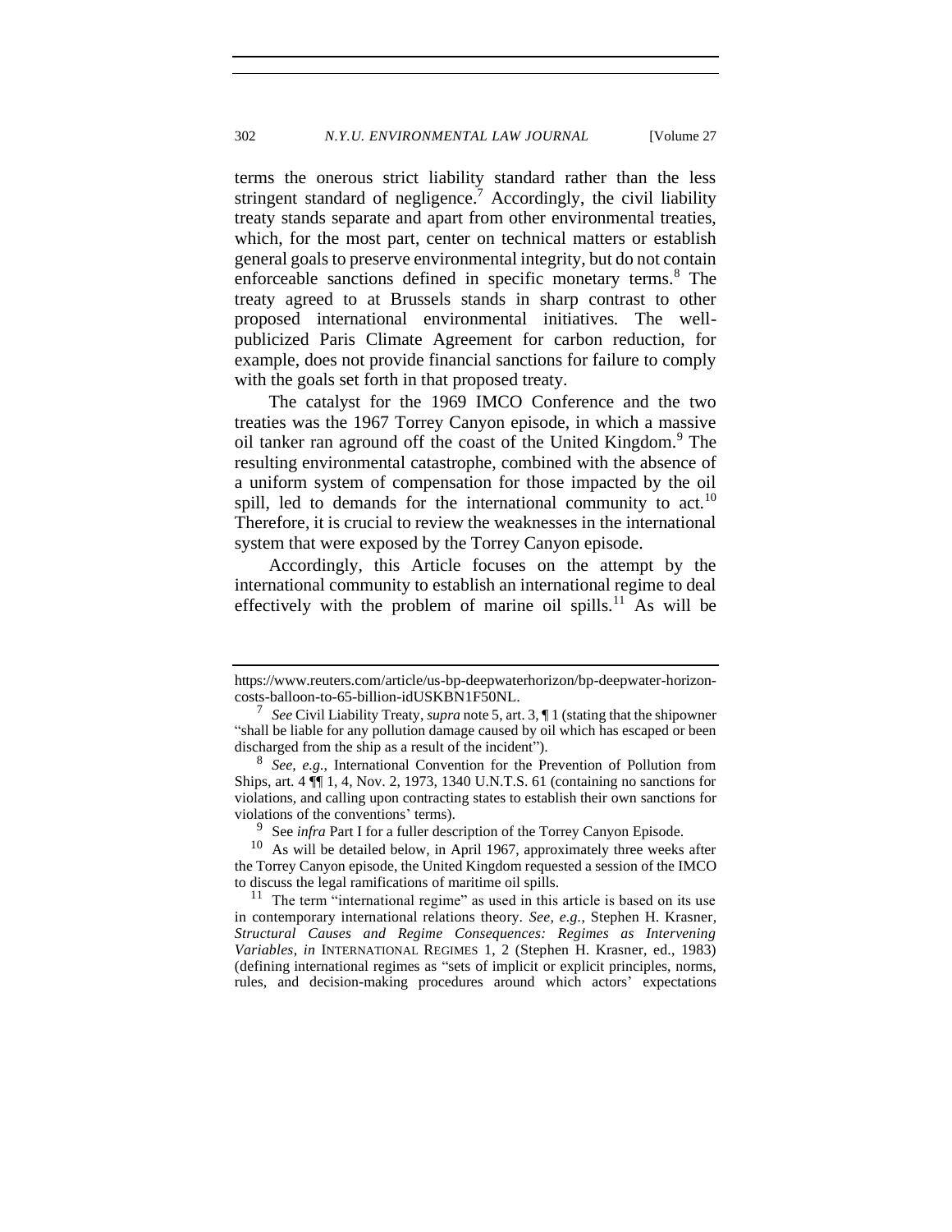terms the onerous strict liability standard rather than the less stringent standard of negligence.[7] Accordingly, the civil liability treaty stands separate and apart from other environmental treaties, which, for the most part, center on technical matters or establish general goals to preserve environmental integrity, but do not contain enforceable sanctions defined in specific monetary terms.[8] The treaty agreed to at Brussels stands in sharp contrast to other proposed international environmental initiatives. The well-publicized Paris Climate Agreement for carbon reduction, for example, does not provide financial sanctions for failure to comply with the goals set forth in that proposed treaty.

The catalyst for the 1969 IMCO Conference and the two treaties was the 1967 Torrey Canyon episode, in which a massive oil tanker ran aground off the coast of the United Kingdom.[9] The resulting environmental catastrophe, combined with the absence of a uniform system of compensation for those impacted by the oil spill, led to demands for the international community to act.[10] Therefore, it is crucial to review the weaknesses in the international system that were exposed by the Torrey Canyon episode.

Accordingly, this Article focuses on the attempt by the international community to establish an international regime to deal effectively with the problem of marine oil spills.[11] As will be

---

https://www.reuters.com/article/us-bp-deepwaterhorizon/bp-deepwater-horizon-costs-balloon-to-65-billion-idUSKBN1F50NL.

[7] *See* Civil Liability Treaty, *supra* note 5, art. 3, ¶ 1 (stating that the shipowner "shall be liable for any pollution damage caused by oil which has escaped or been discharged from the ship as a result of the incident").

[8] *See, e.g.*, International Convention for the Prevention of Pollution from Ships, art. 4 ¶¶ 1, 4, Nov. 2, 1973, 1340 U.N.T.S. 61 (containing no sanctions for violations, and calling upon contracting states to establish their own sanctions for violations of the conventions' terms).

[9] See *infra* Part I for a fuller description of the Torrey Canyon Episode.

[10] As will be detailed below, in April 1967, approximately three weeks after the Torrey Canyon episode, the United Kingdom requested a session of the IMCO to discuss the legal ramifications of maritime oil spills.

[11] The term "international regime" as used in this article is based on its use in contemporary international relations theory. *See, e.g.*, Stephen H. Krasner, *Structural Causes and Regime Consequences: Regimes as Intervening Variables*, *in* INTERNATIONAL REGIMES 1, 2 (Stephen H. Krasner, ed., 1983) (defining international regimes as "sets of implicit or explicit principles, norms, rules, and decision-making procedures around which actors' expectations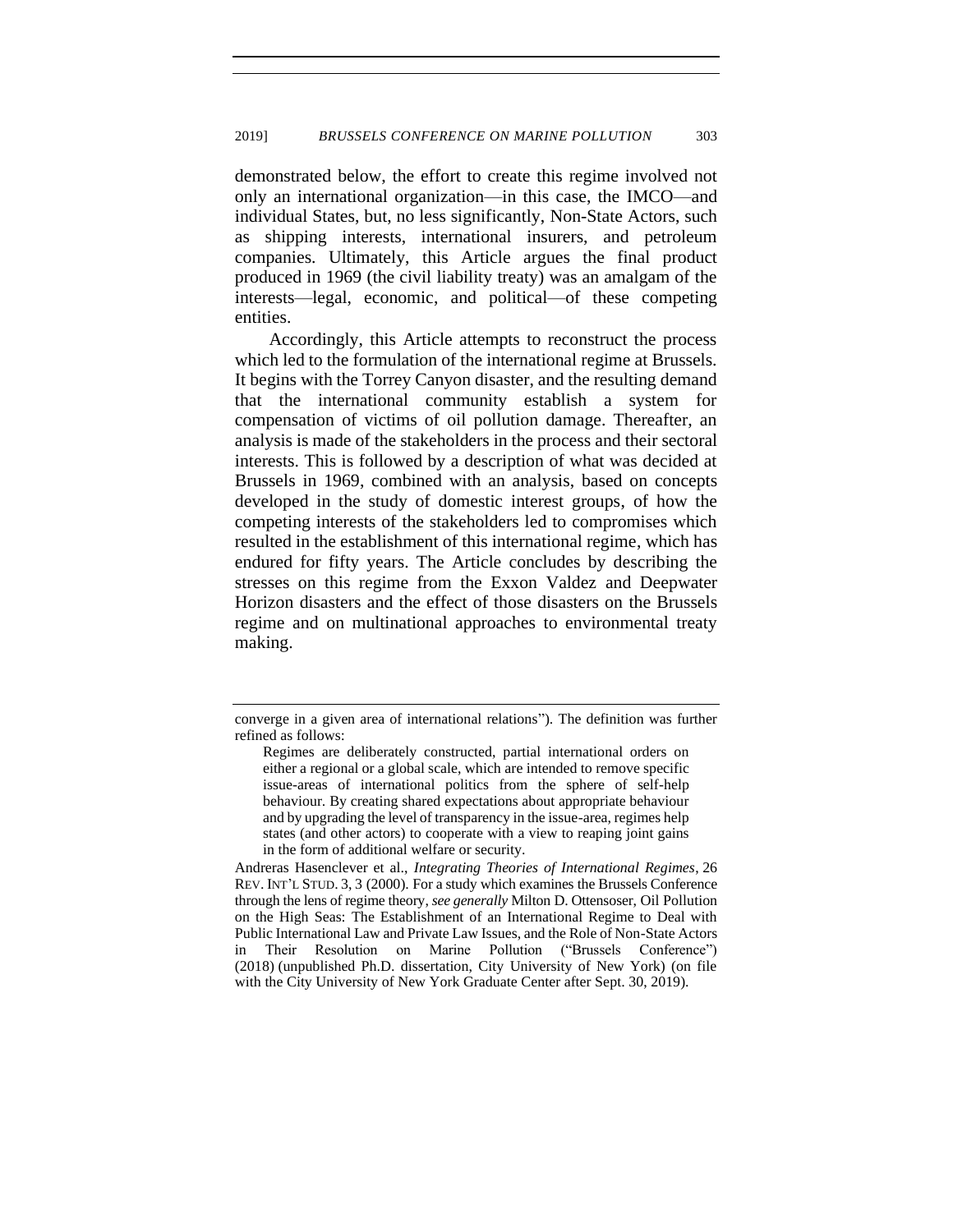demonstrated below, the effort to create this regime involved not only an international organization—in this case, the IMCO—and individual States, but, no less significantly, Non-State Actors, such as shipping interests, international insurers, and petroleum companies. Ultimately, this Article argues the final product produced in 1969 (the civil liability treaty) was an amalgam of the interests—legal, economic, and political—of these competing entities.

Accordingly, this Article attempts to reconstruct the process which led to the formulation of the international regime at Brussels. It begins with the Torrey Canyon disaster, and the resulting demand that the international community establish a system for compensation of victims of oil pollution damage. Thereafter, an analysis is made of the stakeholders in the process and their sectoral interests. This is followed by a description of what was decided at Brussels in 1969, combined with an analysis, based on concepts developed in the study of domestic interest groups, of how the competing interests of the stakeholders led to compromises which resulted in the establishment of this international regime, which has endured for fifty years. The Article concludes by describing the stresses on this regime from the Exxon Valdez and Deepwater Horizon disasters and the effect of those disasters on the Brussels regime and on multinational approaches to environmental treaty making.

---

converge in a given area of international relations"). The definition was further refined as follows:

> Regimes are deliberately constructed, partial international orders on either a regional or a global scale, which are intended to remove specific issue-areas of international politics from the sphere of self-help behaviour. By creating shared expectations about appropriate behaviour and by upgrading the level of transparency in the issue-area, regimes help states (and other actors) to cooperate with a view to reaping joint gains in the form of additional welfare or security.

Andreas Hasenclever et al., *Integrating Theories of International Regimes*, 26 REV. INT'L STUD. 3, 3 (2000). For a study which examines the Brussels Conference through the lens of regime theory, *see generally* Milton D. Ottensoser, Oil Pollution on the High Seas: The Establishment of an International Regime to Deal with Public International Law and Private Law Issues, and the Role of Non-State Actors in Their Resolution on Marine Pollution ("Brussels Conference") (2018) (unpublished Ph.D. dissertation, City University of New York) (on file with the City University of New York Graduate Center after Sept. 30, 2019).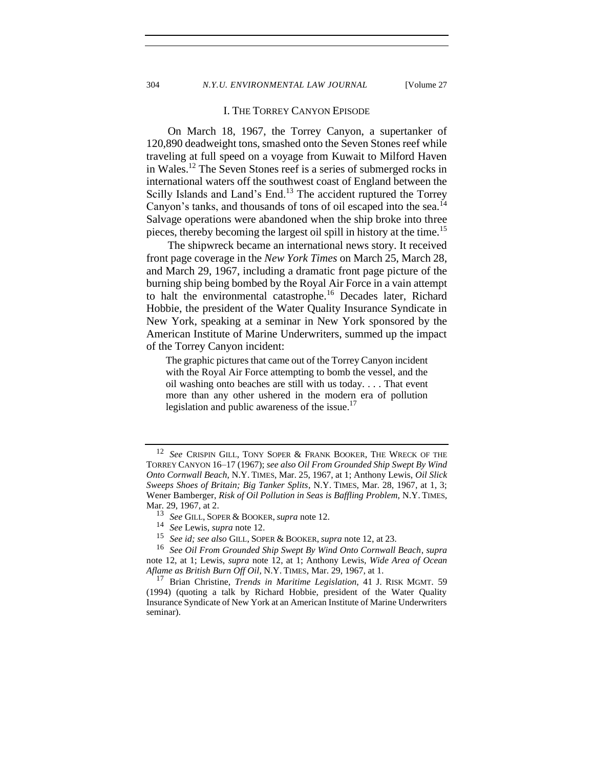## I. The Torrey Canyon Episode

On March 18, 1967, the Torrey Canyon, a supertanker of 120,890 deadweight tons, smashed onto the Seven Stones reef while traveling at full speed on a voyage from Kuwait to Milford Haven in Wales.[12] The Seven Stones reef is a series of submerged rocks in international waters off the southwest coast of England between the Scilly Islands and Land's End.[13] The accident ruptured the Torrey Canyon's tanks, and thousands of tons of oil escaped into the sea.[14] Salvage operations were abandoned when the ship broke into three pieces, thereby becoming the largest oil spill in history at the time.[15]

The shipwreck became an international news story. It received front page coverage in the *New York Times* on March 25, March 28, and March 29, 1967, including a dramatic front page picture of the burning ship being bombed by the Royal Air Force in a vain attempt to halt the environmental catastrophe.[16] Decades later, Richard Hobbie, the president of the Water Quality Insurance Syndicate in New York, speaking at a seminar in New York sponsored by the American Institute of Marine Underwriters, summed up the impact of the Torrey Canyon incident:

> The graphic pictures that came out of the Torrey Canyon incident with the Royal Air Force attempting to bomb the vessel, and the oil washing onto beaches are still with us today. . . . That event more than any other ushered in the modern era of pollution legislation and public awareness of the issue.[17]

---

[12] *See* CRISPIN GILL, TONY SOPER & FRANK BOOKER, THE WRECK OF THE TORREY CANYON 16–17 (1967); *see also Oil From Grounded Ship Swept By Wind Onto Cornwall Beach*, N.Y. TIMES, Mar. 25, 1967, at 1; Anthony Lewis, *Oil Slick Sweeps Shoes of Britain; Big Tanker Splits*, N.Y. TIMES, Mar. 28, 1967, at 1, 3; Wener Bamberger, *Risk of Oil Pollution in Seas is Baffling Problem*, N.Y. TIMES, Mar. 29, 1967, at 2.

[13] *See* GILL, SOPER & BOOKER, *supra* note 12.

[14] *See* Lewis, *supra* note 12.

[15] *See id; see also* GILL, SOPER & BOOKER, *supra* note 12, at 23.

[16] *See Oil From Grounded Ship Swept By Wind Onto Cornwall Beach*, *supra* note 12, at 1; Lewis, *supra* note 12, at 1; Anthony Lewis, *Wide Area of Ocean Aflame as British Burn Off Oil*, N.Y. TIMES, Mar. 29, 1967, at 1.

[17] Brian Christine, *Trends in Maritime Legislation*, 41 J. RISK MGMT. 59 (1994) (quoting a talk by Richard Hobbie, president of the Water Quality Insurance Syndicate of New York at an American Institute of Marine Underwriters seminar).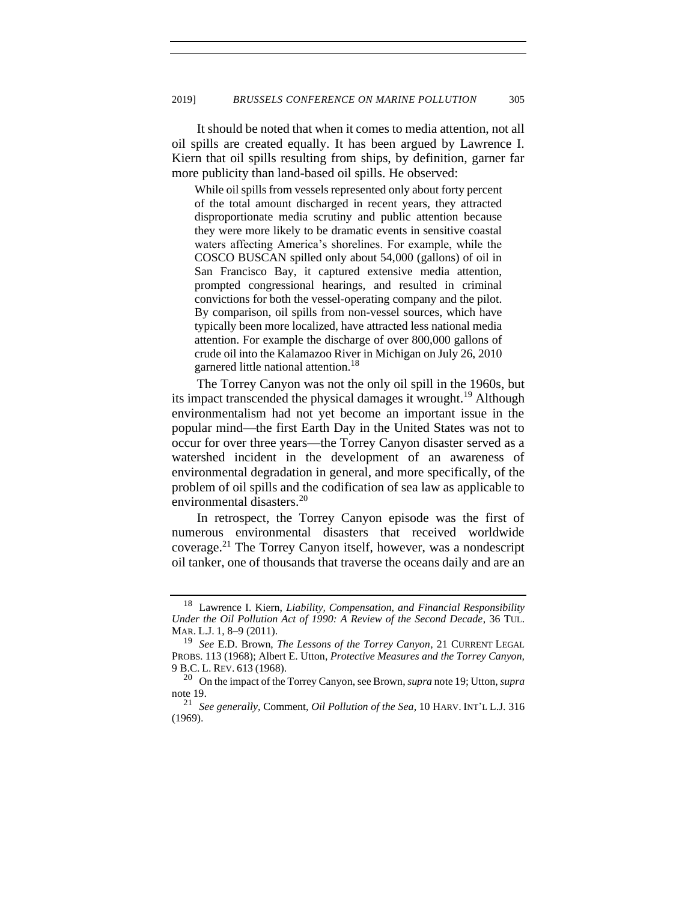It should be noted that when it comes to media attention, not all oil spills are created equally. It has been argued by Lawrence I. Kiern that oil spills resulting from ships, by definition, garner far more publicity than land-based oil spills. He observed:

> While oil spills from vessels represented only about forty percent of the total amount discharged in recent years, they attracted disproportionate media scrutiny and public attention because they were more likely to be dramatic events in sensitive coastal waters affecting America's shorelines. For example, while the COSCO BUSCAN spilled only about 54,000 (gallons) of oil in San Francisco Bay, it captured extensive media attention, prompted congressional hearings, and resulted in criminal convictions for both the vessel-operating company and the pilot. By comparison, oil spills from non-vessel sources, which have typically been more localized, have attracted less national media attention. For example the discharge of over 800,000 gallons of crude oil into the Kalamazoo River in Michigan on July 26, 2010 garnered little national attention.[18]

The Torrey Canyon was not the only oil spill in the 1960s, but its impact transcended the physical damages it wrought.[19] Although environmentalism had not yet become an important issue in the popular mind—the first Earth Day in the United States was not to occur for over three years—the Torrey Canyon disaster served as a watershed incident in the development of an awareness of environmental degradation in general, and more specifically, of the problem of oil spills and the codification of sea law as applicable to environmental disasters.[20]

In retrospect, the Torrey Canyon episode was the first of numerous environmental disasters that received worldwide coverage.[21] The Torrey Canyon itself, however, was a nondescript oil tanker, one of thousands that traverse the oceans daily and are an

---

[18] Lawrence I. Kiern, *Liability, Compensation, and Financial Responsibility Under the Oil Pollution Act of 1990: A Review of the Second Decade*, 36 TUL. MAR. L.J. 1, 8–9 (2011).

[19] *See* E.D. Brown, *The Lessons of the Torrey Canyon*, 21 CURRENT LEGAL PROBS. 113 (1968); Albert E. Utton, *Protective Measures and the Torrey Canyon,* 9 B.C. L. REV. 613 (1968).

[20] On the impact of the Torrey Canyon, see Brown, *supra* note 19; Utton, *supra* note 19.

[21] *See generally*, Comment, *Oil Pollution of the Sea*, 10 HARV. INT'L L.J. 316 (1969).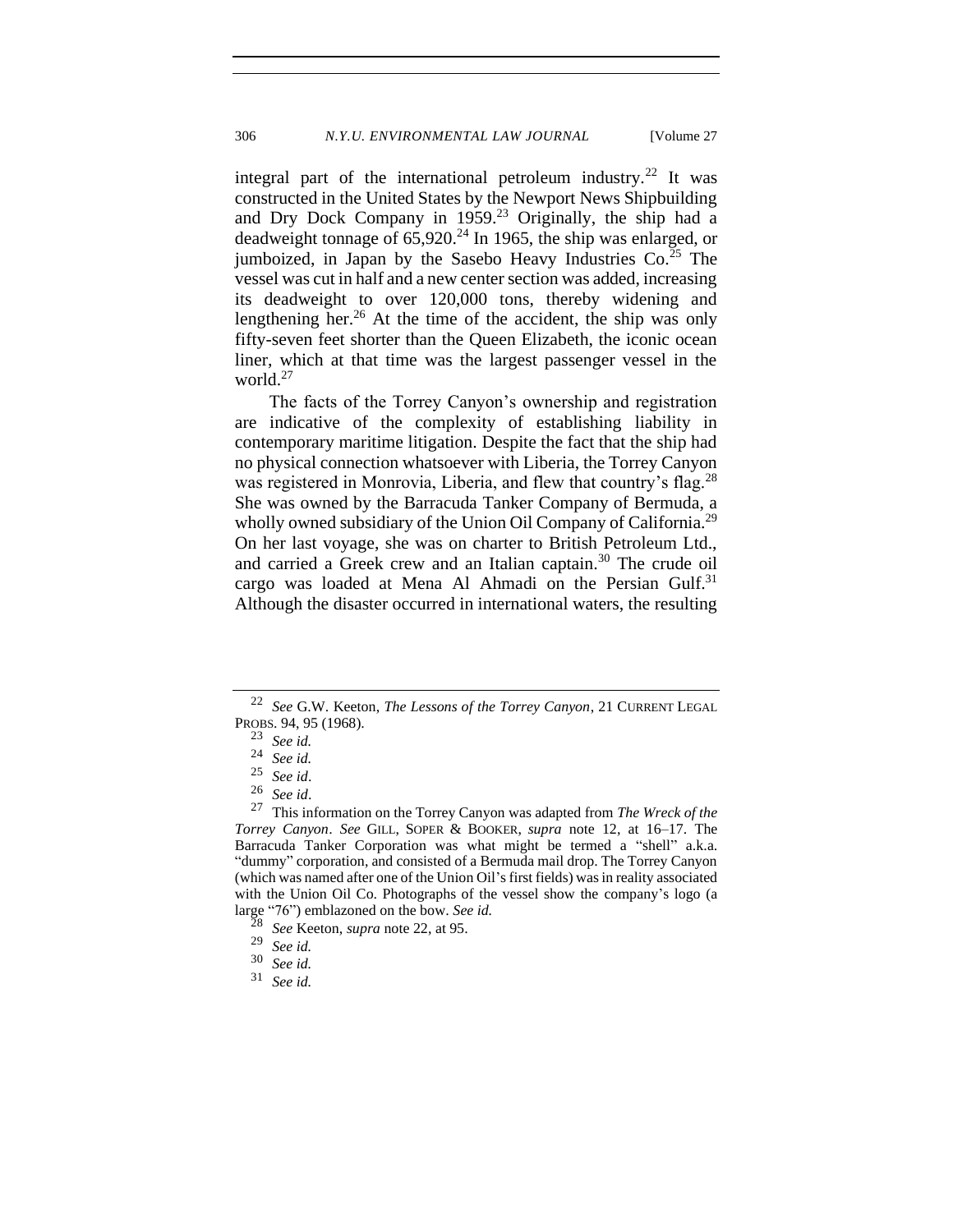integral part of the international petroleum industry.[22] It was constructed in the United States by the Newport News Shipbuilding and Dry Dock Company in 1959.[23] Originally, the ship had a deadweight tonnage of 65,920.[24] In 1965, the ship was enlarged, or jumboized, in Japan by the Sasebo Heavy Industries Co.[25] The vessel was cut in half and a new center section was added, increasing its deadweight to over 120,000 tons, thereby widening and lengthening her.[26] At the time of the accident, the ship was only fifty-seven feet shorter than the Queen Elizabeth, the iconic ocean liner, which at that time was the largest passenger vessel in the world.[27]

The facts of the Torrey Canyon's ownership and registration are indicative of the complexity of establishing liability in contemporary maritime litigation. Despite the fact that the ship had no physical connection whatsoever with Liberia, the Torrey Canyon was registered in Monrovia, Liberia, and flew that country's flag.[28] She was owned by the Barracuda Tanker Company of Bermuda, a wholly owned subsidiary of the Union Oil Company of California.[29] On her last voyage, she was on charter to British Petroleum Ltd., and carried a Greek crew and an Italian captain.[30] The crude oil cargo was loaded at Mena Al Ahmadi on the Persian Gulf.[31] Although the disaster occurred in international waters, the resulting

---

[22] *See* G.W. Keeton, *The Lessons of the Torrey Canyon*, 21 CURRENT LEGAL PROBS. 94, 95 (1968).

[23] *See id.*

[24] *See id.*

[25] *See id*.

[26] *See id*.

[27] This information on the Torrey Canyon was adapted from *The Wreck of the Torrey Canyon*. *See* GILL, SOPER & BOOKER, *supra* note 12, at 16–17. The Barracuda Tanker Corporation was what might be termed a "shell" a.k.a. "dummy" corporation, and consisted of a Bermuda mail drop. The Torrey Canyon (which was named after one of the Union Oil's first fields) was in reality associated with the Union Oil Co. Photographs of the vessel show the company's logo (a large "76") emblazoned on the bow. *See id.*

[28] *See* Keeton, *supra* note 22, at 95.

[29] *See id.*

[30] *See id.*

[31] *See id.*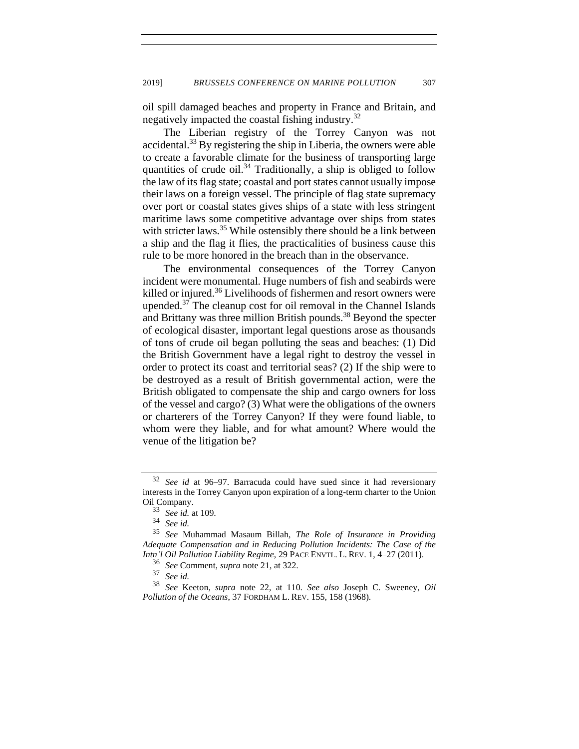oil spill damaged beaches and property in France and Britain, and negatively impacted the coastal fishing industry.[32]

The Liberian registry of the Torrey Canyon was not accidental.[33] By registering the ship in Liberia, the owners were able to create a favorable climate for the business of transporting large quantities of crude oil.[34] Traditionally, a ship is obliged to follow the law of its flag state; coastal and port states cannot usually impose their laws on a foreign vessel. The principle of flag state supremacy over port or coastal states gives ships of a state with less stringent maritime laws some competitive advantage over ships from states with stricter laws.[35] While ostensibly there should be a link between a ship and the flag it flies, the practicalities of business cause this rule to be more honored in the breach than in the observance.

The environmental consequences of the Torrey Canyon incident were monumental. Huge numbers of fish and seabirds were killed or injured.[36] Livelihoods of fishermen and resort owners were upended.[37] The cleanup cost for oil removal in the Channel Islands and Brittany was three million British pounds.[38] Beyond the specter of ecological disaster, important legal questions arose as thousands of tons of crude oil began polluting the seas and beaches: (1) Did the British Government have a legal right to destroy the vessel in order to protect its coast and territorial seas? (2) If the ship were to be destroyed as a result of British governmental action, were the British obligated to compensate the ship and cargo owners for loss of the vessel and cargo? (3) What were the obligations of the owners or charterers of the Torrey Canyon? If they were found liable, to whom were they liable, and for what amount? Where would the venue of the litigation be?

---

[32] *See id* at 96–97. Barracuda could have sued since it had reversionary interests in the Torrey Canyon upon expiration of a long-term charter to the Union Oil Company.

[33] *See id.* at 109.

[34] *See id.*

[35] *See* Muhammad Masaum Billah, *The Role of Insurance in Providing Adequate Compensation and in Reducing Pollution Incidents: The Case of the Intn'l Oil Pollution Liability Regime*, 29 PACE ENVTL. L. REV. 1, 4–27 (2011).

[36] *See* Comment, *supra* note 21, at 322.

[37] *See id.*

[38] *See* Keeton, *supra* note 22, at 110. *See also* Joseph C. Sweeney, *Oil Pollution of the Oceans*, 37 FORDHAM L. REV. 155, 158 (1968).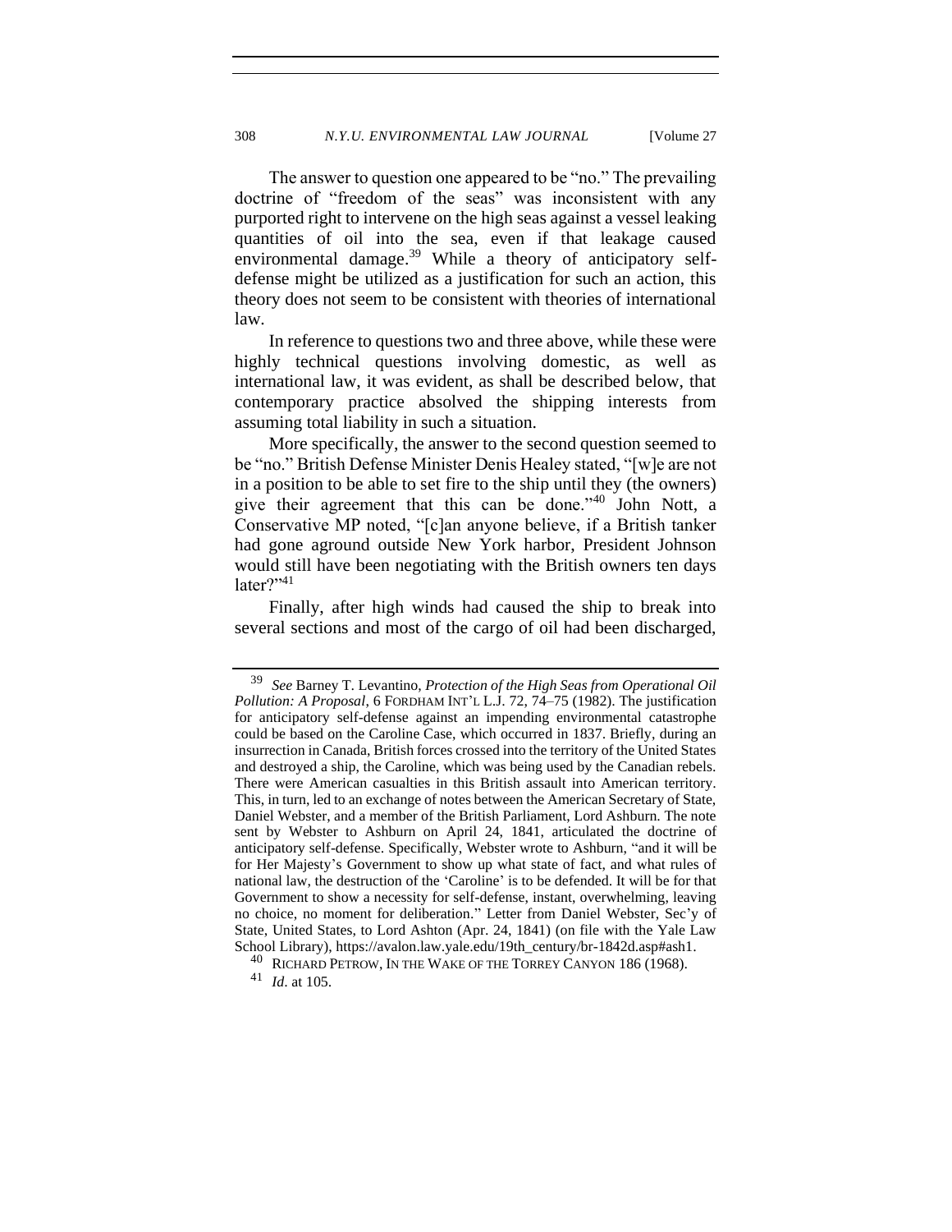The answer to question one appeared to be "no." The prevailing doctrine of "freedom of the seas" was inconsistent with any purported right to intervene on the high seas against a vessel leaking quantities of oil into the sea, even if that leakage caused environmental damage.[39] While a theory of anticipatory self-defense might be utilized as a justification for such an action, this theory does not seem to be consistent with theories of international law.

In reference to questions two and three above, while these were highly technical questions involving domestic, as well as international law, it was evident, as shall be described below, that contemporary practice absolved the shipping interests from assuming total liability in such a situation.

More specifically, the answer to the second question seemed to be "no." British Defense Minister Denis Healey stated, "[w]e are not in a position to be able to set fire to the ship until they (the owners) give their agreement that this can be done."[40] John Nott, a Conservative MP noted, "[c]an anyone believe, if a British tanker had gone aground outside New York harbor, President Johnson would still have been negotiating with the British owners ten days later?"[41]

Finally, after high winds had caused the ship to break into several sections and most of the cargo of oil had been discharged,

---

[39] *See* Barney T. Levantino, *Protection of the High Seas from Operational Oil Pollution: A Proposal*, 6 FORDHAM INT'L L.J. 72, 74–75 (1982). The justification for anticipatory self-defense against an impending environmental catastrophe could be based on the Caroline Case, which occurred in 1837. Briefly, during an insurrection in Canada, British forces crossed into the territory of the United States and destroyed a ship, the Caroline, which was being used by the Canadian rebels. There were American casualties in this British assault into American territory. This, in turn, led to an exchange of notes between the American Secretary of State, Daniel Webster, and a member of the British Parliament, Lord Ashburn. The note sent by Webster to Ashburn on April 24, 1841, articulated the doctrine of anticipatory self-defense. Specifically, Webster wrote to Ashburn, "and it will be for Her Majesty's Government to show up what state of fact, and what rules of national law, the destruction of the 'Caroline' is to be defended. It will be for that Government to show a necessity for self-defense, instant, overwhelming, leaving no choice, no moment for deliberation." Letter from Daniel Webster, Sec'y of State, United States, to Lord Ashton (Apr. 24, 1841) (on file with the Yale Law School Library), https://avalon.law.yale.edu/19th_century/br-1842d.asp#ash1.

[40] RICHARD PETROW, IN THE WAKE OF THE TORREY CANYON 186 (1968).

[41] *Id*. at 105.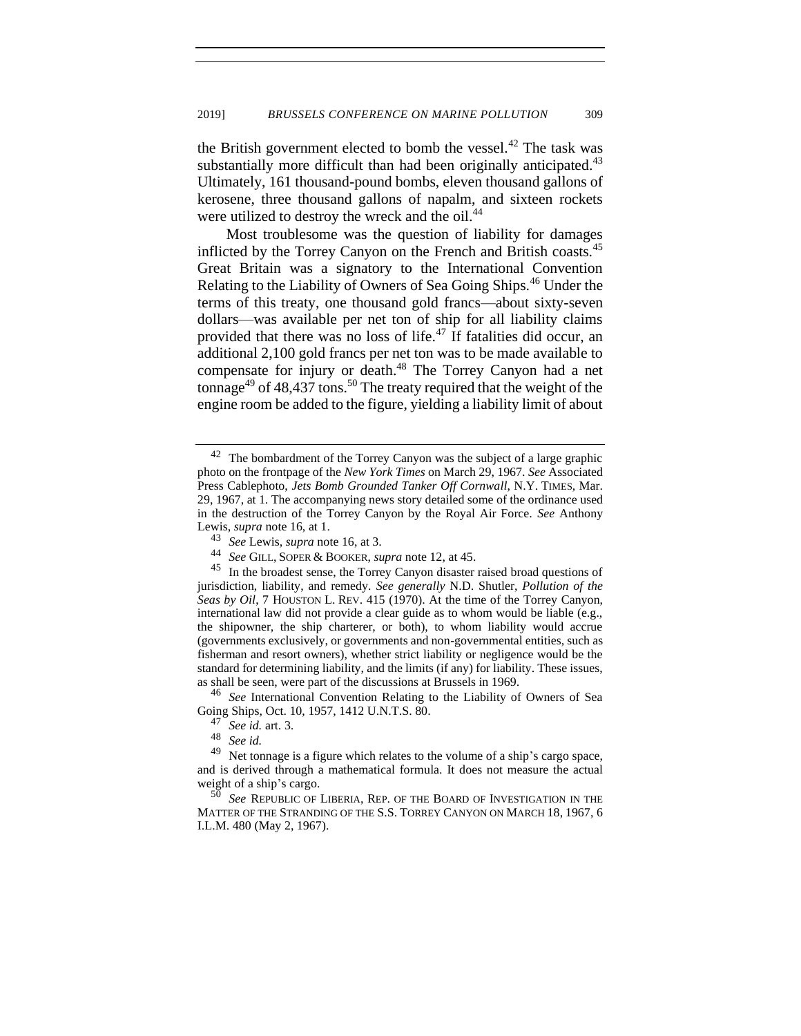the British government elected to bomb the vessel.[42] The task was substantially more difficult than had been originally anticipated.[43] Ultimately, 161 thousand-pound bombs, eleven thousand gallons of kerosene, three thousand gallons of napalm, and sixteen rockets were utilized to destroy the wreck and the oil.[44]

Most troublesome was the question of liability for damages inflicted by the Torrey Canyon on the French and British coasts.[45] Great Britain was a signatory to the International Convention Relating to the Liability of Owners of Sea Going Ships.[46] Under the terms of this treaty, one thousand gold francs—about sixty-seven dollars—was available per net ton of ship for all liability claims provided that there was no loss of life.[47] If fatalities did occur, an additional 2,100 gold francs per net ton was to be made available to compensate for injury or death.[48] The Torrey Canyon had a net tonnage[49] of 48,437 tons.[50] The treaty required that the weight of the engine room be added to the figure, yielding a liability limit of about

---

[42] The bombardment of the Torrey Canyon was the subject of a large graphic photo on the frontpage of the *New York Times* on March 29, 1967. *See* Associated Press Cablephoto, *Jets Bomb Grounded Tanker Off Cornwall*, N.Y. TIMES, Mar. 29, 1967, at 1. The accompanying news story detailed some of the ordinance used in the destruction of the Torrey Canyon by the Royal Air Force. *See* Anthony Lewis, *supra* note 16, at 1.

[43] *See* Lewis, *supra* note 16, at 3.

[44] *See* GILL, SOPER & BOOKER, *supra* note 12, at 45.

[45] In the broadest sense, the Torrey Canyon disaster raised broad questions of jurisdiction, liability, and remedy. *See generally* N.D. Shutler, *Pollution of the Seas by Oil*, 7 HOUSTON L. REV. 415 (1970). At the time of the Torrey Canyon, international law did not provide a clear guide as to whom would be liable (e.g., the shipowner, the ship charterer, or both), to whom liability would accrue (governments exclusively, or governments and non-governmental entities, such as fisherman and resort owners), whether strict liability or negligence would be the standard for determining liability, and the limits (if any) for liability. These issues, as shall be seen, were part of the discussions at Brussels in 1969.

[46] *See* International Convention Relating to the Liability of Owners of Sea Going Ships, Oct. 10, 1957, 1412 U.N.T.S. 80.

[47] *See id.* art. 3.

[48] *See id.*

[49] Net tonnage is a figure which relates to the volume of a ship's cargo space, and is derived through a mathematical formula. It does not measure the actual weight of a ship's cargo.

[50] *See* REPUBLIC OF LIBERIA, REP. OF THE BOARD OF INVESTIGATION IN THE MATTER OF THE STRANDING OF THE S.S. TORREY CANYON ON MARCH 18, 1967, 6 I.L.M. 480 (May 2, 1967).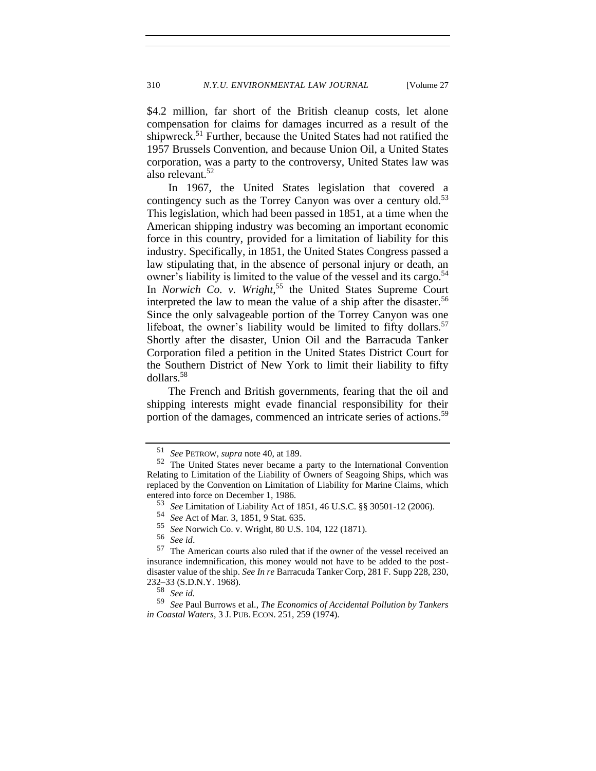$4.2 million, far short of the British cleanup costs, let alone compensation for claims for damages incurred as a result of the shipwreck.[51] Further, because the United States had not ratified the 1957 Brussels Convention, and because Union Oil, a United States corporation, was a party to the controversy, United States law was also relevant.[52]

In 1967, the United States legislation that covered a contingency such as the Torrey Canyon was over a century old.[53] This legislation, which had been passed in 1851, at a time when the American shipping industry was becoming an important economic force in this country, provided for a limitation of liability for this industry. Specifically, in 1851, the United States Congress passed a law stipulating that, in the absence of personal injury or death, an owner's liability is limited to the value of the vessel and its cargo.[54] In *Norwich Co. v. Wright*,[55] the United States Supreme Court interpreted the law to mean the value of a ship after the disaster.[56] Since the only salvageable portion of the Torrey Canyon was one lifeboat, the owner's liability would be limited to fifty dollars.[57] Shortly after the disaster, Union Oil and the Barracuda Tanker Corporation filed a petition in the United States District Court for the Southern District of New York to limit their liability to fifty dollars.[58]

The French and British governments, fearing that the oil and shipping interests might evade financial responsibility for their portion of the damages, commenced an intricate series of actions.[59]

---

[51] *See* PETROW, *supra* note 40, at 189.

[52] The United States never became a party to the International Convention Relating to Limitation of the Liability of Owners of Seagoing Ships, which was replaced by the Convention on Limitation of Liability for Marine Claims, which entered into force on December 1, 1986.

[53] *See* Limitation of Liability Act of 1851, 46 U.S.C. §§ 30501-12 (2006).

[54] *See* Act of Mar. 3, 1851, 9 Stat. 635.

[55] *See* Norwich Co. v. Wright, 80 U.S. 104, 122 (1871).

[56] *See id*.

[57] The American courts also ruled that if the owner of the vessel received an insurance indemnification, this money would not have to be added to the post-disaster value of the ship. *See In re* Barracuda Tanker Corp, 281 F. Supp 228, 230, 232–33 (S.D.N.Y. 1968).

[58] *See id.*

[59] *See* Paul Burrows et al., *The Economics of Accidental Pollution by Tankers in Coastal Waters*, 3 J. PUB. ECON. 251, 259 (1974).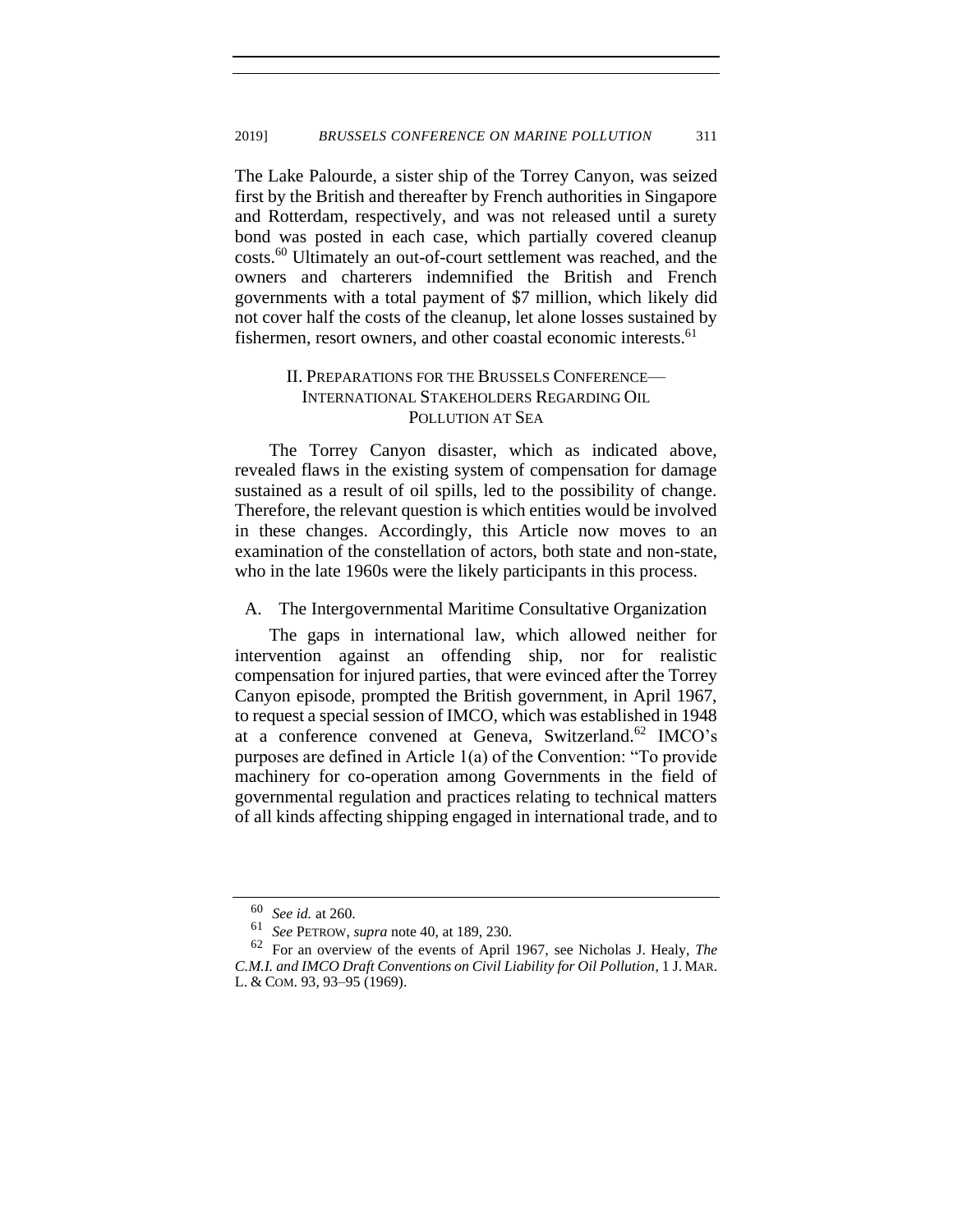The Lake Palourde, a sister ship of the Torrey Canyon, was seized first by the British and thereafter by French authorities in Singapore and Rotterdam, respectively, and was not released until a surety bond was posted in each case, which partially covered cleanup costs.[60] Ultimately an out-of-court settlement was reached, and the owners and charterers indemnified the British and French governments with a total payment of $7 million, which likely did not cover half the costs of the cleanup, let alone losses sustained by fishermen, resort owners, and other coastal economic interests.[61]

## II. Preparations for the Brussels Conference—International Stakeholders Regarding Oil Pollution at Sea

The Torrey Canyon disaster, which as indicated above, revealed flaws in the existing system of compensation for damage sustained as a result of oil spills, led to the possibility of change. Therefore, the relevant question is which entities would be involved in these changes. Accordingly, this Article now moves to an examination of the constellation of actors, both state and non-state, who in the late 1960s were the likely participants in this process.

### A. The Intergovernmental Maritime Consultative Organization

The gaps in international law, which allowed neither for intervention against an offending ship, nor for realistic compensation for injured parties, that were evinced after the Torrey Canyon episode, prompted the British government, in April 1967, to request a special session of IMCO, which was established in 1948 at a conference convened at Geneva, Switzerland.[62] IMCO's purposes are defined in Article 1(a) of the Convention: "To provide machinery for co-operation among Governments in the field of governmental regulation and practices relating to technical matters of all kinds affecting shipping engaged in international trade, and to

---

[60] *See id.* at 260.

[61] *See* Petrow, *supra* note 40, at 189, 230.

[62] For an overview of the events of April 1967, see Nicholas J. Healy, *The C.M.I. and IMCO Draft Conventions on Civil Liability for Oil Pollution*, 1 J. Mar. L. & Com. 93, 93–95 (1969).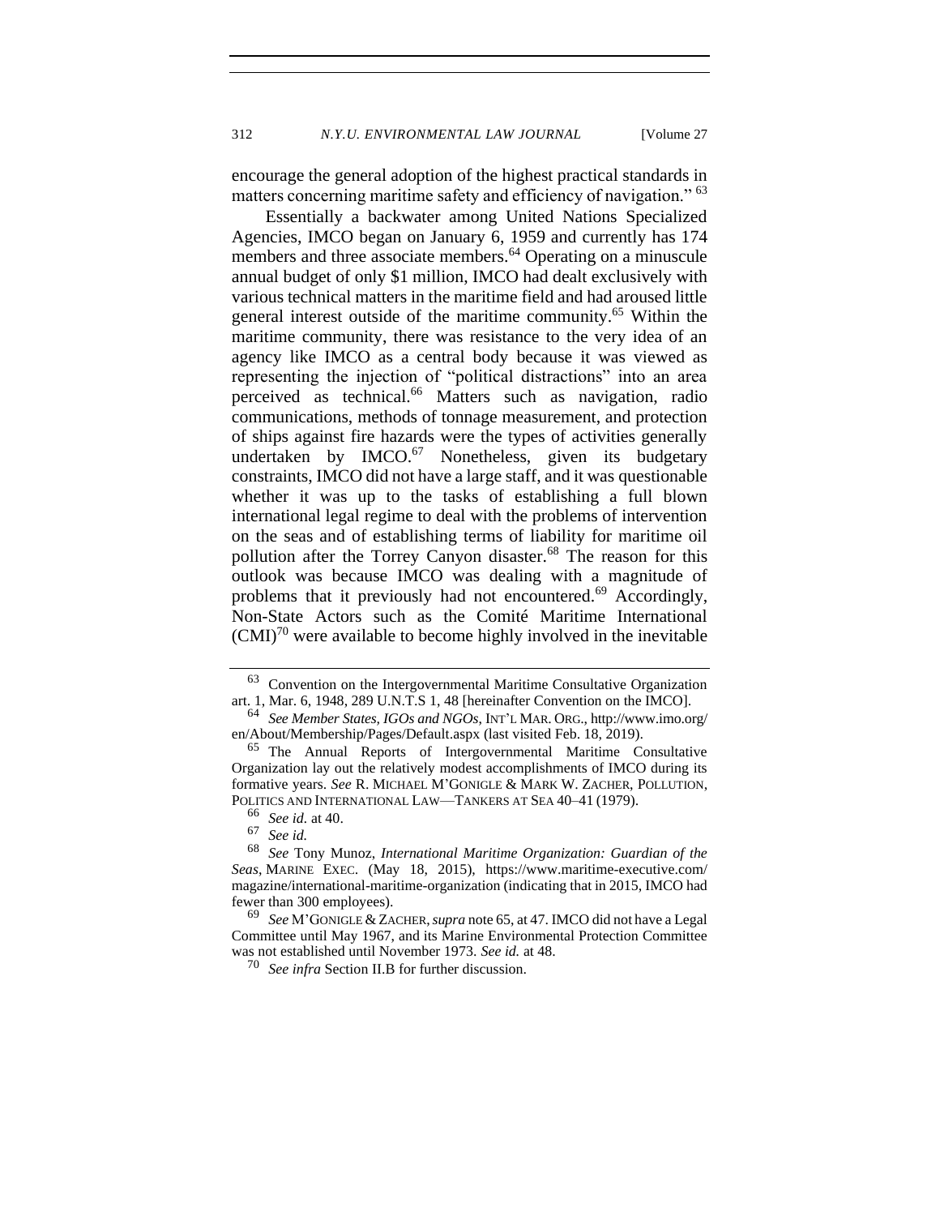encourage the general adoption of the highest practical standards in matters concerning maritime safety and efficiency of navigation." [63]

Essentially a backwater among United Nations Specialized Agencies, IMCO began on January 6, 1959 and currently has 174 members and three associate members.[64] Operating on a minuscule annual budget of only $1 million, IMCO had dealt exclusively with various technical matters in the maritime field and had aroused little general interest outside of the maritime community.[65] Within the maritime community, there was resistance to the very idea of an agency like IMCO as a central body because it was viewed as representing the injection of "political distractions" into an area perceived as technical.[66] Matters such as navigation, radio communications, methods of tonnage measurement, and protection of ships against fire hazards were the types of activities generally undertaken by IMCO.[67] Nonetheless, given its budgetary constraints, IMCO did not have a large staff, and it was questionable whether it was up to the tasks of establishing a full blown international legal regime to deal with the problems of intervention on the seas and of establishing terms of liability for maritime oil pollution after the Torrey Canyon disaster.[68] The reason for this outlook was because IMCO was dealing with a magnitude of problems that it previously had not encountered.[69] Accordingly, Non-State Actors such as the Comité Maritime International (CMI)[70] were available to become highly involved in the inevitable

---

[63] Convention on the Intergovernmental Maritime Consultative Organization art. 1, Mar. 6, 1948, 289 U.N.T.S 1, 48 [hereinafter Convention on the IMCO].

[64] *See Member States, IGOs and NGOs*, INT'L MAR. ORG., http://www.imo.org/en/About/Membership/Pages/Default.aspx (last visited Feb. 18, 2019).

[65] The Annual Reports of Intergovernmental Maritime Consultative Organization lay out the relatively modest accomplishments of IMCO during its formative years. *See* R. MICHAEL M'GONIGLE & MARK W. ZACHER, POLLUTION, POLITICS AND INTERNATIONAL LAW—TANKERS AT SEA 40–41 (1979).

[66] *See id.* at 40.

[67] *See id.*

[68] *See* Tony Munoz, *International Maritime Organization: Guardian of the Seas*, MARINE EXEC. (May 18, 2015), https://www.maritime-executive.com/magazine/international-maritime-organization (indicating that in 2015, IMCO had fewer than 300 employees).

[69] *See* M'GONIGLE & ZACHER, *supra* note 65, at 47. IMCO did not have a Legal Committee until May 1967, and its Marine Environmental Protection Committee was not established until November 1973. *See id.* at 48.

[70] *See infra* Section II.B for further discussion.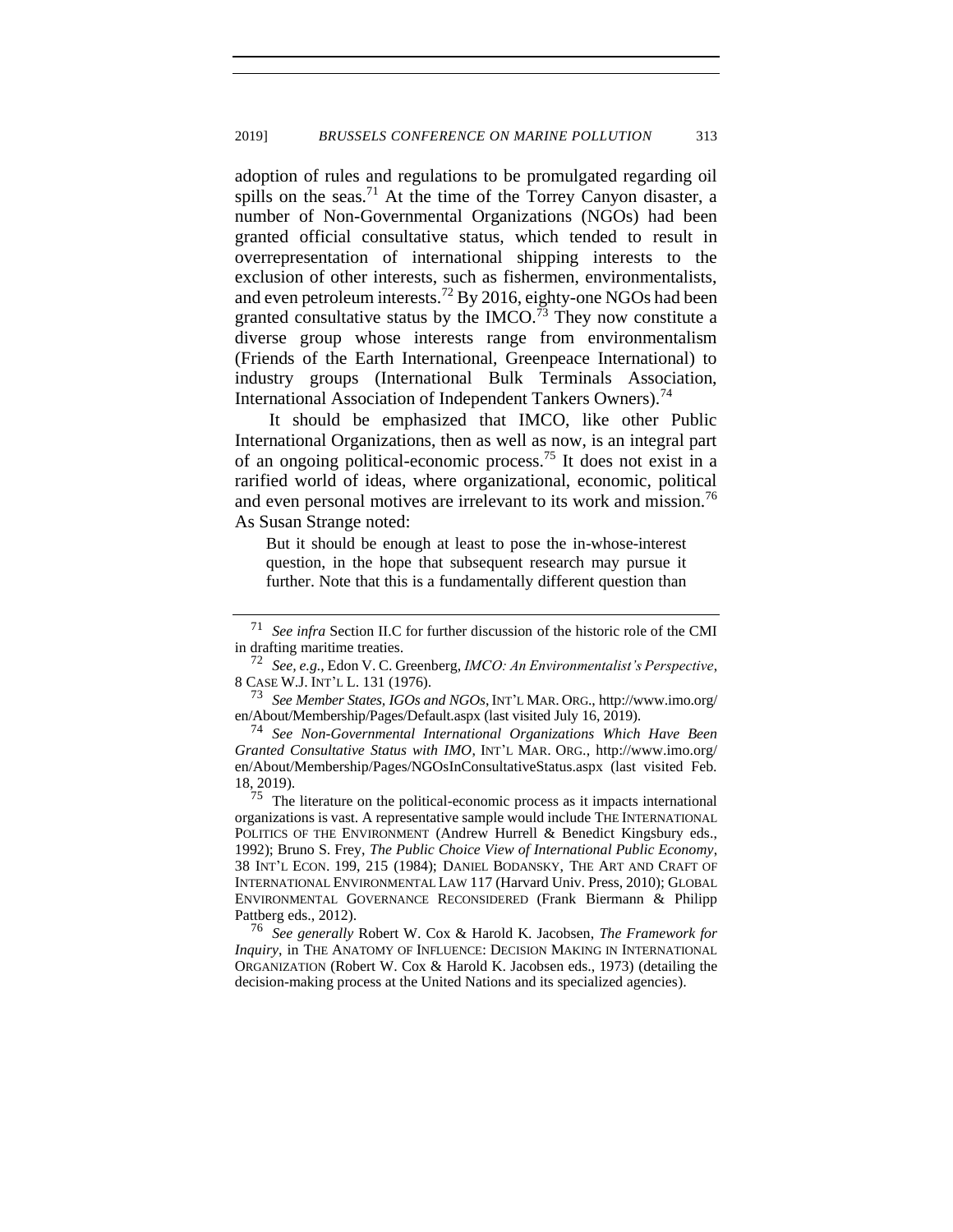adoption of rules and regulations to be promulgated regarding oil spills on the seas.[71] At the time of the Torrey Canyon disaster, a number of Non-Governmental Organizations (NGOs) had been granted official consultative status, which tended to result in overrepresentation of international shipping interests to the exclusion of other interests, such as fishermen, environmentalists, and even petroleum interests.[72] By 2016, eighty-one NGOs had been granted consultative status by the IMCO.[73] They now constitute a diverse group whose interests range from environmentalism (Friends of the Earth International, Greenpeace International) to industry groups (International Bulk Terminals Association, International Association of Independent Tankers Owners).[74]

It should be emphasized that IMCO, like other Public International Organizations, then as well as now, is an integral part of an ongoing political-economic process.[75] It does not exist in a rarified world of ideas, where organizational, economic, political and even personal motives are irrelevant to its work and mission.[76] As Susan Strange noted:

> But it should be enough at least to pose the in-whose-interest question, in the hope that subsequent research may pursue it further. Note that this is a fundamentally different question than

---

[71] *See infra* Section II.C for further discussion of the historic role of the CMI in drafting maritime treaties.

[72] *See, e.g.*, Edon V. C. Greenberg, *IMCO: An Environmentalist's Perspective*, 8 CASE W.J. INT'L L. 131 (1976).

[73] *See Member States, IGOs and NGOs*, INT'L MAR. ORG., http://www.imo.org/en/About/Membership/Pages/Default.aspx (last visited July 16, 2019).

[74] *See Non-Governmental International Organizations Which Have Been Granted Consultative Status with IMO*, INT'L MAR. ORG., http://www.imo.org/en/About/Membership/Pages/NGOsInConsultativeStatus.aspx (last visited Feb. 18, 2019).

[75] The literature on the political-economic process as it impacts international organizations is vast. A representative sample would include THE INTERNATIONAL POLITICS OF THE ENVIRONMENT (Andrew Hurrell & Benedict Kingsbury eds., 1992); Bruno S. Frey, *The Public Choice View of International Public Economy*, 38 INT'L ECON. 199, 215 (1984); DANIEL BODANSKY, THE ART AND CRAFT OF INTERNATIONAL ENVIRONMENTAL LAW 117 (Harvard Univ. Press, 2010); GLOBAL ENVIRONMENTAL GOVERNANCE RECONSIDERED (Frank Biermann & Philipp Pattberg eds., 2012).

[76] *See generally* Robert W. Cox & Harold K. Jacobsen, *The Framework for Inquiry*, in THE ANATOMY OF INFLUENCE: DECISION MAKING IN INTERNATIONAL ORGANIZATION (Robert W. Cox & Harold K. Jacobsen eds., 1973) (detailing the decision-making process at the United Nations and its specialized agencies).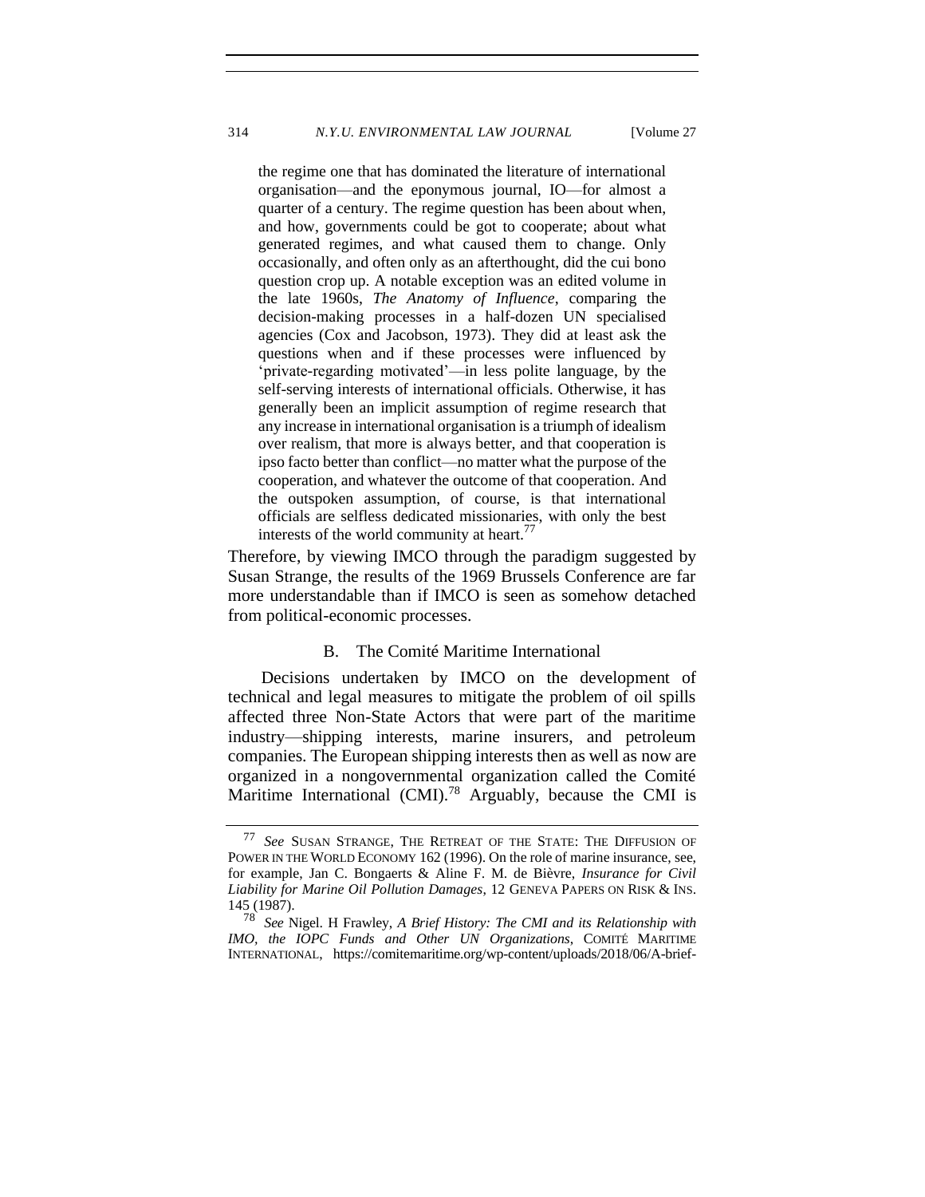> the regime one that has dominated the literature of international organisation—and the eponymous journal, IO—for almost a quarter of a century. The regime question has been about when, and how, governments could be got to cooperate; about what generated regimes, and what caused them to change. Only occasionally, and often only as an afterthought, did the cui bono question crop up. A notable exception was an edited volume in the late 1960s, *The Anatomy of Influence*, comparing the decision-making processes in a half-dozen UN specialised agencies (Cox and Jacobson, 1973). They did at least ask the questions when and if these processes were influenced by 'private-regarding motivated'—in less polite language, by the self-serving interests of international officials. Otherwise, it has generally been an implicit assumption of regime research that any increase in international organisation is a triumph of idealism over realism, that more is always better, and that cooperation is ipso facto better than conflict—no matter what the purpose of the cooperation, and whatever the outcome of that cooperation. And the outspoken assumption, of course, is that international officials are selfless dedicated missionaries, with only the best interests of the world community at heart.[77]

Therefore, by viewing IMCO through the paradigm suggested by Susan Strange, the results of the 1969 Brussels Conference are far more understandable than if IMCO is seen as somehow detached from political-economic processes.

### B. The Comité Maritime International

Decisions undertaken by IMCO on the development of technical and legal measures to mitigate the problem of oil spills affected three Non-State Actors that were part of the maritime industry—shipping interests, marine insurers, and petroleum companies. The European shipping interests then as well as now are organized in a nongovernmental organization called the Comité Maritime International (CMI).[78] Arguably, because the CMI is

---

[77] *See* SUSAN STRANGE, THE RETREAT OF THE STATE: THE DIFFUSION OF POWER IN THE WORLD ECONOMY 162 (1996). On the role of marine insurance, see, for example, Jan C. Bongaerts & Aline F. M. de Bièvre, *Insurance for Civil Liability for Marine Oil Pollution Damages*, 12 GENEVA PAPERS ON RISK & INS. 145 (1987).

[78] *See* Nigel. H Frawley, *A Brief History: The CMI and its Relationship with IMO, the IOPC Funds and Other UN Organizations*, COMITÉ MARITIME INTERNATIONAL, https://comitemaritime.org/wp-content/uploads/2018/06/A-brief-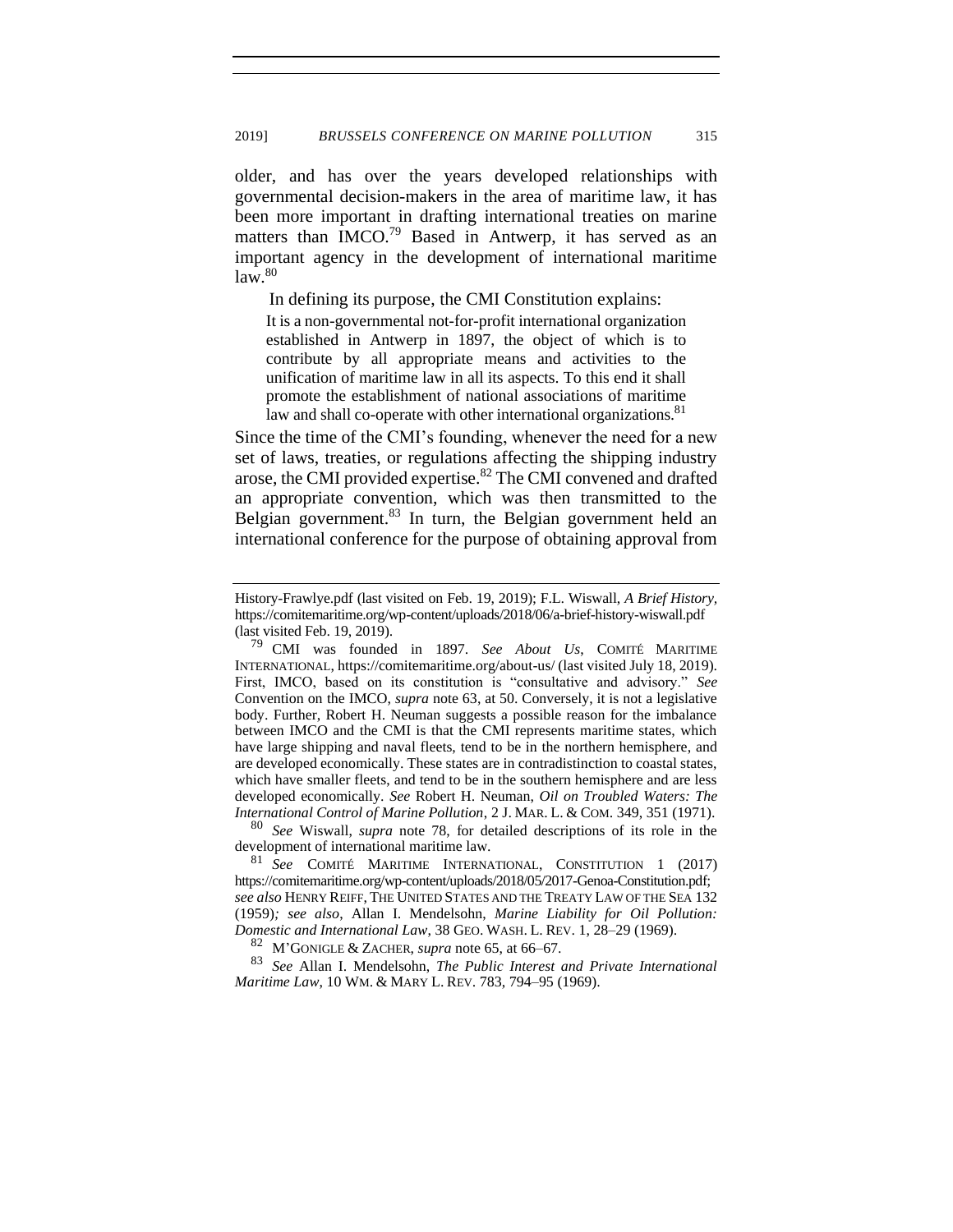older, and has over the years developed relationships with governmental decision-makers in the area of maritime law, it has been more important in drafting international treaties on marine matters than IMCO.[79] Based in Antwerp, it has served as an important agency in the development of international maritime law.[80]

In defining its purpose, the CMI Constitution explains:

> It is a non-governmental not-for-profit international organization established in Antwerp in 1897, the object of which is to contribute by all appropriate means and activities to the unification of maritime law in all its aspects. To this end it shall promote the establishment of national associations of maritime law and shall co-operate with other international organizations.[81]

Since the time of the CMI's founding, whenever the need for a new set of laws, treaties, or regulations affecting the shipping industry arose, the CMI provided expertise.[82] The CMI convened and drafted an appropriate convention, which was then transmitted to the Belgian government.[83] In turn, the Belgian government held an international conference for the purpose of obtaining approval from

---

History-Frawlye.pdf (last visited on Feb. 19, 2019); F.L. Wiswall, *A Brief History*, https://comitemaritime.org/wp-content/uploads/2018/06/a-brief-history-wiswall.pdf (last visited Feb. 19, 2019).

[79] CMI was founded in 1897. *See About Us*, COMITÉ MARITIME INTERNATIONAL, https://comitemaritime.org/about-us/ (last visited July 18, 2019). First, IMCO, based on its constitution is "consultative and advisory." *See* Convention on the IMCO, *supra* note 63, at 50. Conversely, it is not a legislative body. Further, Robert H. Neuman suggests a possible reason for the imbalance between IMCO and the CMI is that the CMI represents maritime states, which have large shipping and naval fleets, tend to be in the northern hemisphere, and are developed economically. These states are in contradistinction to coastal states, which have smaller fleets, and tend to be in the southern hemisphere and are less developed economically. *See* Robert H. Neuman, *Oil on Troubled Waters: The International Control of Marine Pollution*, 2 J. MAR. L. & COM. 349, 351 (1971).

[80] *See* Wiswall, *supra* note 78, for detailed descriptions of its role in the development of international maritime law.

[81] *See* COMITÉ MARITIME INTERNATIONAL, CONSTITUTION 1 (2017) https://comitemaritime.org/wp-content/uploads/2018/05/2017-Genoa-Constitution.pdf; *see also* HENRY REIFF, THE UNITED STATES AND THE TREATY LAW OF THE SEA 132 (1959)*; see also*, Allan I. Mendelsohn, *Marine Liability for Oil Pollution: Domestic and International Law*, 38 GEO. WASH. L. REV. 1, 28–29 (1969).

[82] M'GONIGLE & ZACHER, *supra* note 65, at 66–67.

[83] *See* Allan I. Mendelsohn, *The Public Interest and Private International Maritime Law*, 10 WM. & MARY L. REV. 783, 794–95 (1969).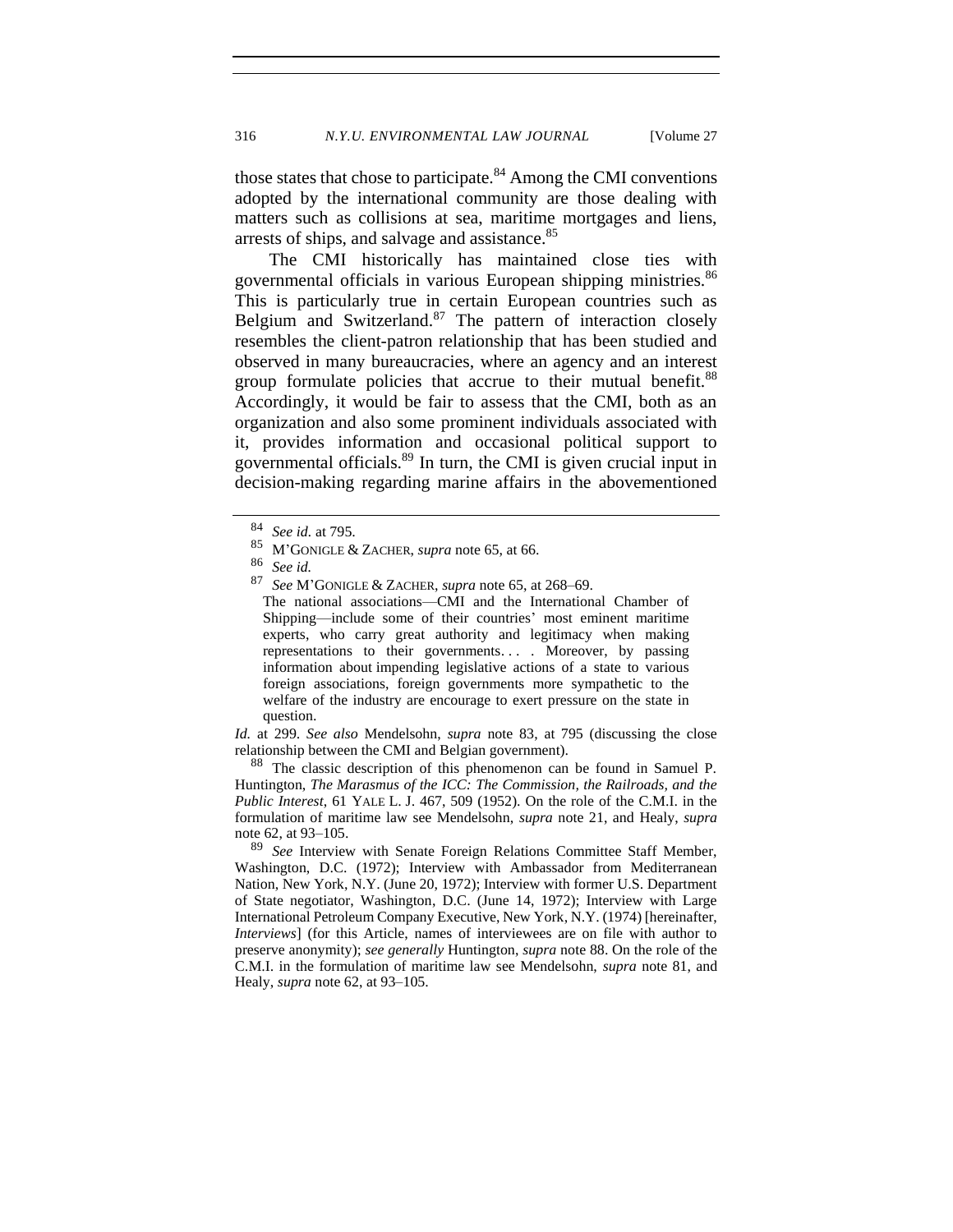those states that chose to participate.[84] Among the CMI conventions adopted by the international community are those dealing with matters such as collisions at sea, maritime mortgages and liens, arrests of ships, and salvage and assistance.[85]

The CMI historically has maintained close ties with governmental officials in various European shipping ministries.[86] This is particularly true in certain European countries such as Belgium and Switzerland.[87] The pattern of interaction closely resembles the client-patron relationship that has been studied and observed in many bureaucracies, where an agency and an interest group formulate policies that accrue to their mutual benefit.[88] Accordingly, it would be fair to assess that the CMI, both as an organization and also some prominent individuals associated with it, provides information and occasional political support to governmental officials.[89] In turn, the CMI is given crucial input in decision-making regarding marine affairs in the abovementioned

---

[84] *See id.* at 795.

[85] M'GONIGLE & ZACHER, *supra* note 65, at 66.

[86] *See id.*

[87] *See* M'GONIGLE & ZACHER, *supra* note 65, at 268–69.

> The national associations—CMI and the International Chamber of Shipping—include some of their countries' most eminent maritime experts, who carry great authority and legitimacy when making representations to their governments. . . . Moreover, by passing information about impending legislative actions of a state to various foreign associations, foreign governments more sympathetic to the welfare of the industry are encourage to exert pressure on the state in question.

*Id.* at 299. *See also* Mendelsohn, *supra* note 83, at 795 (discussing the close relationship between the CMI and Belgian government).

[88] The classic description of this phenomenon can be found in Samuel P. Huntington, *The Marasmus of the ICC: The Commission, the Railroads, and the Public Interest*, 61 YALE L. J. 467, 509 (1952). On the role of the C.M.I. in the formulation of maritime law see Mendelsohn, *supra* note 21, and Healy, *supra* note 62, at 93–105.

[89] *See* Interview with Senate Foreign Relations Committee Staff Member, Washington, D.C. (1972); Interview with Ambassador from Mediterranean Nation, New York, N.Y. (June 20, 1972); Interview with former U.S. Department of State negotiator, Washington, D.C. (June 14, 1972); Interview with Large International Petroleum Company Executive, New York, N.Y. (1974) [hereinafter, *Interviews*] (for this Article, names of interviewees are on file with author to preserve anonymity); *see generally* Huntington, *supra* note 88. On the role of the C.M.I. in the formulation of maritime law see Mendelsohn, *supra* note 81, and Healy, *supra* note 62, at 93–105.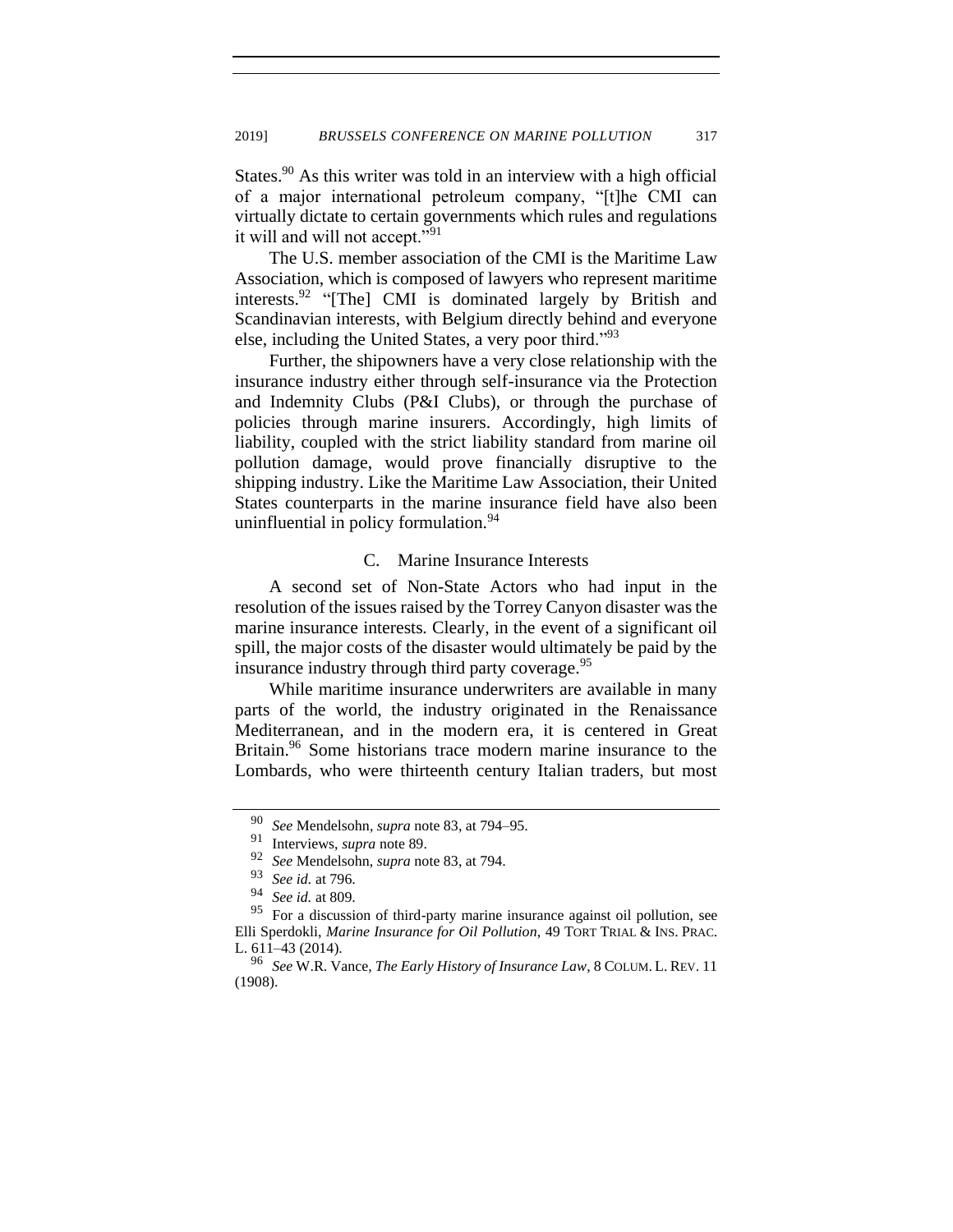States.[90] As this writer was told in an interview with a high official of a major international petroleum company, "[t]he CMI can virtually dictate to certain governments which rules and regulations it will and will not accept."[91]

The U.S. member association of the CMI is the Maritime Law Association, which is composed of lawyers who represent maritime interests.[92] "[The] CMI is dominated largely by British and Scandinavian interests, with Belgium directly behind and everyone else, including the United States, a very poor third."[93]

Further, the shipowners have a very close relationship with the insurance industry either through self-insurance via the Protection and Indemnity Clubs (P&I Clubs), or through the purchase of policies through marine insurers. Accordingly, high limits of liability, coupled with the strict liability standard from marine oil pollution damage, would prove financially disruptive to the shipping industry. Like the Maritime Law Association, their United States counterparts in the marine insurance field have also been uninfluential in policy formulation.[94]

### C. Marine Insurance Interests

A second set of Non-State Actors who had input in the resolution of the issues raised by the Torrey Canyon disaster was the marine insurance interests. Clearly, in the event of a significant oil spill, the major costs of the disaster would ultimately be paid by the insurance industry through third party coverage.[95]

While maritime insurance underwriters are available in many parts of the world, the industry originated in the Renaissance Mediterranean, and in the modern era, it is centered in Great Britain.[96] Some historians trace modern marine insurance to the Lombards, who were thirteenth century Italian traders, but most

---

[90] *See* Mendelsohn, *supra* note 83, at 794–95.

[91] Interviews, *supra* note 89.

[92] *See* Mendelsohn, *supra* note 83, at 794.

[93] *See id.* at 796.

[94] *See id.* at 809.

[95] For a discussion of third-party marine insurance against oil pollution, see Elli Sperdokli, *Marine Insurance for Oil Pollution*, 49 TORT TRIAL & INS. PRAC. L. 611–43 (2014).

[96] *See* W.R. Vance, *The Early History of Insurance Law*, 8 COLUM. L. REV. 11 (1908).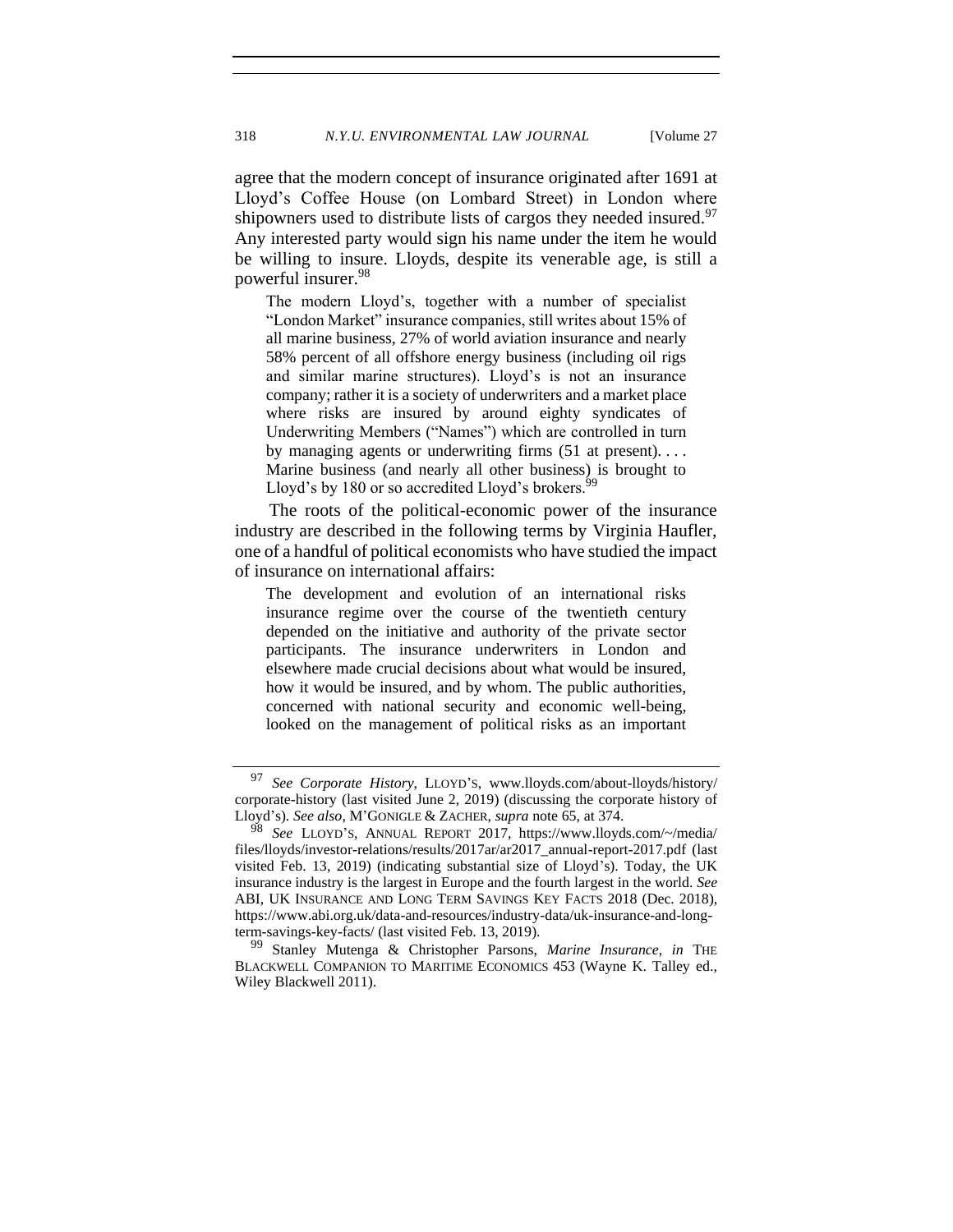agree that the modern concept of insurance originated after 1691 at Lloyd's Coffee House (on Lombard Street) in London where shipowners used to distribute lists of cargos they needed insured.[97] Any interested party would sign his name under the item he would be willing to insure. Lloyds, despite its venerable age, is still a powerful insurer.[98]

> The modern Lloyd's, together with a number of specialist "London Market" insurance companies, still writes about 15% of all marine business, 27% of world aviation insurance and nearly 58% percent of all offshore energy business (including oil rigs and similar marine structures). Lloyd's is not an insurance company; rather it is a society of underwriters and a market place where risks are insured by around eighty syndicates of Underwriting Members ("Names") which are controlled in turn by managing agents or underwriting firms (51 at present). . . . Marine business (and nearly all other business) is brought to Lloyd's by 180 or so accredited Lloyd's brokers.[99]

The roots of the political-economic power of the insurance industry are described in the following terms by Virginia Haufler, one of a handful of political economists who have studied the impact of insurance on international affairs:

> The development and evolution of an international risks insurance regime over the course of the twentieth century depended on the initiative and authority of the private sector participants. The insurance underwriters in London and elsewhere made crucial decisions about what would be insured, how it would be insured, and by whom. The public authorities, concerned with national security and economic well-being, looked on the management of political risks as an important

---

[97] *See Corporate History*, LLOYD'S, www.lloyds.com/about-lloyds/history/corporate-history (last visited June 2, 2019) (discussing the corporate history of Lloyd's). *See also*, M'GONIGLE & ZACHER, *supra* note 65, at 374.

[98] *See* LLOYD'S, ANNUAL REPORT 2017, https://www.lloyds.com/~/media/files/lloyds/investor-relations/results/2017ar/ar2017_annual-report-2017.pdf (last visited Feb. 13, 2019) (indicating substantial size of Lloyd's). Today, the UK insurance industry is the largest in Europe and the fourth largest in the world. *See* ABI, UK INSURANCE AND LONG TERM SAVINGS KEY FACTS 2018 (Dec. 2018), https://www.abi.org.uk/data-and-resources/industry-data/uk-insurance-and-long-term-savings-key-facts/ (last visited Feb. 13, 2019).

[99] Stanley Mutenga & Christopher Parsons, *Marine Insurance*, *in* THE BLACKWELL COMPANION TO MARITIME ECONOMICS 453 (Wayne K. Talley ed., Wiley Blackwell 2011).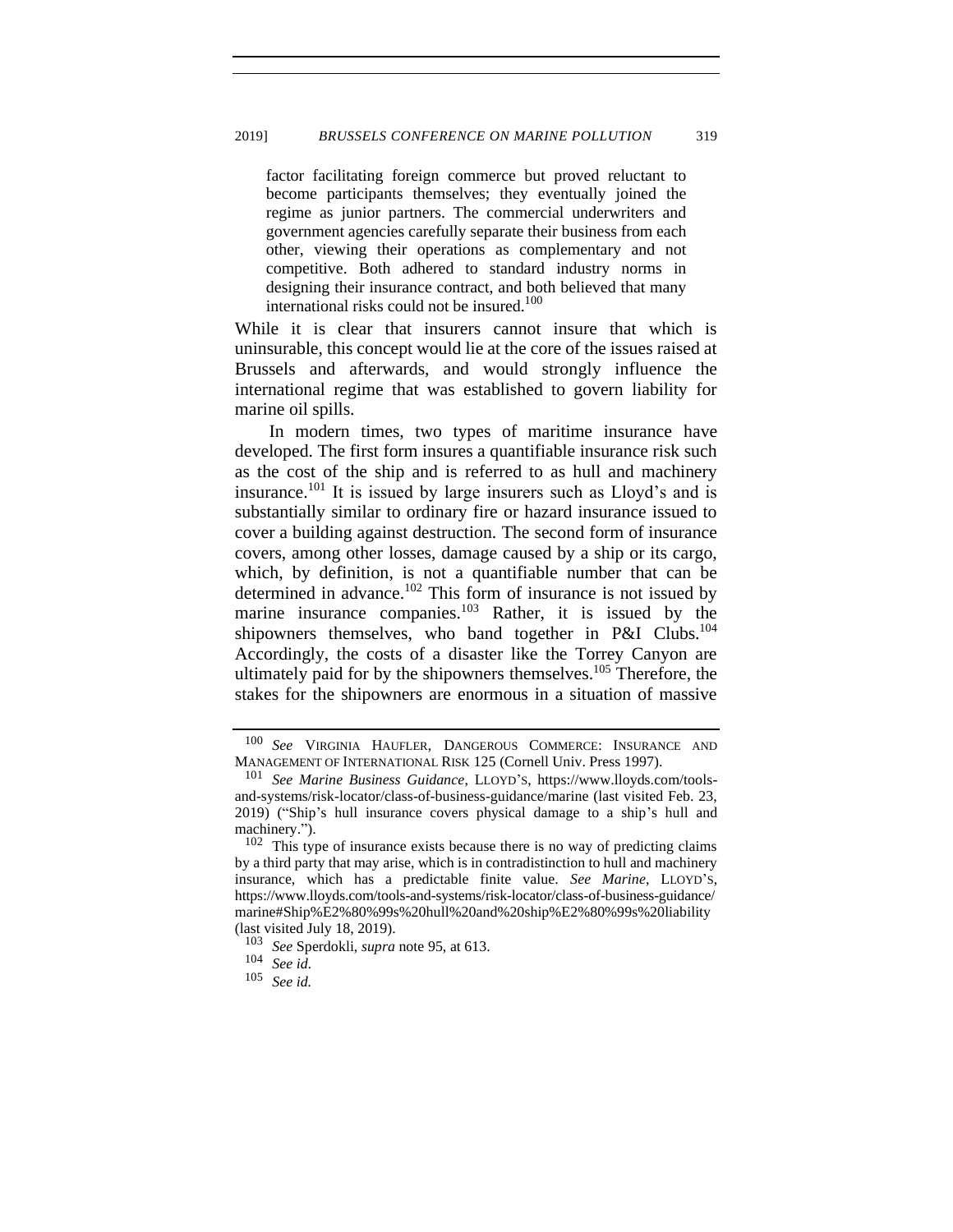> factor facilitating foreign commerce but proved reluctant to become participants themselves; they eventually joined the regime as junior partners. The commercial underwriters and government agencies carefully separate their business from each other, viewing their operations as complementary and not competitive. Both adhered to standard industry norms in designing their insurance contract, and both believed that many international risks could not be insured.[100]

While it is clear that insurers cannot insure that which is uninsurable, this concept would lie at the core of the issues raised at Brussels and afterwards, and would strongly influence the international regime that was established to govern liability for marine oil spills.

In modern times, two types of maritime insurance have developed. The first form insures a quantifiable insurance risk such as the cost of the ship and is referred to as hull and machinery insurance.[101] It is issued by large insurers such as Lloyd's and is substantially similar to ordinary fire or hazard insurance issued to cover a building against destruction. The second form of insurance covers, among other losses, damage caused by a ship or its cargo, which, by definition, is not a quantifiable number that can be determined in advance.[102] This form of insurance is not issued by marine insurance companies.[103] Rather, it is issued by the shipowners themselves, who band together in P&I Clubs.[104] Accordingly, the costs of a disaster like the Torrey Canyon are ultimately paid for by the shipowners themselves.[105] Therefore, the stakes for the shipowners are enormous in a situation of massive

---

[100] *See* VIRGINIA HAUFLER, DANGEROUS COMMERCE: INSURANCE AND MANAGEMENT OF INTERNATIONAL RISK 125 (Cornell Univ. Press 1997).

[101] *See Marine Business Guidance*, LLOYD'S, https://www.lloyds.com/tools-and-systems/risk-locator/class-of-business-guidance/marine (last visited Feb. 23, 2019) ("Ship's hull insurance covers physical damage to a ship's hull and machinery.").

[102] This type of insurance exists because there is no way of predicting claims by a third party that may arise, which is in contradistinction to hull and machinery insurance, which has a predictable finite value. *See Marine*, LLOYD'S, https://www.lloyds.com/tools-and-systems/risk-locator/class-of-business-guidance/marine#Ship%E2%80%99s%20hull%20and%20ship%E2%80%99s%20liability (last visited July 18, 2019).

[103] *See* Sperdokli, *supra* note 95, at 613.

[104] *See id.*

[105] *See id.*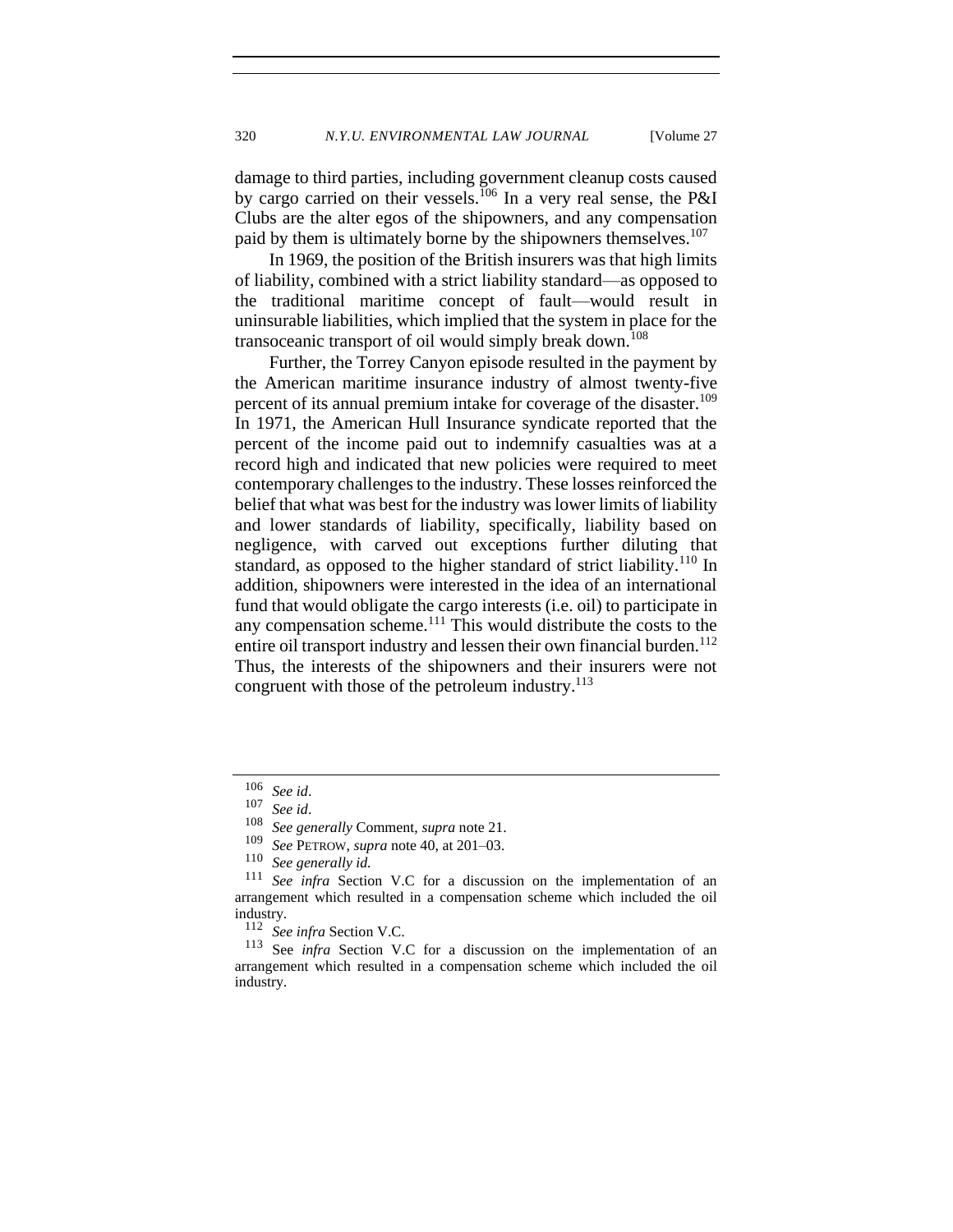damage to third parties, including government cleanup costs caused by cargo carried on their vessels.[106] In a very real sense, the P&I Clubs are the alter egos of the shipowners, and any compensation paid by them is ultimately borne by the shipowners themselves.[107]

In 1969, the position of the British insurers was that high limits of liability, combined with a strict liability standard—as opposed to the traditional maritime concept of fault—would result in uninsurable liabilities, which implied that the system in place for the transoceanic transport of oil would simply break down.[108]

Further, the Torrey Canyon episode resulted in the payment by the American maritime insurance industry of almost twenty-five percent of its annual premium intake for coverage of the disaster.[109] In 1971, the American Hull Insurance syndicate reported that the percent of the income paid out to indemnify casualties was at a record high and indicated that new policies were required to meet contemporary challenges to the industry. These losses reinforced the belief that what was best for the industry was lower limits of liability and lower standards of liability, specifically, liability based on negligence, with carved out exceptions further diluting that standard, as opposed to the higher standard of strict liability.[110] In addition, shipowners were interested in the idea of an international fund that would obligate the cargo interests (i.e. oil) to participate in any compensation scheme.[111] This would distribute the costs to the entire oil transport industry and lessen their own financial burden.[112] Thus, the interests of the shipowners and their insurers were not congruent with those of the petroleum industry.[113]

---

[106] *See id*.

[107] *See id*.

[108] *See generally* Comment, *supra* note 21.

[109] *See* PETROW, *supra* note 40, at 201–03.

[110] *See generally id.*

[111] *See infra* Section V.C for a discussion on the implementation of an arrangement which resulted in a compensation scheme which included the oil industry.

[112] *See infra* Section V.C.

[113] See *infra* Section V.C for a discussion on the implementation of an arrangement which resulted in a compensation scheme which included the oil industry.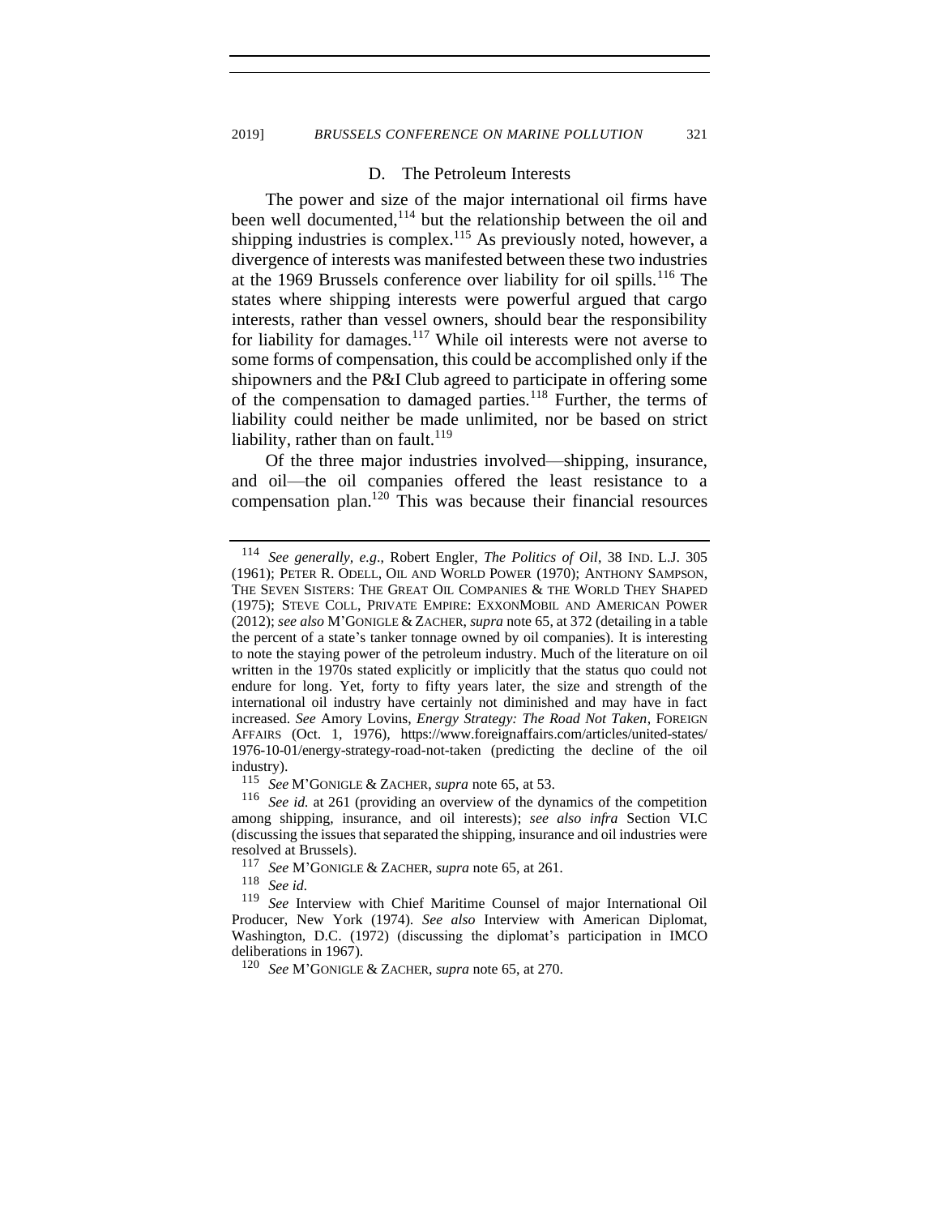### D. The Petroleum Interests

The power and size of the major international oil firms have been well documented,[114] but the relationship between the oil and shipping industries is complex.[115] As previously noted, however, a divergence of interests was manifested between these two industries at the 1969 Brussels conference over liability for oil spills.[116] The states where shipping interests were powerful argued that cargo interests, rather than vessel owners, should bear the responsibility for liability for damages.[117] While oil interests were not averse to some forms of compensation, this could be accomplished only if the shipowners and the P&I Club agreed to participate in offering some of the compensation to damaged parties.[118] Further, the terms of liability could neither be made unlimited, nor be based on strict liability, rather than on fault.[119]

Of the three major industries involved—shipping, insurance, and oil—the oil companies offered the least resistance to a compensation plan.[120] This was because their financial resources

---

[114] *See generally*, *e.g*., Robert Engler, *The Politics of Oil*, 38 IND. L.J. 305 (1961); PETER R. ODELL, OIL AND WORLD POWER (1970); ANTHONY SAMPSON, THE SEVEN SISTERS: THE GREAT OIL COMPANIES & THE WORLD THEY SHAPED (1975); STEVE COLL, PRIVATE EMPIRE: EXXONMOBIL AND AMERICAN POWER (2012); *see also* M'GONIGLE & ZACHER, *supra* note 65, at 372 (detailing in a table the percent of a state's tanker tonnage owned by oil companies). It is interesting to note the staying power of the petroleum industry. Much of the literature on oil written in the 1970s stated explicitly or implicitly that the status quo could not endure for long. Yet, forty to fifty years later, the size and strength of the international oil industry have certainly not diminished and may have in fact increased. *See* Amory Lovins, *Energy Strategy: The Road Not Taken*, FOREIGN AFFAIRS (Oct. 1, 1976), https://www.foreignaffairs.com/articles/united-states/1976-10-01/energy-strategy-road-not-taken (predicting the decline of the oil industry).

[115] *See* M'GONIGLE & ZACHER, *supra* note 65, at 53.

[116] *See id.* at 261 (providing an overview of the dynamics of the competition among shipping, insurance, and oil interests); *see also infra* Section VI.C (discussing the issues that separated the shipping, insurance and oil industries were resolved at Brussels).

[117] *See* M'GONIGLE & ZACHER, *supra* note 65, at 261.

[118] *See id.*

[119] *See* Interview with Chief Maritime Counsel of major International Oil Producer, New York (1974). *See also* Interview with American Diplomat, Washington, D.C. (1972) (discussing the diplomat's participation in IMCO deliberations in 1967).

[120] *See* M'GONIGLE & ZACHER, *supra* note 65, at 270.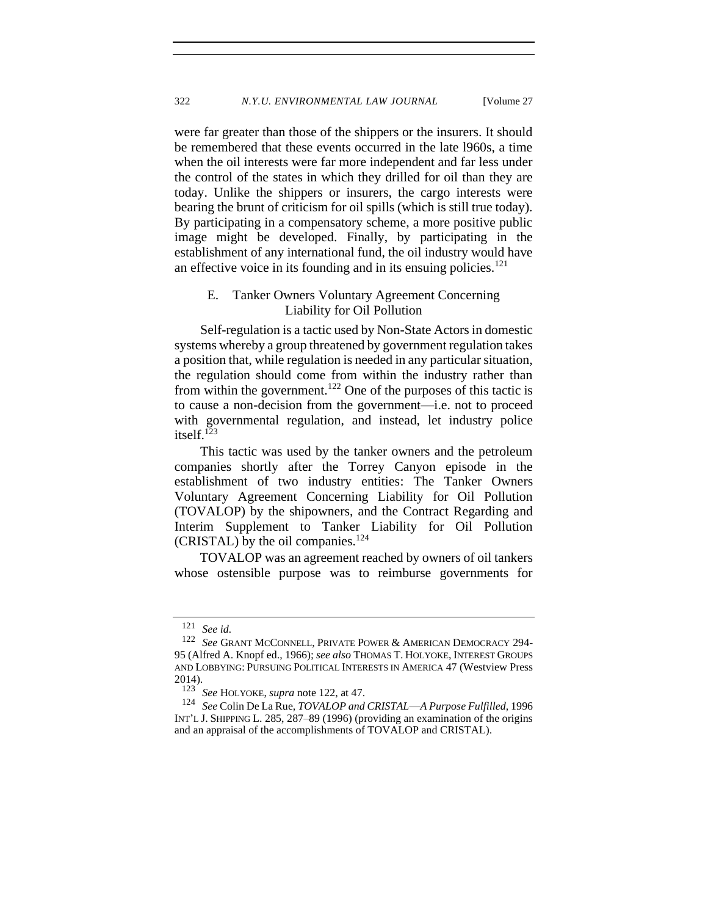were far greater than those of the shippers or the insurers. It should be remembered that these events occurred in the late l960s, a time when the oil interests were far more independent and far less under the control of the states in which they drilled for oil than they are today. Unlike the shippers or insurers, the cargo interests were bearing the brunt of criticism for oil spills (which is still true today). By participating in a compensatory scheme, a more positive public image might be developed. Finally, by participating in the establishment of any international fund, the oil industry would have an effective voice in its founding and in its ensuing policies.[121]

### E. Tanker Owners Voluntary Agreement Concerning Liability for Oil Pollution

Self-regulation is a tactic used by Non-State Actors in domestic systems whereby a group threatened by government regulation takes a position that, while regulation is needed in any particular situation, the regulation should come from within the industry rather than from within the government.[122] One of the purposes of this tactic is to cause a non-decision from the government—i.e. not to proceed with governmental regulation, and instead, let industry police itself.[123]

This tactic was used by the tanker owners and the petroleum companies shortly after the Torrey Canyon episode in the establishment of two industry entities: The Tanker Owners Voluntary Agreement Concerning Liability for Oil Pollution (TOVALOP) by the shipowners, and the Contract Regarding and Interim Supplement to Tanker Liability for Oil Pollution (CRISTAL) by the oil companies.[124]

TOVALOP was an agreement reached by owners of oil tankers whose ostensible purpose was to reimburse governments for

---

[121] *See id.*

[122] *See* GRANT MCCONNELL, PRIVATE POWER & AMERICAN DEMOCRACY 294-95 (Alfred A. Knopf ed., 1966); *see also* THOMAS T. HOLYOKE, INTEREST GROUPS AND LOBBYING: PURSUING POLITICAL INTERESTS IN AMERICA 47 (Westview Press 2014).

[123] *See* HOLYOKE, *supra* note 122, at 47.

[124] *See* Colin De La Rue, *TOVALOP and CRISTAL—A Purpose Fulfilled*, 1996 INT'L J. SHIPPING L. 285, 287–89 (1996) (providing an examination of the origins and an appraisal of the accomplishments of TOVALOP and CRISTAL).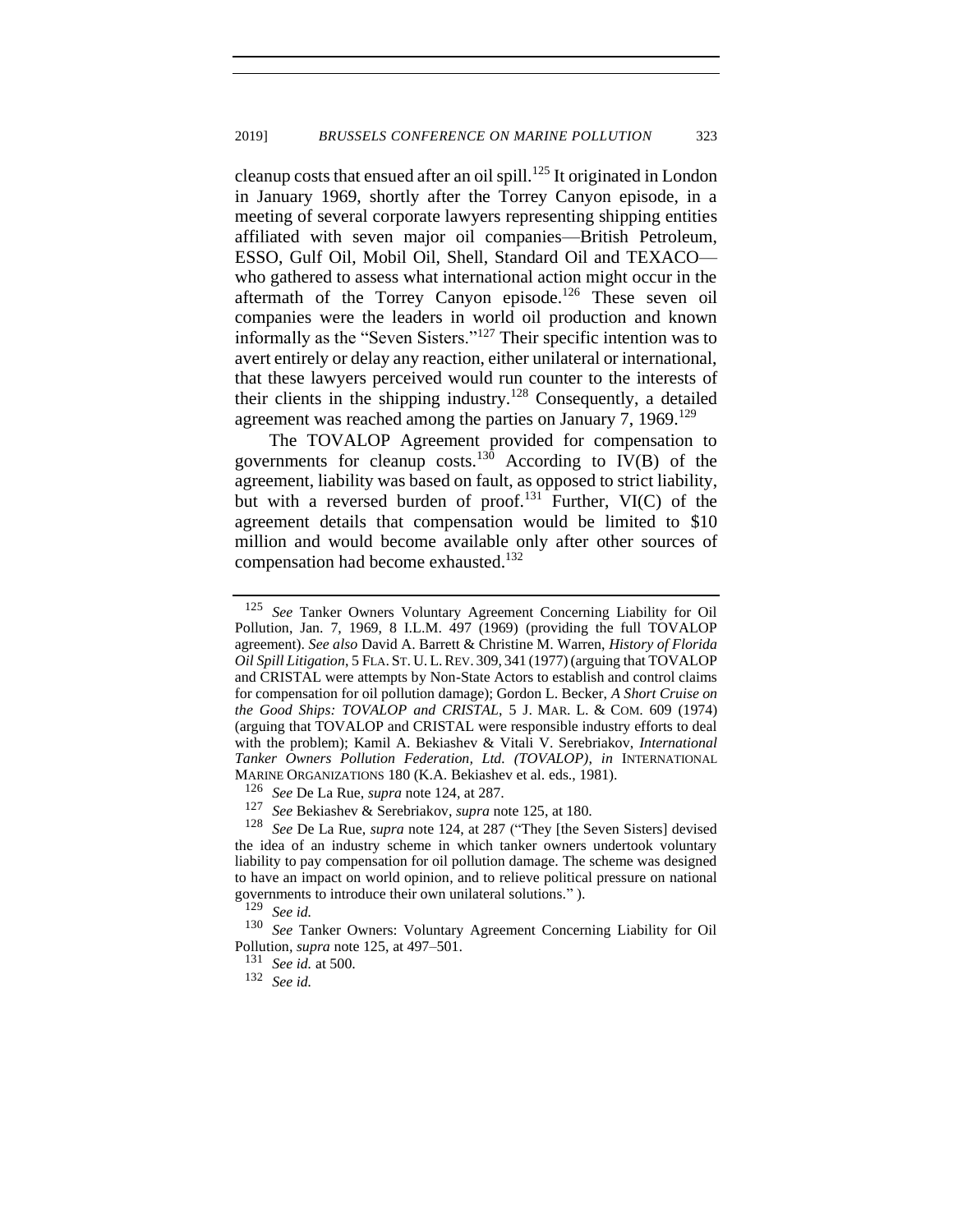cleanup costs that ensued after an oil spill.[125] It originated in London in January 1969, shortly after the Torrey Canyon episode, in a meeting of several corporate lawyers representing shipping entities affiliated with seven major oil companies—British Petroleum, ESSO, Gulf Oil, Mobil Oil, Shell, Standard Oil and TEXACO—who gathered to assess what international action might occur in the aftermath of the Torrey Canyon episode.[126] These seven oil companies were the leaders in world oil production and known informally as the "Seven Sisters."[127] Their specific intention was to avert entirely or delay any reaction, either unilateral or international, that these lawyers perceived would run counter to the interests of their clients in the shipping industry.[128] Consequently, a detailed agreement was reached among the parties on January 7, 1969.[129]

The TOVALOP Agreement provided for compensation to governments for cleanup costs.[130] According to IV(B) of the agreement, liability was based on fault, as opposed to strict liability, but with a reversed burden of proof.[131] Further, VI(C) of the agreement details that compensation would be limited to $10 million and would become available only after other sources of compensation had become exhausted.[132]

---

[125] *See* Tanker Owners Voluntary Agreement Concerning Liability for Oil Pollution, Jan. 7, 1969, 8 I.L.M. 497 (1969) (providing the full TOVALOP agreement). *See also* David A. Barrett & Christine M. Warren, *History of Florida Oil Spill Litigation*, 5 FLA. ST. U. L. REV. 309, 341 (1977) (arguing that TOVALOP and CRISTAL were attempts by Non-State Actors to establish and control claims for compensation for oil pollution damage); Gordon L. Becker, *A Short Cruise on the Good Ships: TOVALOP and CRISTAL*, 5 J. MAR. L. & COM. 609 (1974) (arguing that TOVALOP and CRISTAL were responsible industry efforts to deal with the problem); Kamil A. Bekiashev & Vitali V. Serebriakov, *International Tanker Owners Pollution Federation, Ltd. (TOVALOP)*, *in* INTERNATIONAL MARINE ORGANIZATIONS 180 (K.A. Bekiashev et al. eds., 1981).

[126] *See* De La Rue, *supra* note 124, at 287.

[127] *See* Bekiashev & Serebriakov, *supra* note 125, at 180.

[128] *See* De La Rue, *supra* note 124, at 287 ("They [the Seven Sisters] devised the idea of an industry scheme in which tanker owners undertook voluntary liability to pay compensation for oil pollution damage. The scheme was designed to have an impact on world opinion, and to relieve political pressure on national governments to introduce their own unilateral solutions." ).

[129] *See id.*

[130] *See* Tanker Owners: Voluntary Agreement Concerning Liability for Oil Pollution, *supra* note 125, at 497–501.

[131] *See id.* at 500.

[132] *See id.*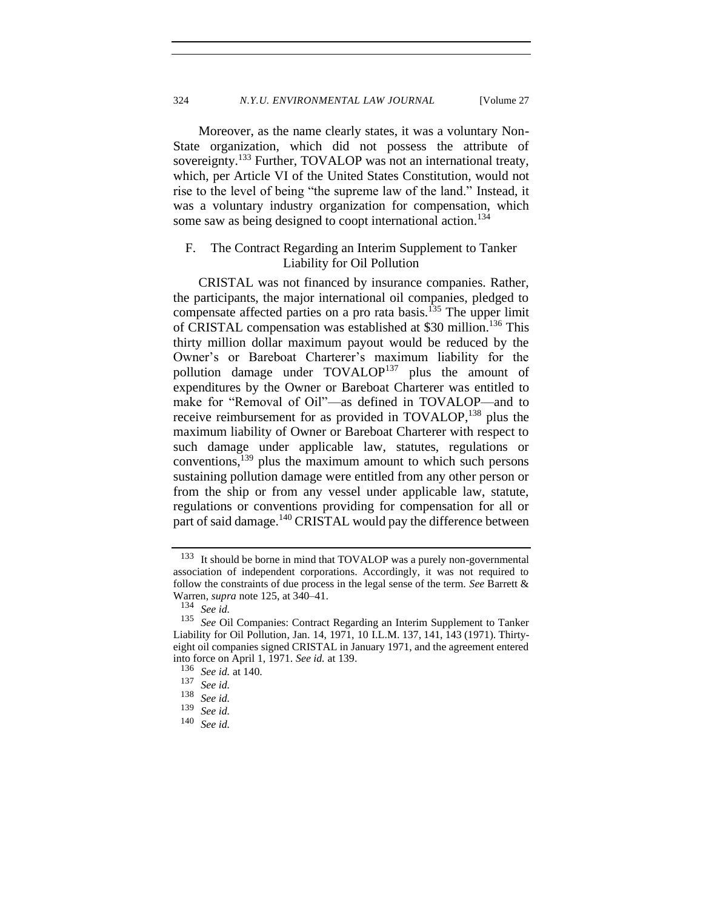Moreover, as the name clearly states, it was a voluntary Non-State organization, which did not possess the attribute of sovereignty.[133] Further, TOVALOP was not an international treaty, which, per Article VI of the United States Constitution, would not rise to the level of being "the supreme law of the land." Instead, it was a voluntary industry organization for compensation, which some saw as being designed to coopt international action.[134]

### F. The Contract Regarding an Interim Supplement to Tanker Liability for Oil Pollution

CRISTAL was not financed by insurance companies. Rather, the participants, the major international oil companies, pledged to compensate affected parties on a pro rata basis.[135] The upper limit of CRISTAL compensation was established at $30 million.[136] This thirty million dollar maximum payout would be reduced by the Owner's or Bareboat Charterer's maximum liability for the pollution damage under TOVALOP[137] plus the amount of expenditures by the Owner or Bareboat Charterer was entitled to make for "Removal of Oil"—as defined in TOVALOP—and to receive reimbursement for as provided in TOVALOP,[138] plus the maximum liability of Owner or Bareboat Charterer with respect to such damage under applicable law, statutes, regulations or conventions,[139] plus the maximum amount to which such persons sustaining pollution damage were entitled from any other person or from the ship or from any vessel under applicable law, statute, regulations or conventions providing for compensation for all or part of said damage.[140] CRISTAL would pay the difference between

---

[133] It should be borne in mind that TOVALOP was a purely non-governmental association of independent corporations. Accordingly, it was not required to follow the constraints of due process in the legal sense of the term. *See* Barrett & Warren, *supra* note 125, at 340–41.

[134] *See id.*

[135] *See* Oil Companies: Contract Regarding an Interim Supplement to Tanker Liability for Oil Pollution, Jan. 14, 1971, 10 I.L.M. 137, 141, 143 (1971). Thirty-eight oil companies signed CRISTAL in January 1971, and the agreement entered into force on April 1, 1971. *See id.* at 139.

[136] *See id.* at 140.

[137] *See id.*

[138] *See id.*

[139] *See id.*

[140] *See id.*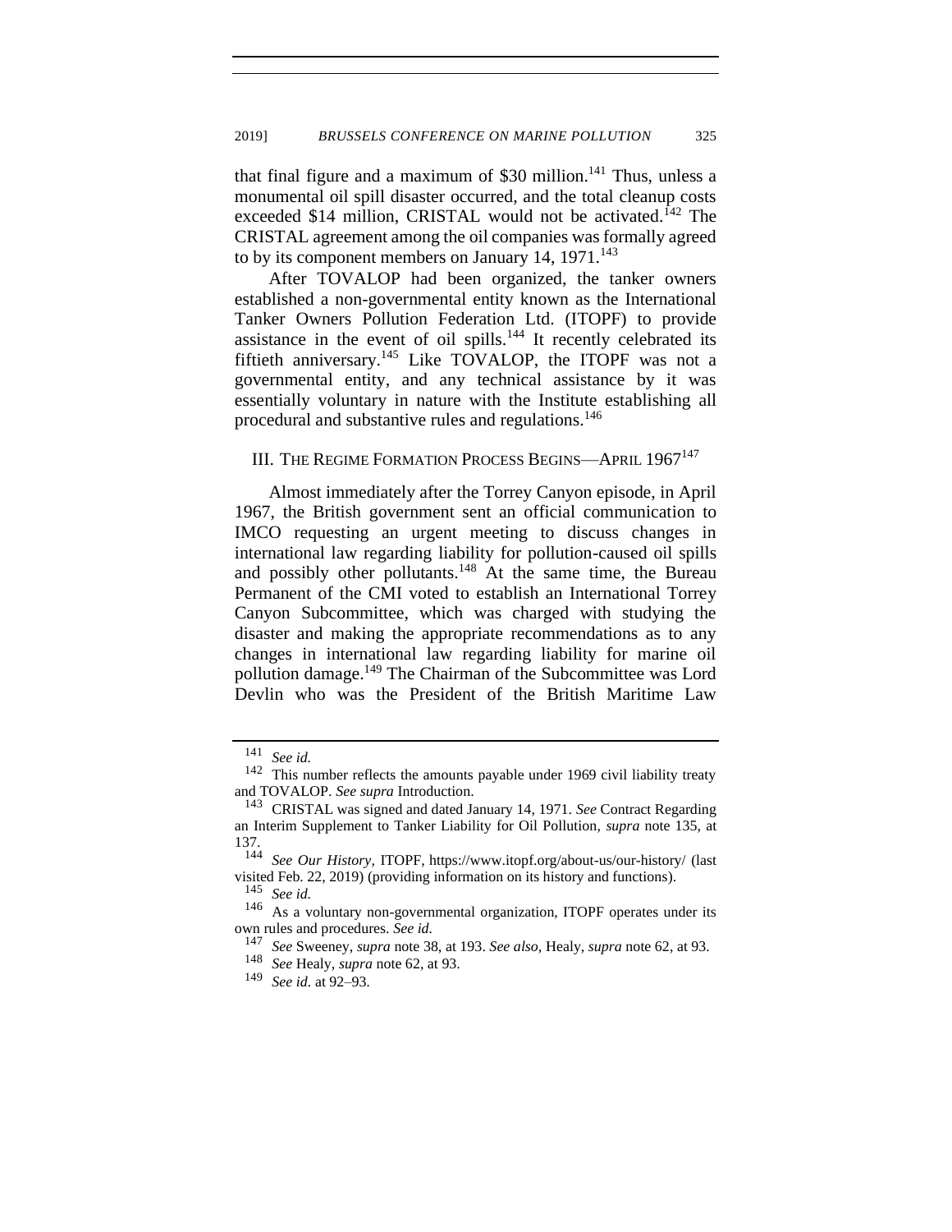that final figure and a maximum of $30 million.[141] Thus, unless a monumental oil spill disaster occurred, and the total cleanup costs exceeded $14 million, CRISTAL would not be activated.[142] The CRISTAL agreement among the oil companies was formally agreed to by its component members on January 14, 1971.[143]

After TOVALOP had been organized, the tanker owners established a non-governmental entity known as the International Tanker Owners Pollution Federation Ltd. (ITOPF) to provide assistance in the event of oil spills.[144] It recently celebrated its fiftieth anniversary.[145] Like TOVALOP, the ITOPF was not a governmental entity, and any technical assistance by it was essentially voluntary in nature with the Institute establishing all procedural and substantive rules and regulations.[146]

## III. THE REGIME FORMATION PROCESS BEGINS—APRIL 1967[147]

Almost immediately after the Torrey Canyon episode, in April 1967, the British government sent an official communication to IMCO requesting an urgent meeting to discuss changes in international law regarding liability for pollution-caused oil spills and possibly other pollutants.[148] At the same time, the Bureau Permanent of the CMI voted to establish an International Torrey Canyon Subcommittee, which was charged with studying the disaster and making the appropriate recommendations as to any changes in international law regarding liability for marine oil pollution damage.[149] The Chairman of the Subcommittee was Lord Devlin who was the President of the British Maritime Law

---

141 *See id.*

142 This number reflects the amounts payable under 1969 civil liability treaty and TOVALOP. *See supra* Introduction.

143 CRISTAL was signed and dated January 14, 1971. *See* Contract Regarding an Interim Supplement to Tanker Liability for Oil Pollution, *supra* note 135, at 137.

144 *See Our History*, ITOPF, https://www.itopf.org/about-us/our-history/ (last visited Feb. 22, 2019) (providing information on its history and functions).

145 *See id.*

146 As a voluntary non-governmental organization, ITOPF operates under its own rules and procedures. *See id.*

147 *See* Sweeney, *supra* note 38, at 193. *See also*, Healy, *supra* note 62, at 93.

148 *See* Healy, *supra* note 62, at 93.

149 *See id.* at 92–93.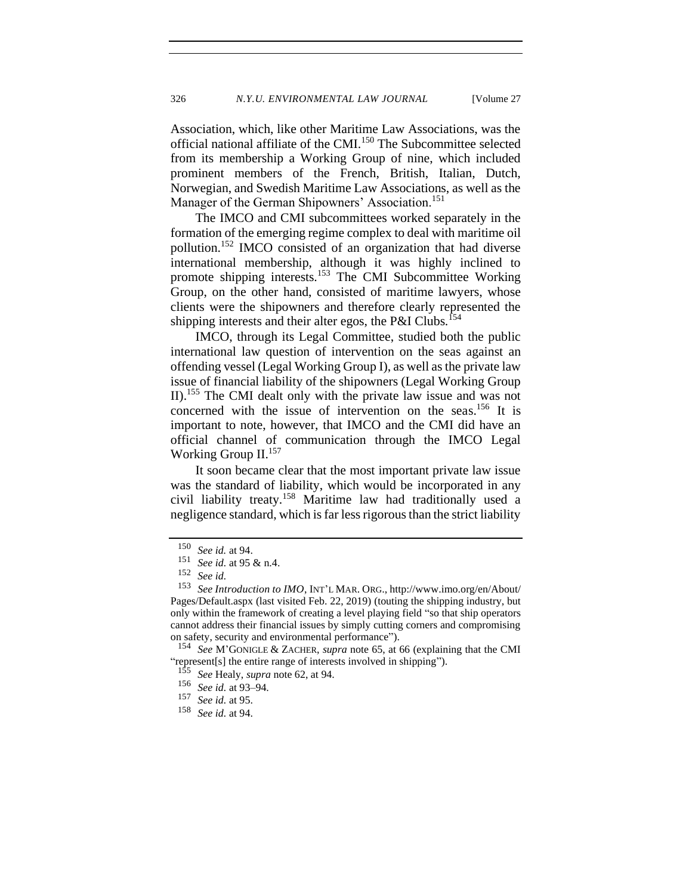Association, which, like other Maritime Law Associations, was the official national affiliate of the CMI.[150] The Subcommittee selected from its membership a Working Group of nine, which included prominent members of the French, British, Italian, Dutch, Norwegian, and Swedish Maritime Law Associations, as well as the Manager of the German Shipowners' Association.[151]

The IMCO and CMI subcommittees worked separately in the formation of the emerging regime complex to deal with maritime oil pollution.[152] IMCO consisted of an organization that had diverse international membership, although it was highly inclined to promote shipping interests.[153] The CMI Subcommittee Working Group, on the other hand, consisted of maritime lawyers, whose clients were the shipowners and therefore clearly represented the shipping interests and their alter egos, the P&I Clubs.[154]

IMCO, through its Legal Committee, studied both the public international law question of intervention on the seas against an offending vessel (Legal Working Group I), as well as the private law issue of financial liability of the shipowners (Legal Working Group II).[155] The CMI dealt only with the private law issue and was not concerned with the issue of intervention on the seas.[156] It is important to note, however, that IMCO and the CMI did have an official channel of communication through the IMCO Legal Working Group II.[157]

It soon became clear that the most important private law issue was the standard of liability, which would be incorporated in any civil liability treaty.[158] Maritime law had traditionally used a negligence standard, which is far less rigorous than the strict liability

---

[150] *See id.* at 94.

[151] *See id.* at 95 & n.4.

[152] *See id.*

[153] *See Introduction to IMO*, INT'L MAR. ORG., http://www.imo.org/en/About/Pages/Default.aspx (last visited Feb. 22, 2019) (touting the shipping industry, but only within the framework of creating a level playing field "so that ship operators cannot address their financial issues by simply cutting corners and compromising on safety, security and environmental performance").

[154] *See* M'GONIGLE & ZACHER, *supra* note 65, at 66 (explaining that the CMI "represent[s] the entire range of interests involved in shipping").

[155] *See* Healy, *supra* note 62, at 94.

[156] *See id.* at 93–94.

[157] *See id.* at 95.

[158] *See id.* at 94.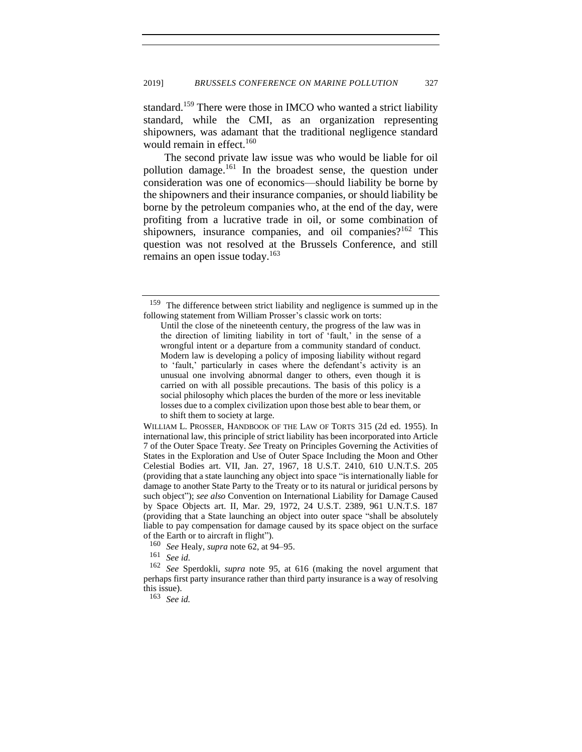standard.[159] There were those in IMCO who wanted a strict liability standard, while the CMI, as an organization representing shipowners, was adamant that the traditional negligence standard would remain in effect.[160]

The second private law issue was who would be liable for oil pollution damage.[161] In the broadest sense, the question under consideration was one of economics—should liability be borne by the shipowners and their insurance companies, or should liability be borne by the petroleum companies who, at the end of the day, were profiting from a lucrative trade in oil, or some combination of shipowners, insurance companies, and oil companies?[162] This question was not resolved at the Brussels Conference, and still remains an open issue today.[163]

---

[159] The difference between strict liability and negligence is summed up in the following statement from William Prosser's classic work on torts:

> Until the close of the nineteenth century, the progress of the law was in the direction of limiting liability in tort of 'fault,' in the sense of a wrongful intent or a departure from a community standard of conduct. Modern law is developing a policy of imposing liability without regard to 'fault,' particularly in cases where the defendant's activity is an unusual one involving abnormal danger to others, even though it is carried on with all possible precautions. The basis of this policy is a social philosophy which places the burden of the more or less inevitable losses due to a complex civilization upon those best able to bear them, or to shift them to society at large.

WILLIAM L. PROSSER, HANDBOOK OF THE LAW OF TORTS 315 (2d ed. 1955). In international law, this principle of strict liability has been incorporated into Article 7 of the Outer Space Treaty. *See* Treaty on Principles Governing the Activities of States in the Exploration and Use of Outer Space Including the Moon and Other Celestial Bodies art. VII, Jan. 27, 1967, 18 U.S.T. 2410, 610 U.N.T.S. 205 (providing that a state launching any object into space "is internationally liable for damage to another State Party to the Treaty or to its natural or juridical persons by such object"); *see also* Convention on International Liability for Damage Caused by Space Objects art. II, Mar. 29, 1972, 24 U.S.T. 2389, 961 U.N.T.S. 187 (providing that a State launching an object into outer space "shall be absolutely liable to pay compensation for damage caused by its space object on the surface of the Earth or to aircraft in flight").

[160] *See* Healy, *supra* note 62, at 94–95.

[161] *See id.*

[162] *See* Sperdokli, *supra* note 95, at 616 (making the novel argument that perhaps first party insurance rather than third party insurance is a way of resolving this issue).

[163] *See id.*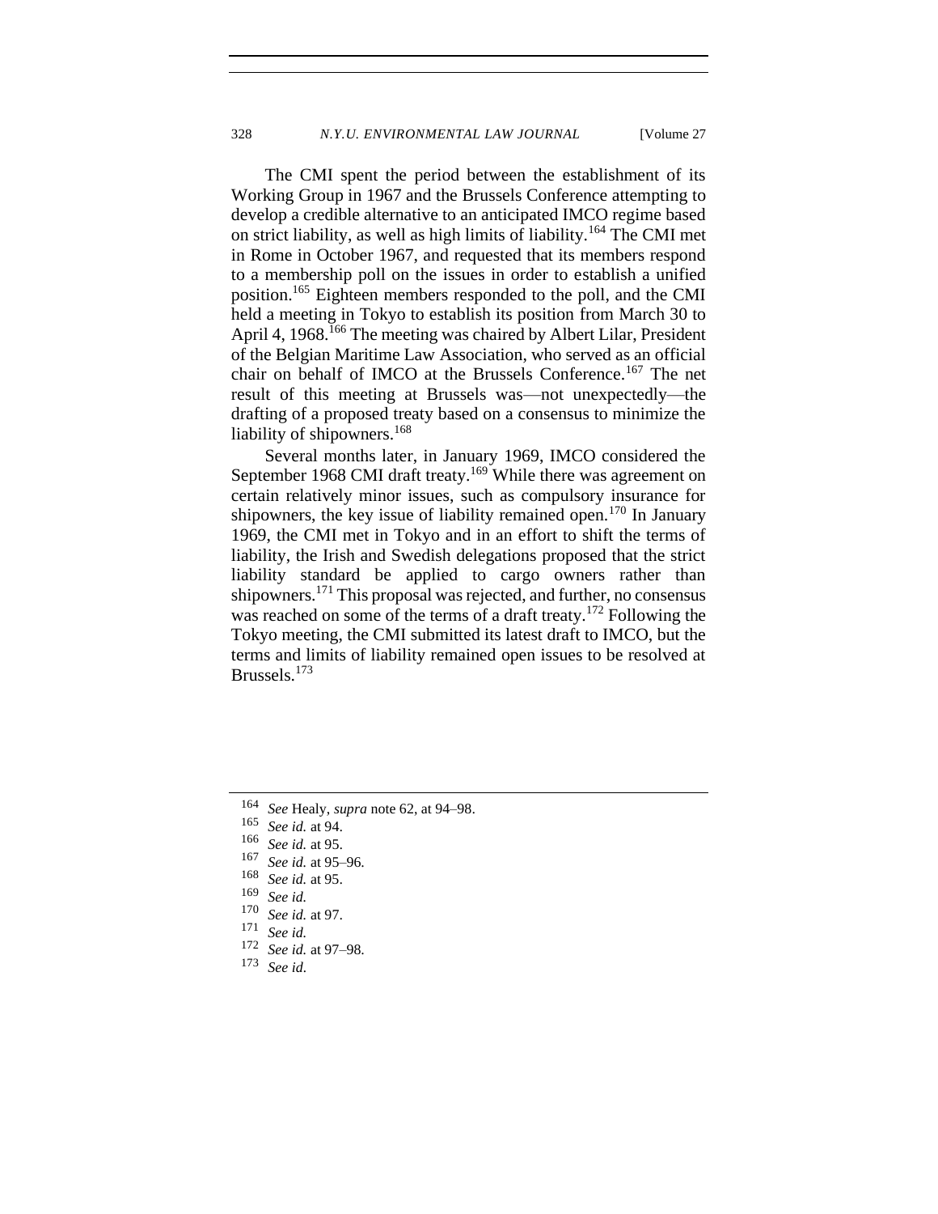The CMI spent the period between the establishment of its Working Group in 1967 and the Brussels Conference attempting to develop a credible alternative to an anticipated IMCO regime based on strict liability, as well as high limits of liability.[164] The CMI met in Rome in October 1967, and requested that its members respond to a membership poll on the issues in order to establish a unified position.[165] Eighteen members responded to the poll, and the CMI held a meeting in Tokyo to establish its position from March 30 to April 4, 1968.[166] The meeting was chaired by Albert Lilar, President of the Belgian Maritime Law Association, who served as an official chair on behalf of IMCO at the Brussels Conference.[167] The net result of this meeting at Brussels was—not unexpectedly—the drafting of a proposed treaty based on a consensus to minimize the liability of shipowners.[168]

Several months later, in January 1969, IMCO considered the September 1968 CMI draft treaty.[169] While there was agreement on certain relatively minor issues, such as compulsory insurance for shipowners, the key issue of liability remained open.[170] In January 1969, the CMI met in Tokyo and in an effort to shift the terms of liability, the Irish and Swedish delegations proposed that the strict liability standard be applied to cargo owners rather than shipowners.[171] This proposal was rejected, and further, no consensus was reached on some of the terms of a draft treaty.[172] Following the Tokyo meeting, the CMI submitted its latest draft to IMCO, but the terms and limits of liability remained open issues to be resolved at Brussels.[173]

---

[164] *See* Healy, *supra* note 62, at 94–98.

[165] *See id.* at 94.

[166] *See id.* at 95.

[167] *See id.* at 95–96.

[168] *See id.* at 95.

[169] *See id.*

[170] *See id.* at 97.

[171] *See id.*

[172] *See id.* at 97–98.

[173] *See id*.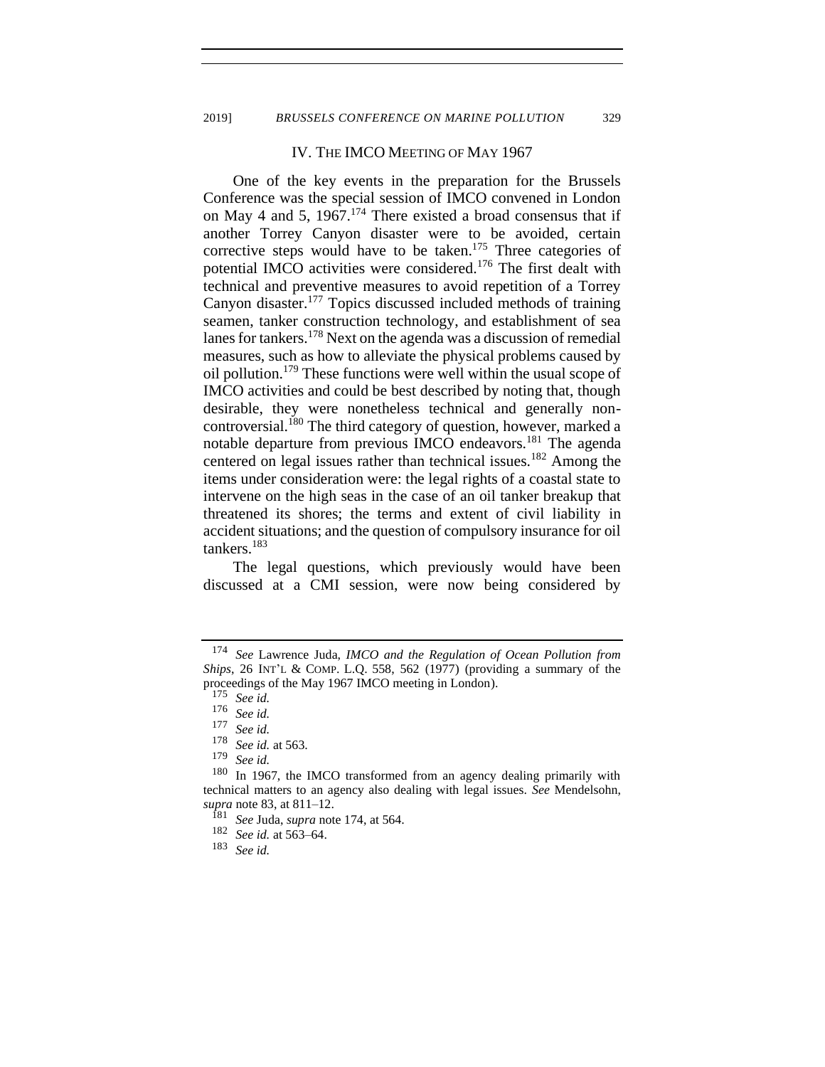## IV. THE IMCO MEETING OF MAY 1967

One of the key events in the preparation for the Brussels Conference was the special session of IMCO convened in London on May 4 and 5, 1967.[174] There existed a broad consensus that if another Torrey Canyon disaster were to be avoided, certain corrective steps would have to be taken.[175] Three categories of potential IMCO activities were considered.[176] The first dealt with technical and preventive measures to avoid repetition of a Torrey Canyon disaster.[177] Topics discussed included methods of training seamen, tanker construction technology, and establishment of sea lanes for tankers.[178] Next on the agenda was a discussion of remedial measures, such as how to alleviate the physical problems caused by oil pollution.[179] These functions were well within the usual scope of IMCO activities and could be best described by noting that, though desirable, they were nonetheless technical and generally non-controversial.[180] The third category of question, however, marked a notable departure from previous IMCO endeavors.[181] The agenda centered on legal issues rather than technical issues.[182] Among the items under consideration were: the legal rights of a coastal state to intervene on the high seas in the case of an oil tanker breakup that threatened its shores; the terms and extent of civil liability in accident situations; and the question of compulsory insurance for oil tankers.[183]

The legal questions, which previously would have been discussed at a CMI session, were now being considered by

---

[174] *See* Lawrence Juda, *IMCO and the Regulation of Ocean Pollution from Ships*, 26 INT'L & COMP. L.Q. 558, 562 (1977) (providing a summary of the proceedings of the May 1967 IMCO meeting in London).

[175] *See id.*

[176] *See id.*

[177] *See id.*

[178] *See id.* at 563.

[179] *See id.*

[180] In 1967, the IMCO transformed from an agency dealing primarily with technical matters to an agency also dealing with legal issues. *See* Mendelsohn, *supra* note 83, at 811–12.

[181] *See* Juda, *supra* note 174, at 564.

[182] *See id.* at 563–64.

[183] *See id.*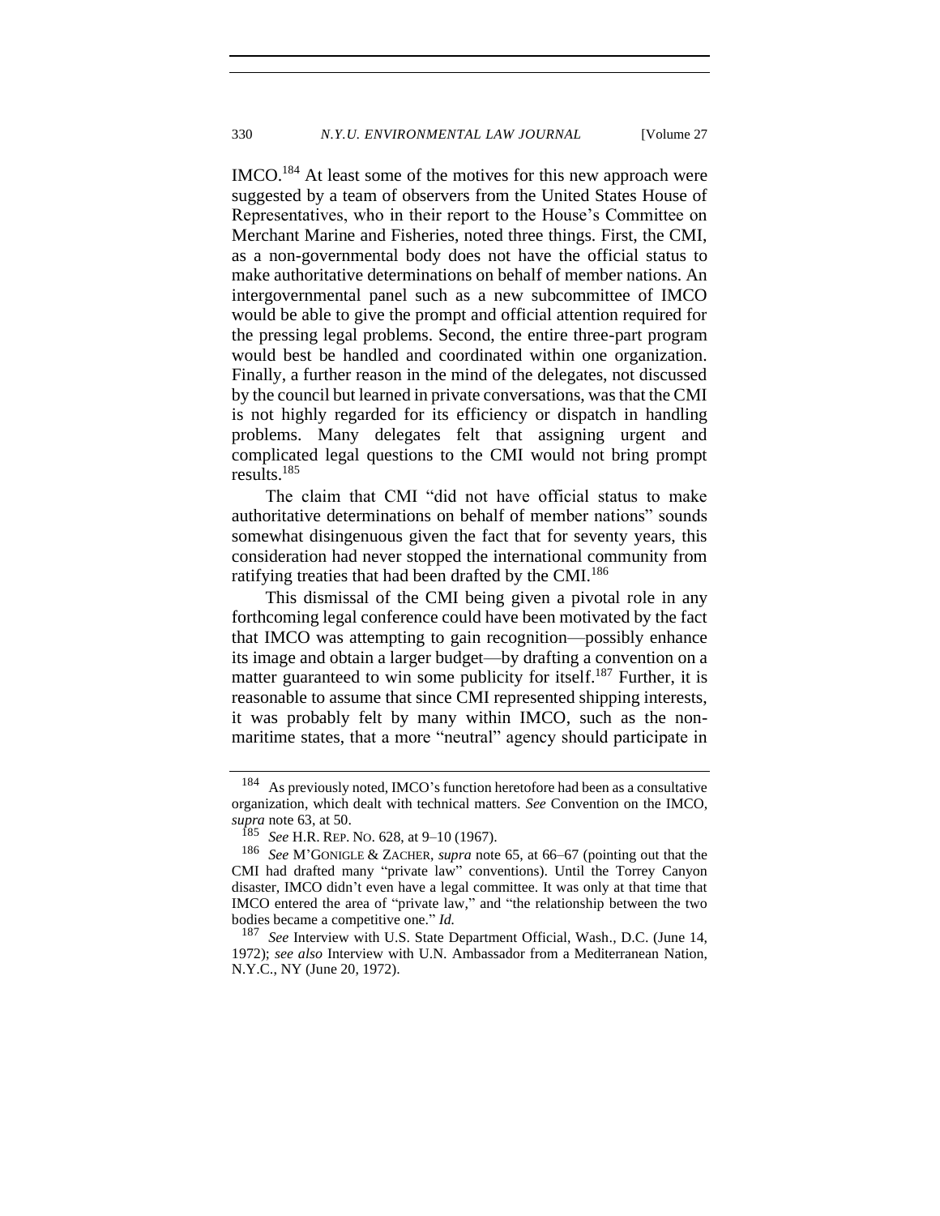IMCO.[184] At least some of the motives for this new approach were suggested by a team of observers from the United States House of Representatives, who in their report to the House's Committee on Merchant Marine and Fisheries, noted three things. First, the CMI, as a non-governmental body does not have the official status to make authoritative determinations on behalf of member nations. An intergovernmental panel such as a new subcommittee of IMCO would be able to give the prompt and official attention required for the pressing legal problems. Second, the entire three-part program would best be handled and coordinated within one organization. Finally, a further reason in the mind of the delegates, not discussed by the council but learned in private conversations, was that the CMI is not highly regarded for its efficiency or dispatch in handling problems. Many delegates felt that assigning urgent and complicated legal questions to the CMI would not bring prompt results.[185]

The claim that CMI "did not have official status to make authoritative determinations on behalf of member nations" sounds somewhat disingenuous given the fact that for seventy years, this consideration had never stopped the international community from ratifying treaties that had been drafted by the CMI.[186]

This dismissal of the CMI being given a pivotal role in any forthcoming legal conference could have been motivated by the fact that IMCO was attempting to gain recognition—possibly enhance its image and obtain a larger budget—by drafting a convention on a matter guaranteed to win some publicity for itself.[187] Further, it is reasonable to assume that since CMI represented shipping interests, it was probably felt by many within IMCO, such as the non-maritime states, that a more "neutral" agency should participate in

---

[184] As previously noted, IMCO's function heretofore had been as a consultative organization, which dealt with technical matters. *See* Convention on the IMCO, *supra* note 63, at 50.

[185] *See* H.R. REP. NO. 628, at 9–10 (1967).

[186] *See* M'GONIGLE & ZACHER, *supra* note 65, at 66–67 (pointing out that the CMI had drafted many "private law" conventions). Until the Torrey Canyon disaster, IMCO didn't even have a legal committee. It was only at that time that IMCO entered the area of "private law," and "the relationship between the two bodies became a competitive one." *Id.*

[187] *See* Interview with U.S. State Department Official, Wash., D.C. (June 14, 1972); *see also* Interview with U.N. Ambassador from a Mediterranean Nation, N.Y.C., NY (June 20, 1972).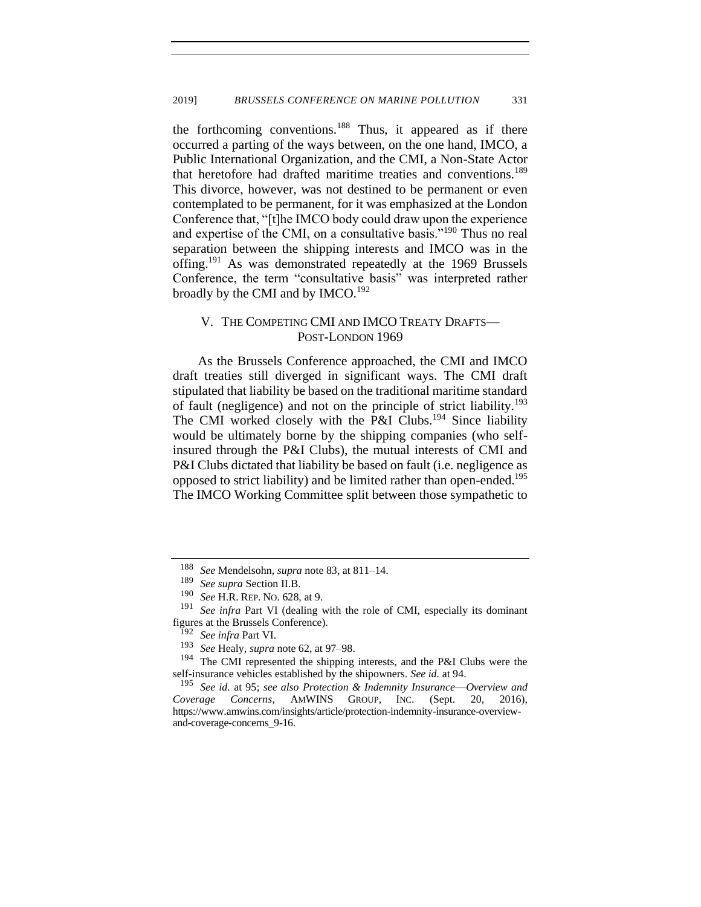the forthcoming conventions.[188] Thus, it appeared as if there occurred a parting of the ways between, on the one hand, IMCO, a Public International Organization, and the CMI, a Non-State Actor that heretofore had drafted maritime treaties and conventions.[189] This divorce, however, was not destined to be permanent or even contemplated to be permanent, for it was emphasized at the London Conference that, "[t]he IMCO body could draw upon the experience and expertise of the CMI, on a consultative basis."[190] Thus no real separation between the shipping interests and IMCO was in the offing.[191] As was demonstrated repeatedly at the 1969 Brussels Conference, the term "consultative basis" was interpreted rather broadly by the CMI and by IMCO.[192]

## V. The Competing CMI and IMCO Treaty Drafts—Post-London 1969

As the Brussels Conference approached, the CMI and IMCO draft treaties still diverged in significant ways. The CMI draft stipulated that liability be based on the traditional maritime standard of fault (negligence) and not on the principle of strict liability.[193] The CMI worked closely with the P&I Clubs.[194] Since liability would be ultimately borne by the shipping companies (who self-insured through the P&I Clubs), the mutual interests of CMI and P&I Clubs dictated that liability be based on fault (i.e. negligence as opposed to strict liability) and be limited rather than open-ended.[195] The IMCO Working Committee split between those sympathetic to

---

[188] *See* Mendelsohn, *supra* note 83, at 811–14.

[189] *See supra* Section II.B.

[190] *See* H.R. REP. NO. 628, at 9.

[191] *See infra* Part VI (dealing with the role of CMI, especially its dominant figures at the Brussels Conference).

[192] *See infra* Part VI.

[193] *See* Healy, *supra* note 62, at 97–98.

[194] The CMI represented the shipping interests, and the P&I Clubs were the self-insurance vehicles established by the shipowners. *See id.* at 94.

[195] *See id.* at 95; *see also Protection & Indemnity Insurance—Overview and Coverage Concerns*, AMWINS GROUP, INC. (Sept. 20, 2016), https://www.amwins.com/insights/article/protection-indemnity-insurance-overview-and-coverage-concerns_9-16.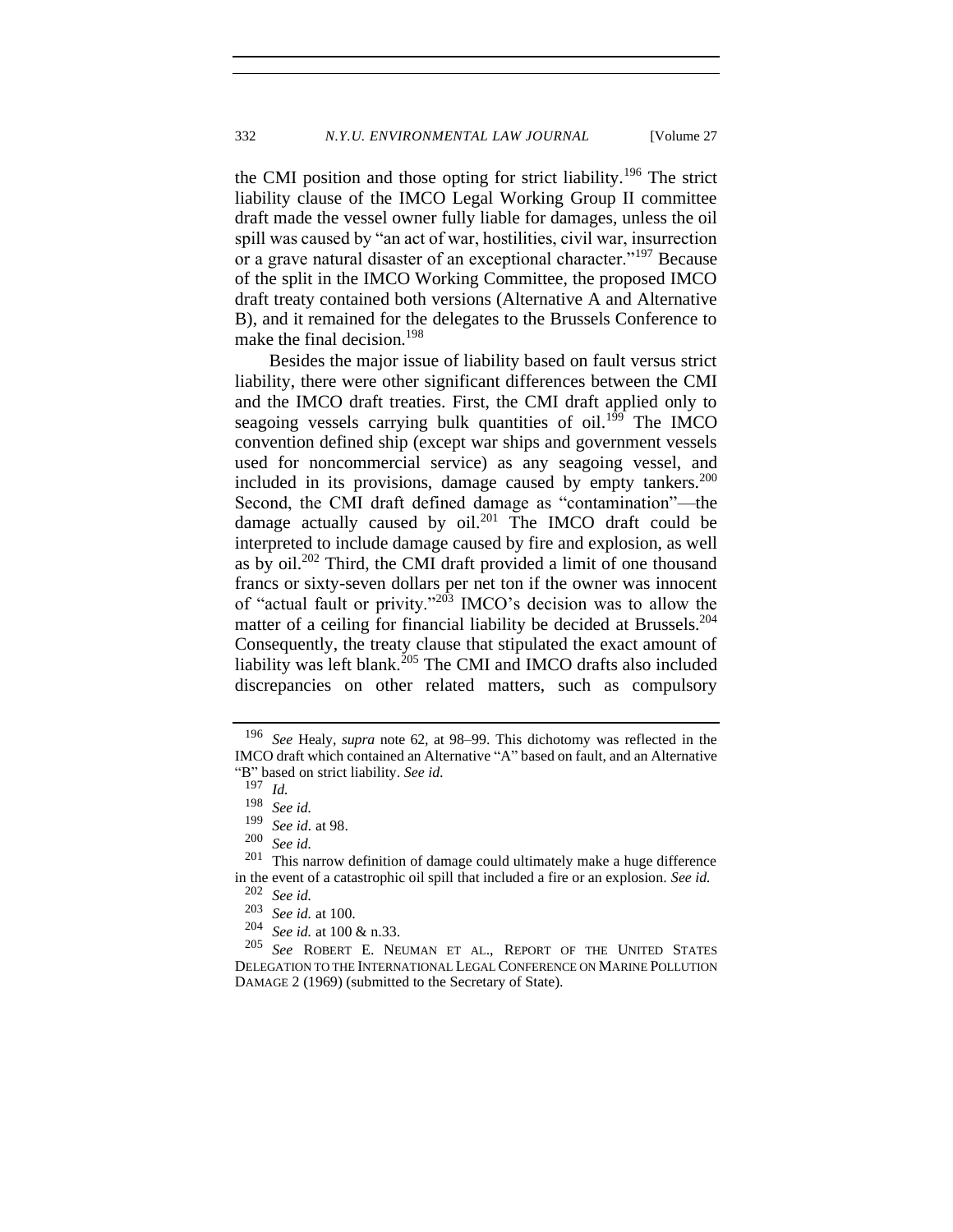the CMI position and those opting for strict liability.[196] The strict liability clause of the IMCO Legal Working Group II committee draft made the vessel owner fully liable for damages, unless the oil spill was caused by "an act of war, hostilities, civil war, insurrection or a grave natural disaster of an exceptional character."[197] Because of the split in the IMCO Working Committee, the proposed IMCO draft treaty contained both versions (Alternative A and Alternative B), and it remained for the delegates to the Brussels Conference to make the final decision.[198]

Besides the major issue of liability based on fault versus strict liability, there were other significant differences between the CMI and the IMCO draft treaties. First, the CMI draft applied only to seagoing vessels carrying bulk quantities of oil.[199] The IMCO convention defined ship (except war ships and government vessels used for noncommercial service) as any seagoing vessel, and included in its provisions, damage caused by empty tankers.[200] Second, the CMI draft defined damage as "contamination"—the damage actually caused by oil.[201] The IMCO draft could be interpreted to include damage caused by fire and explosion, as well as by oil.[202] Third, the CMI draft provided a limit of one thousand francs or sixty-seven dollars per net ton if the owner was innocent of "actual fault or privity."[203] IMCO's decision was to allow the matter of a ceiling for financial liability be decided at Brussels.[204] Consequently, the treaty clause that stipulated the exact amount of liability was left blank.[205] The CMI and IMCO drafts also included discrepancies on other related matters, such as compulsory

---

[196] *See* Healy, *supra* note 62, at 98–99. This dichotomy was reflected in the IMCO draft which contained an Alternative "A" based on fault, and an Alternative "B" based on strict liability. *See id.*

[197] *Id.*

[198] *See id.*

[199] *See id.* at 98.

[200] *See id.*

[201] This narrow definition of damage could ultimately make a huge difference in the event of a catastrophic oil spill that included a fire or an explosion. *See id.*

[202] *See id.*

[203] *See id.* at 100.

[204] *See id.* at 100 & n.33.

[205] *See* ROBERT E. NEUMAN ET AL., REPORT OF THE UNITED STATES DELEGATION TO THE INTERNATIONAL LEGAL CONFERENCE ON MARINE POLLUTION DAMAGE 2 (1969) (submitted to the Secretary of State).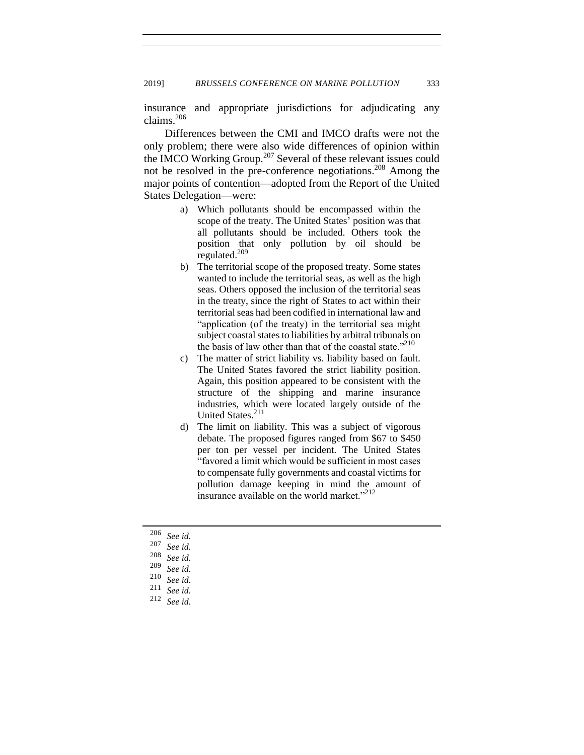insurance and appropriate jurisdictions for adjudicating any claims.[206]

Differences between the CMI and IMCO drafts were not the only problem; there were also wide differences of opinion within the IMCO Working Group.[207] Several of these relevant issues could not be resolved in the pre-conference negotiations.[208] Among the major points of contention—adopted from the Report of the United States Delegation—were:

> a) Which pollutants should be encompassed within the scope of the treaty. The United States' position was that all pollutants should be included. Others took the position that only pollution by oil should be regulated.[209]
>
> b) The territorial scope of the proposed treaty. Some states wanted to include the territorial seas, as well as the high seas. Others opposed the inclusion of the territorial seas in the treaty, since the right of States to act within their territorial seas had been codified in international law and "application (of the treaty) in the territorial sea might subject coastal states to liabilities by arbitral tribunals on the basis of law other than that of the coastal state."[210]
>
> c) The matter of strict liability vs. liability based on fault. The United States favored the strict liability position. Again, this position appeared to be consistent with the structure of the shipping and marine insurance industries, which were located largely outside of the United States.[211]
>
> d) The limit on liability. This was a subject of vigorous debate. The proposed figures ranged from $67 to $450 per ton per vessel per incident. The United States "favored a limit which would be sufficient in most cases to compensate fully governments and coastal victims for pollution damage keeping in mind the amount of insurance available on the world market."[212]

---

[206] *See id.*
[207] *See id.*
[208] *See id.*
[209] *See id.*
[210] *See id.*
[211] *See id.*
[212] *See id.*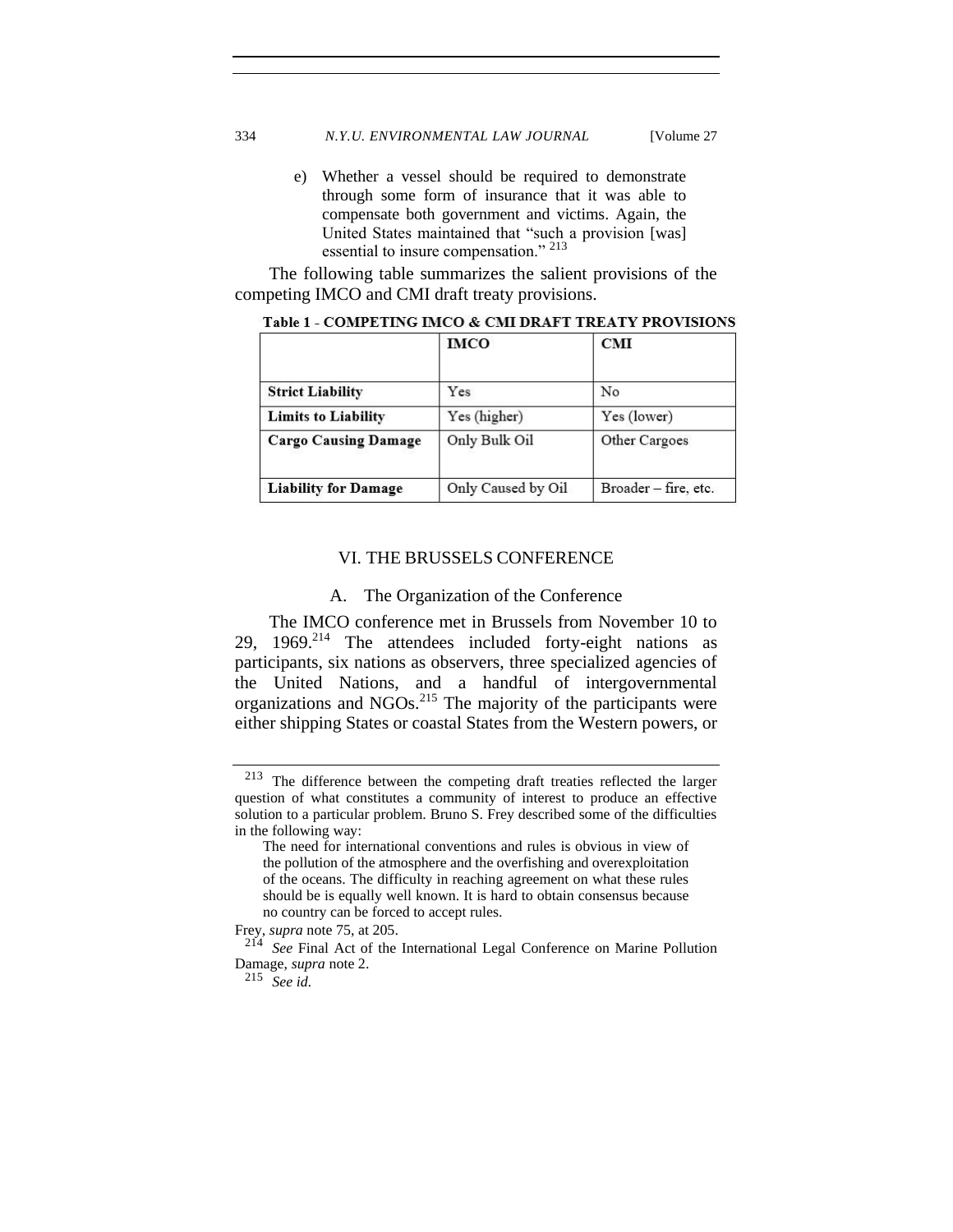e) Whether a vessel should be required to demonstrate through some form of insurance that it was able to compensate both government and victims. Again, the United States maintained that "such a provision [was] essential to insure compensation."[213]

The following table summarizes the salient provisions of the competing IMCO and CMI draft treaty provisions.

**Table 1 - COMPETING IMCO & CMI DRAFT TREATY PROVISIONS**

| | **IMCO** | **CMI** |
|---|---|---|
| **Strict Liability** | Yes | No |
| **Limits to Liability** | Yes (higher) | Yes (lower) |
| **Cargo Causing Damage** | Only Bulk Oil | Other Cargoes |
| **Liability for Damage** | Only Caused by Oil | Broader – fire, etc. |

## VI. THE BRUSSELS CONFERENCE

### A. The Organization of the Conference

The IMCO conference met in Brussels from November 10 to 29, 1969.[214] The attendees included forty-eight nations as participants, six nations as observers, three specialized agencies of the United Nations, and a handful of intergovernmental organizations and NGOs.[215] The majority of the participants were either shipping States or coastal States from the Western powers, or

---

[213] The difference between the competing draft treaties reflected the larger question of what constitutes a community of interest to produce an effective solution to a particular problem. Bruno S. Frey described some of the difficulties in the following way:

> The need for international conventions and rules is obvious in view of the pollution of the atmosphere and the overfishing and overexploitation of the oceans. The difficulty in reaching agreement on what these rules should be is equally well known. It is hard to obtain consensus because no country can be forced to accept rules.

Frey, *supra* note 75, at 205.

[214] *See* Final Act of the International Legal Conference on Marine Pollution Damage, *supra* note 2.

[215] *See id.*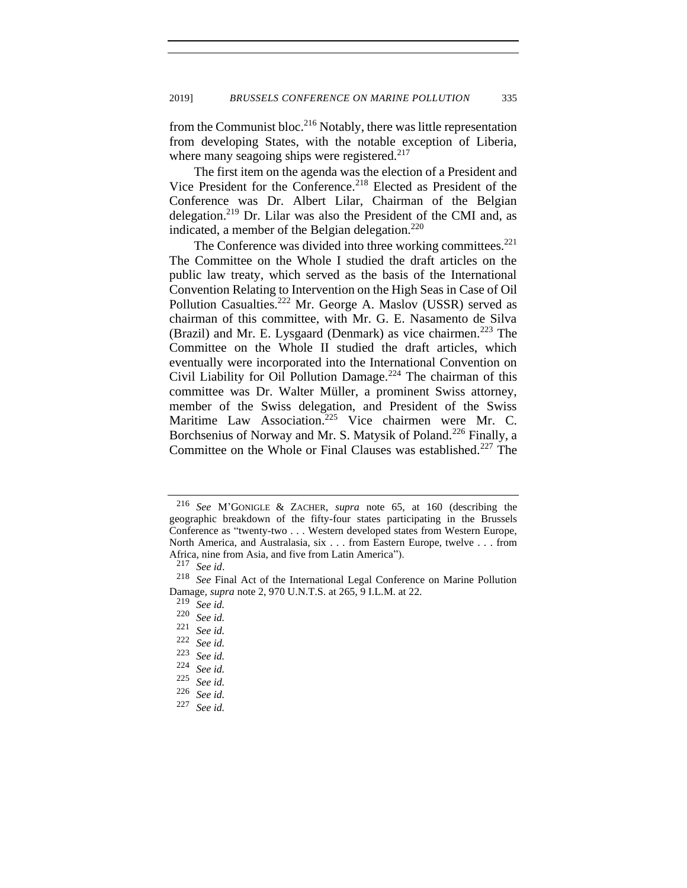from the Communist bloc.[216] Notably, there was little representation from developing States, with the notable exception of Liberia, where many seagoing ships were registered.[217]

The first item on the agenda was the election of a President and Vice President for the Conference.[218] Elected as President of the Conference was Dr. Albert Lilar, Chairman of the Belgian delegation.[219] Dr. Lilar was also the President of the CMI and, as indicated, a member of the Belgian delegation.[220]

The Conference was divided into three working committees.[221] The Committee on the Whole I studied the draft articles on the public law treaty, which served as the basis of the International Convention Relating to Intervention on the High Seas in Case of Oil Pollution Casualties.[222] Mr. George A. Maslov (USSR) served as chairman of this committee, with Mr. G. E. Nasamento de Silva (Brazil) and Mr. E. Lysgaard (Denmark) as vice chairmen.[223] The Committee on the Whole II studied the draft articles, which eventually were incorporated into the International Convention on Civil Liability for Oil Pollution Damage.[224] The chairman of this committee was Dr. Walter Müller, a prominent Swiss attorney, member of the Swiss delegation, and President of the Swiss Maritime Law Association.[225] Vice chairmen were Mr. C. Borchsenius of Norway and Mr. S. Matysik of Poland.[226] Finally, a Committee on the Whole or Final Clauses was established.[227] The

---

[216] *See* M'GONIGLE & ZACHER, *supra* note 65, at 160 (describing the geographic breakdown of the fifty-four states participating in the Brussels Conference as "twenty-two . . . Western developed states from Western Europe, North America, and Australasia, six . . . from Eastern Europe, twelve . . . from Africa, nine from Asia, and five from Latin America").

[217] *See id*.

[218] *See* Final Act of the International Legal Conference on Marine Pollution Damage, *supra* note 2, 970 U.N.T.S. at 265, 9 I.L.M. at 22.

[219] *See id.*

[220] *See id.*

[221] *See id.*

[222] *See id.*

[223] *See id.*

[224] *See id.*

[225] *See id.*

[226] *See id.*

[227] *See id.*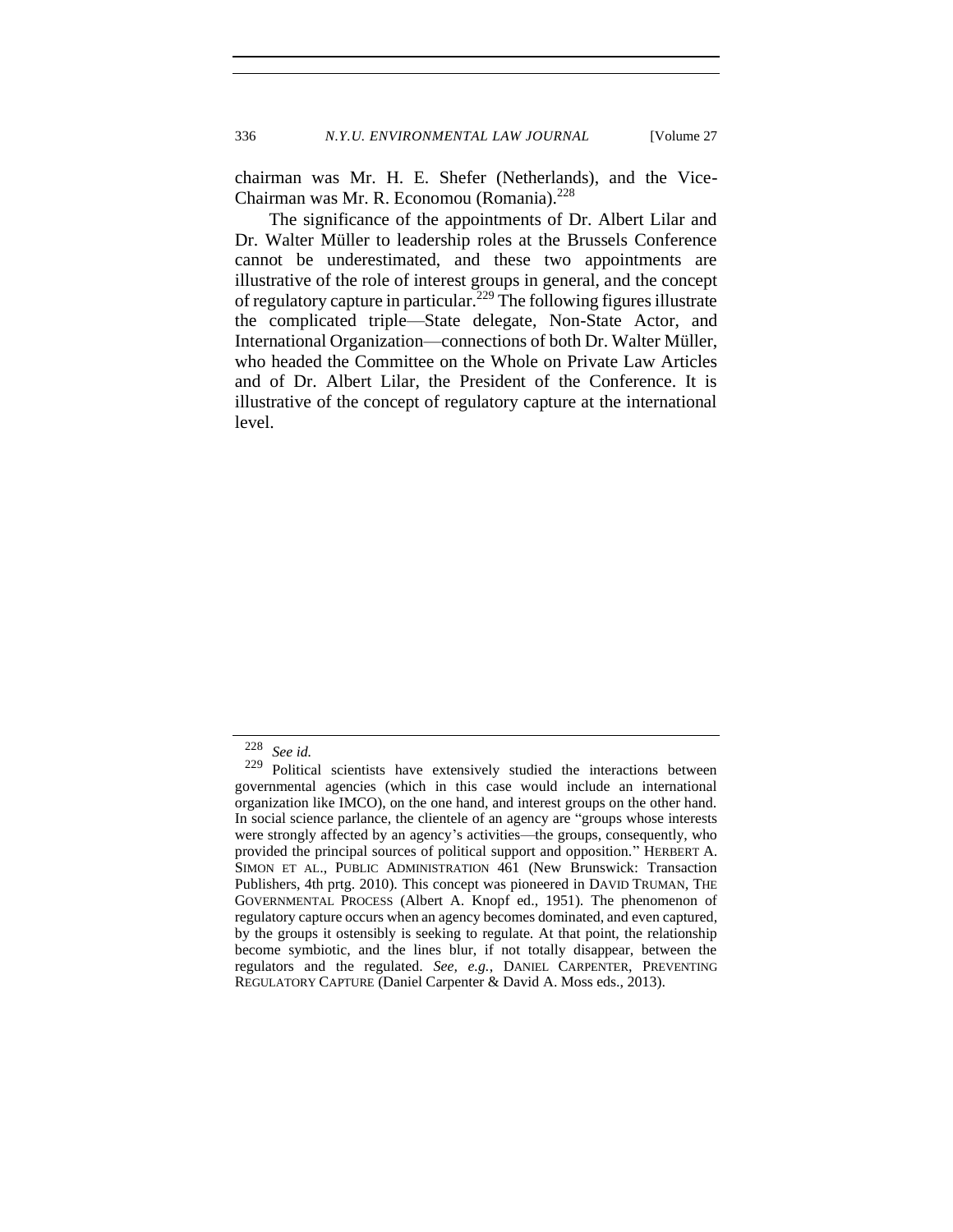chairman was Mr. H. E. Shefer (Netherlands), and the Vice-Chairman was Mr. R. Economou (Romania).[228]

The significance of the appointments of Dr. Albert Lilar and Dr. Walter Müller to leadership roles at the Brussels Conference cannot be underestimated, and these two appointments are illustrative of the role of interest groups in general, and the concept of regulatory capture in particular.[229] The following figures illustrate the complicated triple—State delegate, Non-State Actor, and International Organization—connections of both Dr. Walter Müller, who headed the Committee on the Whole on Private Law Articles and of Dr. Albert Lilar, the President of the Conference. It is illustrative of the concept of regulatory capture at the international level.

---

[228] *See id.*

[229] Political scientists have extensively studied the interactions between governmental agencies (which in this case would include an international organization like IMCO), on the one hand, and interest groups on the other hand. In social science parlance, the clientele of an agency are "groups whose interests were strongly affected by an agency's activities—the groups, consequently, who provided the principal sources of political support and opposition." HERBERT A. SIMON ET AL., PUBLIC ADMINISTRATION 461 (New Brunswick: Transaction Publishers, 4th prtg. 2010). This concept was pioneered in DAVID TRUMAN, THE GOVERNMENTAL PROCESS (Albert A. Knopf ed., 1951). The phenomenon of regulatory capture occurs when an agency becomes dominated, and even captured, by the groups it ostensibly is seeking to regulate. At that point, the relationship become symbiotic, and the lines blur, if not totally disappear, between the regulators and the regulated. *See, e.g.*, DANIEL CARPENTER, PREVENTING REGULATORY CAPTURE (Daniel Carpenter & David A. Moss eds., 2013).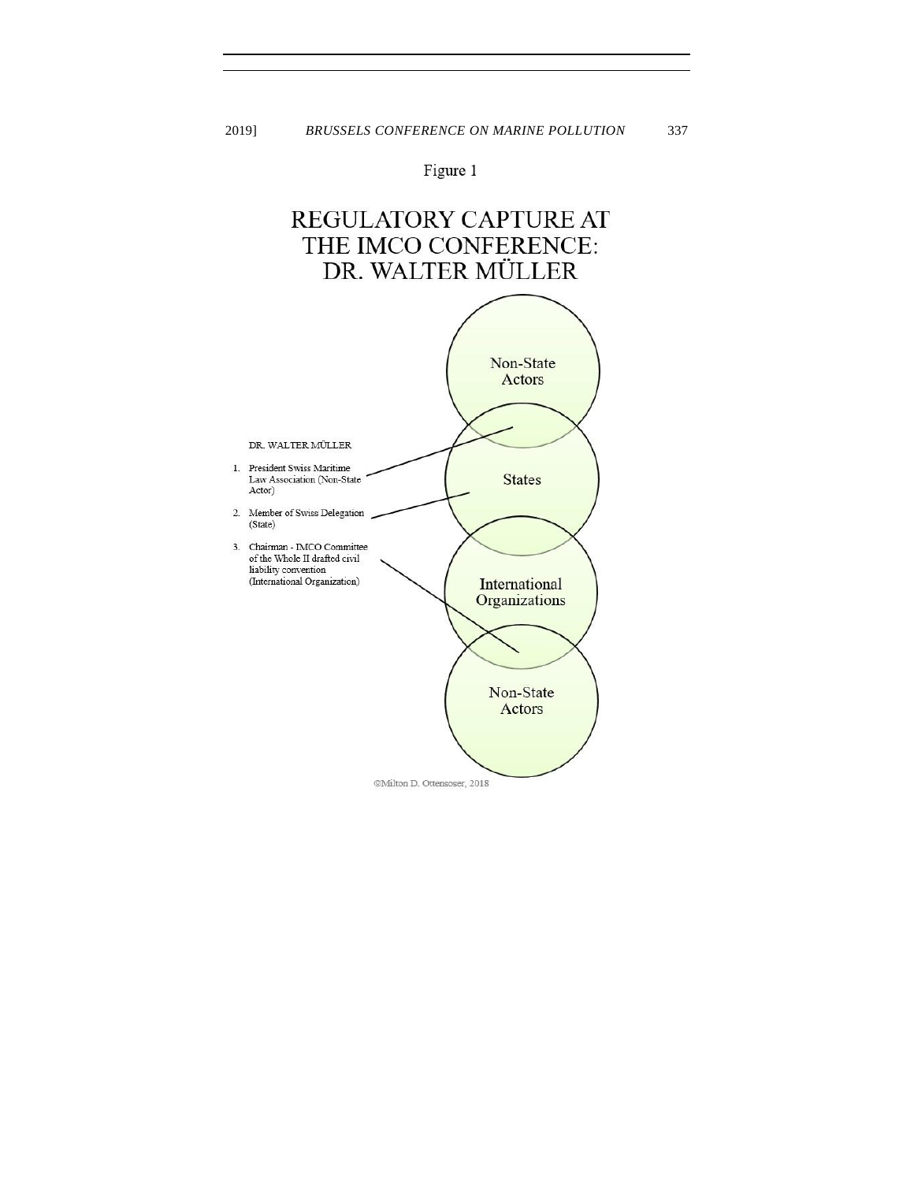Figure 1

# REGULATORY CAPTURE AT THE IMCO CONFERENCE: DR. WALTER MÜLLER

DR. WALTER MÜLLER

1. President Swiss Maritime Law Association (Non-State Actor)
2. Member of Swiss Delegation (State)
3. Chairman - IMCO Committee of the Whole II drafted civil liability convention (International Organization)

Non-State Actors

States

International Organizations

Non-State Actors

©Milton D. Ottensoser, 2018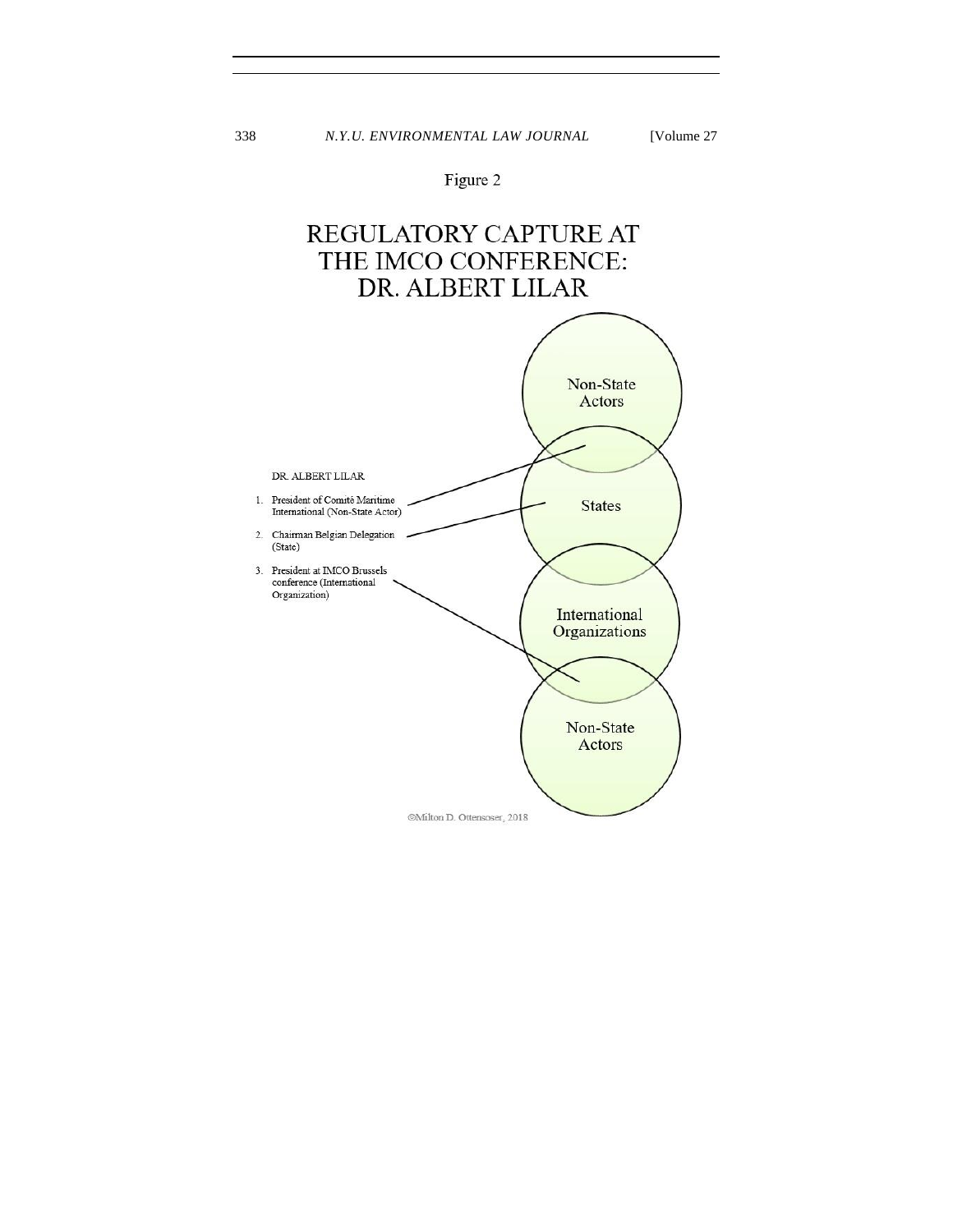Figure 2

REGULATORY CAPTURE AT THE IMCO CONFERENCE: DR. ALBERT LILAR

DR. ALBERT LILAR

1. President of Comité Maritime International (Non-State Actor)
2. Chairman Belgian Delegation (State)
3. President at IMCO Brussels conference (International Organization)

Non-State Actors

States

International Organizations

Non-State Actors

©Milton D. Ottensoser, 2018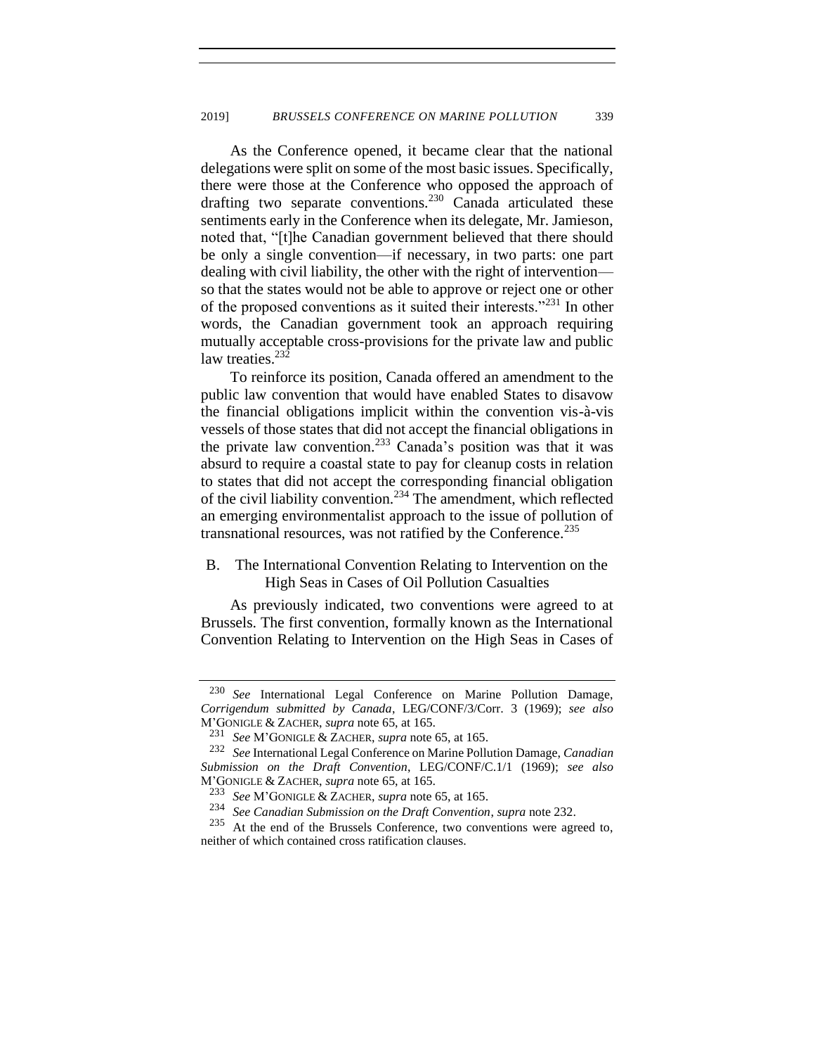As the Conference opened, it became clear that the national delegations were split on some of the most basic issues. Specifically, there were those at the Conference who opposed the approach of drafting two separate conventions.[230] Canada articulated these sentiments early in the Conference when its delegate, Mr. Jamieson, noted that, "[t]he Canadian government believed that there should be only a single convention—if necessary, in two parts: one part dealing with civil liability, the other with the right of intervention—so that the states would not be able to approve or reject one or other of the proposed conventions as it suited their interests."[231] In other words, the Canadian government took an approach requiring mutually acceptable cross-provisions for the private law and public law treaties.[232]

To reinforce its position, Canada offered an amendment to the public law convention that would have enabled States to disavow the financial obligations implicit within the convention vis-à-vis vessels of those states that did not accept the financial obligations in the private law convention.[233] Canada's position was that it was absurd to require a coastal state to pay for cleanup costs in relation to states that did not accept the corresponding financial obligation of the civil liability convention.[234] The amendment, which reflected an emerging environmentalist approach to the issue of pollution of transnational resources, was not ratified by the Conference.[235]

### B. The International Convention Relating to Intervention on the High Seas in Cases of Oil Pollution Casualties

As previously indicated, two conventions were agreed to at Brussels. The first convention, formally known as the International Convention Relating to Intervention on the High Seas in Cases of

---

[230] *See* International Legal Conference on Marine Pollution Damage, *Corrigendum submitted by Canada*, LEG/CONF/3/Corr. 3 (1969); *see also* M'GONIGLE & ZACHER, *supra* note 65, at 165.

[231] *See* M'GONIGLE & ZACHER, *supra* note 65, at 165.

[232] *See* International Legal Conference on Marine Pollution Damage, *Canadian Submission on the Draft Convention*, LEG/CONF/C.1/1 (1969); *see also* M'GONIGLE & ZACHER, *supra* note 65, at 165.

[233] *See* M'GONIGLE & ZACHER, *supra* note 65, at 165.

[234] *See Canadian Submission on the Draft Convention*, *supra* note 232.

[235] At the end of the Brussels Conference, two conventions were agreed to, neither of which contained cross ratification clauses.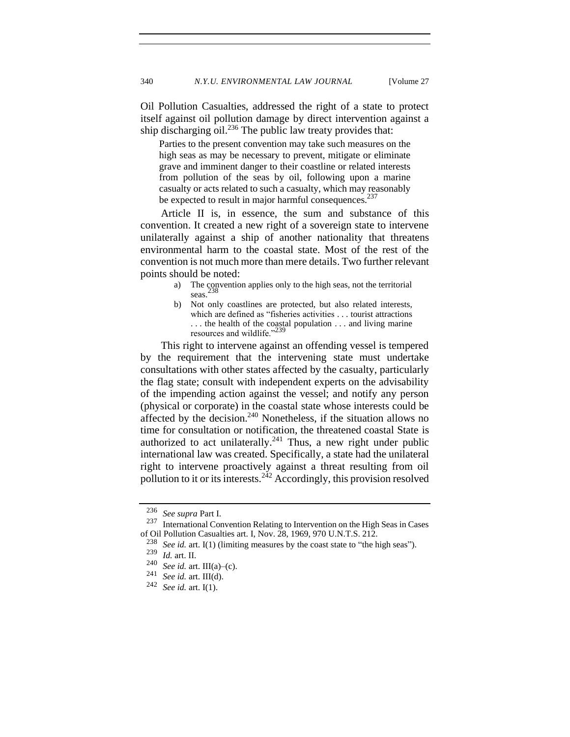Oil Pollution Casualties, addressed the right of a state to protect itself against oil pollution damage by direct intervention against a ship discharging oil.[236] The public law treaty provides that:

> Parties to the present convention may take such measures on the high seas as may be necessary to prevent, mitigate or eliminate grave and imminent danger to their coastline or related interests from pollution of the seas by oil, following upon a marine casualty or acts related to such a casualty, which may reasonably be expected to result in major harmful consequences.[237]

Article II is, in essence, the sum and substance of this convention. It created a new right of a sovereign state to intervene unilaterally against a ship of another nationality that threatens environmental harm to the coastal state. Most of the rest of the convention is not much more than mere details. Two further relevant points should be noted:

a) The convention applies only to the high seas, not the territorial seas.[238]
b) Not only coastlines are protected, but also related interests, which are defined as "fisheries activities . . . tourist attractions . . . the health of the coastal population . . . and living marine resources and wildlife."[239]

This right to intervene against an offending vessel is tempered by the requirement that the intervening state must undertake consultations with other states affected by the casualty, particularly the flag state; consult with independent experts on the advisability of the impending action against the vessel; and notify any person (physical or corporate) in the coastal state whose interests could be affected by the decision.[240] Nonetheless, if the situation allows no time for consultation or notification, the threatened coastal State is authorized to act unilaterally.[241] Thus, a new right under public international law was created. Specifically, a state had the unilateral right to intervene proactively against a threat resulting from oil pollution to it or its interests.[242] Accordingly, this provision resolved

---

[236] *See supra* Part I.

[237] International Convention Relating to Intervention on the High Seas in Cases of Oil Pollution Casualties art. I, Nov. 28, 1969, 970 U.N.T.S. 212.

[238] *See id.* art. I(1) (limiting measures by the coast state to "the high seas").

[239] *Id.* art. II.

[240] *See id.* art. III(a)–(c).

[241] *See id.* art. III(d).

[242] *See id.* art. I(1).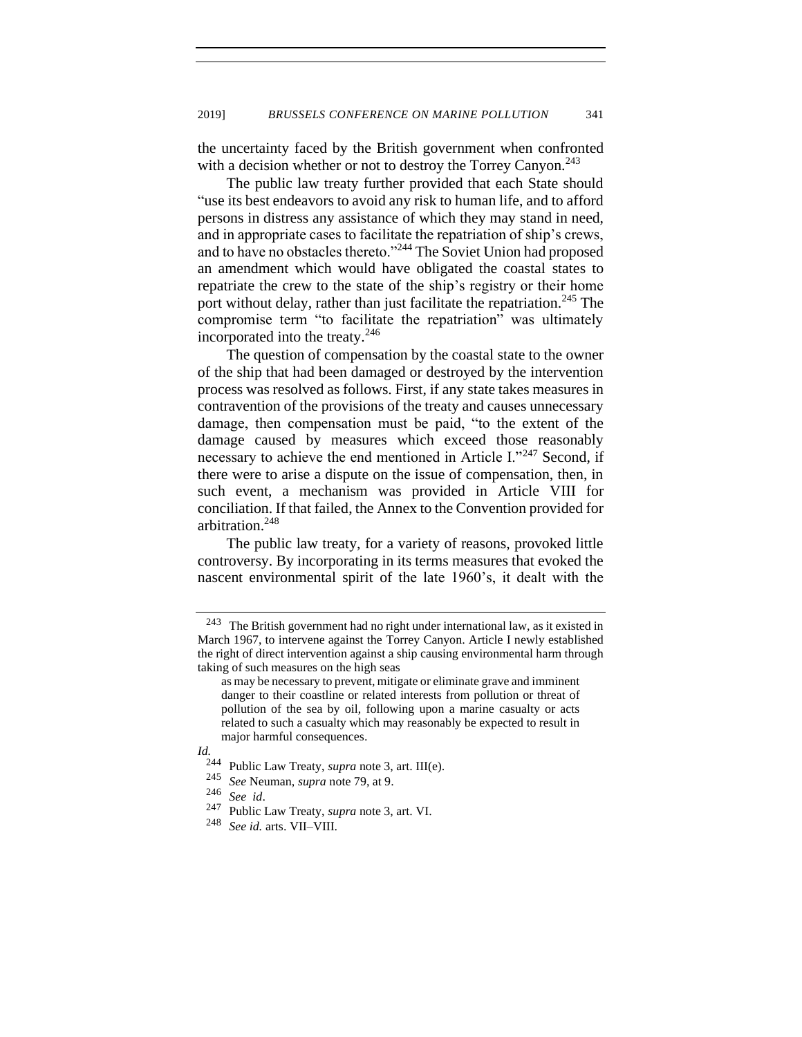the uncertainty faced by the British government when confronted with a decision whether or not to destroy the Torrey Canyon.[243]

The public law treaty further provided that each State should "use its best endeavors to avoid any risk to human life, and to afford persons in distress any assistance of which they may stand in need, and in appropriate cases to facilitate the repatriation of ship's crews, and to have no obstacles thereto."[244] The Soviet Union had proposed an amendment which would have obligated the coastal states to repatriate the crew to the state of the ship's registry or their home port without delay, rather than just facilitate the repatriation.[245] The compromise term "to facilitate the repatriation" was ultimately incorporated into the treaty.[246]

The question of compensation by the coastal state to the owner of the ship that had been damaged or destroyed by the intervention process was resolved as follows. First, if any state takes measures in contravention of the provisions of the treaty and causes unnecessary damage, then compensation must be paid, "to the extent of the damage caused by measures which exceed those reasonably necessary to achieve the end mentioned in Article I."[247] Second, if there were to arise a dispute on the issue of compensation, then, in such event, a mechanism was provided in Article VIII for conciliation. If that failed, the Annex to the Convention provided for arbitration.[248]

The public law treaty, for a variety of reasons, provoked little controversy. By incorporating in its terms measures that evoked the nascent environmental spirit of the late 1960's, it dealt with the

---

[243] The British government had no right under international law, as it existed in March 1967, to intervene against the Torrey Canyon. Article I newly established the right of direct intervention against a ship causing environmental harm through taking of such measures on the high seas

> as may be necessary to prevent, mitigate or eliminate grave and imminent danger to their coastline or related interests from pollution or threat of pollution of the sea by oil, following upon a marine casualty or acts related to such a casualty which may reasonably be expected to result in major harmful consequences.

*Id.*

[244] Public Law Treaty, *supra* note 3, art. III(e).

[245] *See* Neuman, *supra* note 79, at 9.

[246] *See id*.

[247] Public Law Treaty, *supra* note 3, art. VI.

[248] *See id.* arts. VII–VIII.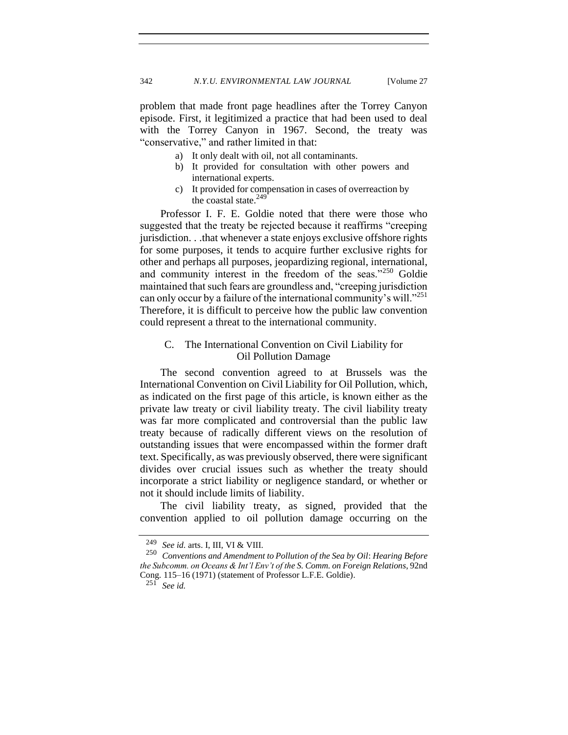problem that made front page headlines after the Torrey Canyon episode. First, it legitimized a practice that had been used to deal with the Torrey Canyon in 1967. Second, the treaty was "conservative," and rather limited in that:

a) It only dealt with oil, not all contaminants.
b) It provided for consultation with other powers and international experts.
c) It provided for compensation in cases of overreaction by the coastal state.[249]

Professor I. F. E. Goldie noted that there were those who suggested that the treaty be rejected because it reaffirms "creeping jurisdiction. . .that whenever a state enjoys exclusive offshore rights for some purposes, it tends to acquire further exclusive rights for other and perhaps all purposes, jeopardizing regional, international, and community interest in the freedom of the seas."[250] Goldie maintained that such fears are groundless and, "creeping jurisdiction can only occur by a failure of the international community's will."[251] Therefore, it is difficult to perceive how the public law convention could represent a threat to the international community.

### C. The International Convention on Civil Liability for Oil Pollution Damage

The second convention agreed to at Brussels was the International Convention on Civil Liability for Oil Pollution, which, as indicated on the first page of this article, is known either as the private law treaty or civil liability treaty. The civil liability treaty was far more complicated and controversial than the public law treaty because of radically different views on the resolution of outstanding issues that were encompassed within the former draft text. Specifically, as was previously observed, there were significant divides over crucial issues such as whether the treaty should incorporate a strict liability or negligence standard, or whether or not it should include limits of liability.

The civil liability treaty, as signed, provided that the convention applied to oil pollution damage occurring on the

---

[249] *See id.* arts. I, III, VI & VIII.

[250] *Conventions and Amendment to Pollution of the Sea by Oil*: *Hearing Before the Subcomm. on Oceans & Int'l Env't of the S. Comm. on Foreign Relations*, 92nd Cong. 115–16 (1971) (statement of Professor L.F.E. Goldie).

[251] *See id.*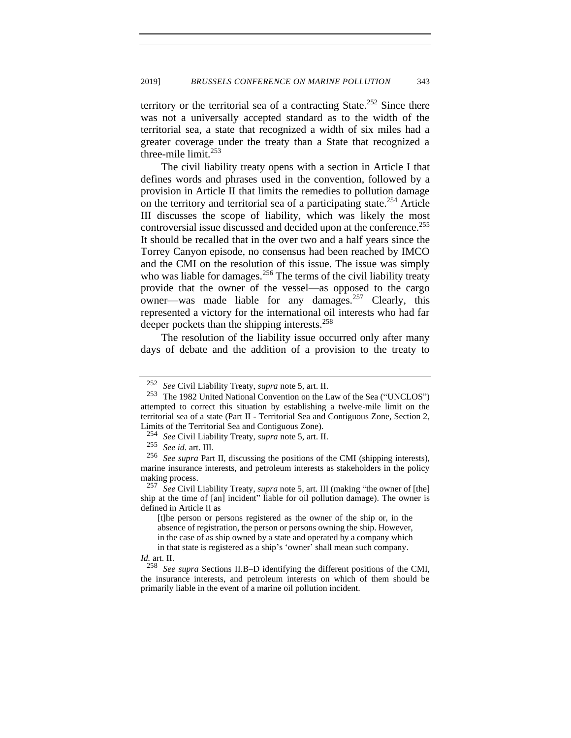territory or the territorial sea of a contracting State.[252] Since there was not a universally accepted standard as to the width of the territorial sea, a state that recognized a width of six miles had a greater coverage under the treaty than a State that recognized a three-mile limit.[253]

The civil liability treaty opens with a section in Article I that defines words and phrases used in the convention, followed by a provision in Article II that limits the remedies to pollution damage on the territory and territorial sea of a participating state.[254] Article III discusses the scope of liability, which was likely the most controversial issue discussed and decided upon at the conference.[255] It should be recalled that in the over two and a half years since the Torrey Canyon episode, no consensus had been reached by IMCO and the CMI on the resolution of this issue. The issue was simply who was liable for damages.[256] The terms of the civil liability treaty provide that the owner of the vessel—as opposed to the cargo owner—was made liable for any damages.[257] Clearly, this represented a victory for the international oil interests who had far deeper pockets than the shipping interests.[258]

The resolution of the liability issue occurred only after many days of debate and the addition of a provision to the treaty to

---

[252] *See* Civil Liability Treaty, *supra* note 5, art. II.

[253] The 1982 United National Convention on the Law of the Sea ("UNCLOS") attempted to correct this situation by establishing a twelve-mile limit on the territorial sea of a state (Part II - Territorial Sea and Contiguous Zone, Section 2, Limits of the Territorial Sea and Contiguous Zone).

[254] *See* Civil Liability Treaty, *supra* note 5, art. II.

[255] *See id.* art. III.

[256] *See supra* Part II, discussing the positions of the CMI (shipping interests), marine insurance interests, and petroleum interests as stakeholders in the policy making process.

[257] *See* Civil Liability Treaty, *supra* note 5, art. III (making "the owner of [the] ship at the time of [an] incident" liable for oil pollution damage). The owner is defined in Article II as

> [t]he person or persons registered as the owner of the ship or, in the absence of registration, the person or persons owning the ship. However, in the case of as ship owned by a state and operated by a company which in that state is registered as a ship's 'owner' shall mean such company.

*Id.* art. II.

[258] *See supra* Sections II.B–D identifying the different positions of the CMI, the insurance interests, and petroleum interests on which of them should be primarily liable in the event of a marine oil pollution incident.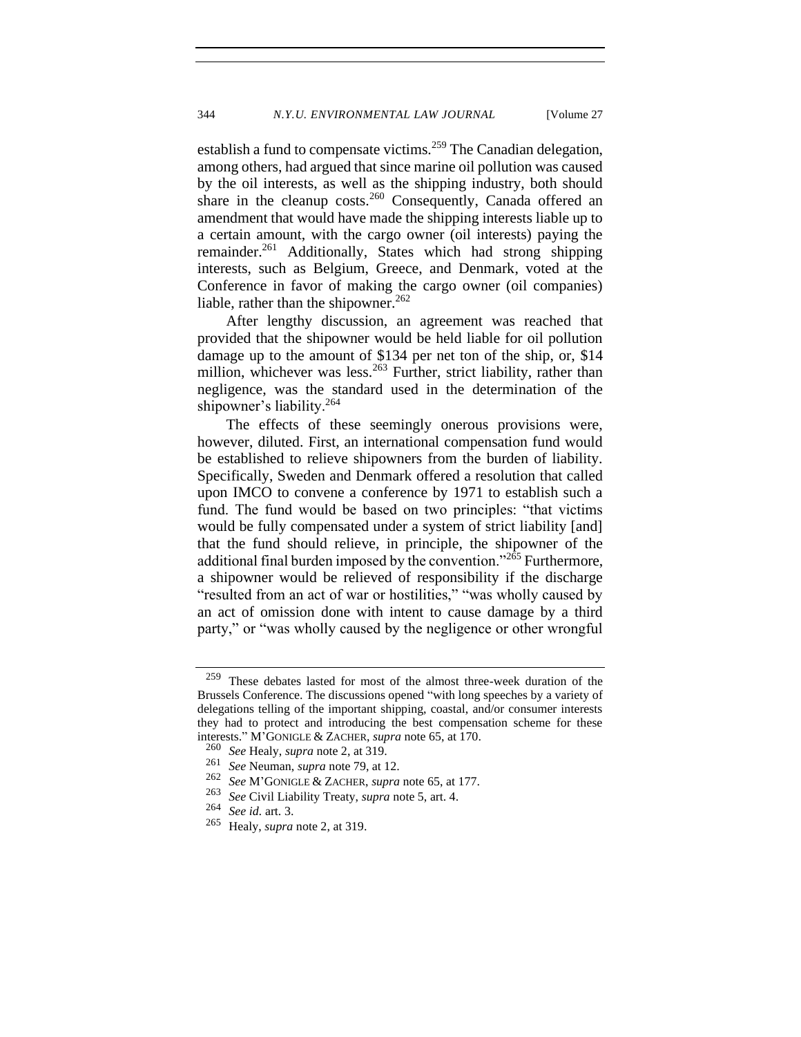establish a fund to compensate victims.[259] The Canadian delegation, among others, had argued that since marine oil pollution was caused by the oil interests, as well as the shipping industry, both should share in the cleanup costs.[260] Consequently, Canada offered an amendment that would have made the shipping interests liable up to a certain amount, with the cargo owner (oil interests) paying the remainder.[261] Additionally, States which had strong shipping interests, such as Belgium, Greece, and Denmark, voted at the Conference in favor of making the cargo owner (oil companies) liable, rather than the shipowner.[262]

After lengthy discussion, an agreement was reached that provided that the shipowner would be held liable for oil pollution damage up to the amount of $134 per net ton of the ship, or, $14 million, whichever was less.[263] Further, strict liability, rather than negligence, was the standard used in the determination of the shipowner's liability.[264]

The effects of these seemingly onerous provisions were, however, diluted. First, an international compensation fund would be established to relieve shipowners from the burden of liability. Specifically, Sweden and Denmark offered a resolution that called upon IMCO to convene a conference by 1971 to establish such a fund. The fund would be based on two principles: "that victims would be fully compensated under a system of strict liability [and] that the fund should relieve, in principle, the shipowner of the additional final burden imposed by the convention."[265] Furthermore, a shipowner would be relieved of responsibility if the discharge "resulted from an act of war or hostilities," "was wholly caused by an act of omission done with intent to cause damage by a third party," or "was wholly caused by the negligence or other wrongful

---

[259] These debates lasted for most of the almost three-week duration of the Brussels Conference. The discussions opened "with long speeches by a variety of delegations telling of the important shipping, coastal, and/or consumer interests they had to protect and introducing the best compensation scheme for these interests." M'GONIGLE & ZACHER, *supra* note 65, at 170.

[260] *See* Healy, *supra* note 2, at 319.

[261] *See* Neuman, *supra* note 79, at 12.

[262] *See* M'GONIGLE & ZACHER, *supra* note 65, at 177.

[263] *See* Civil Liability Treaty, *supra* note 5, art. 4.

[264] *See id.* art. 3.

[265] Healy, *supra* note 2, at 319.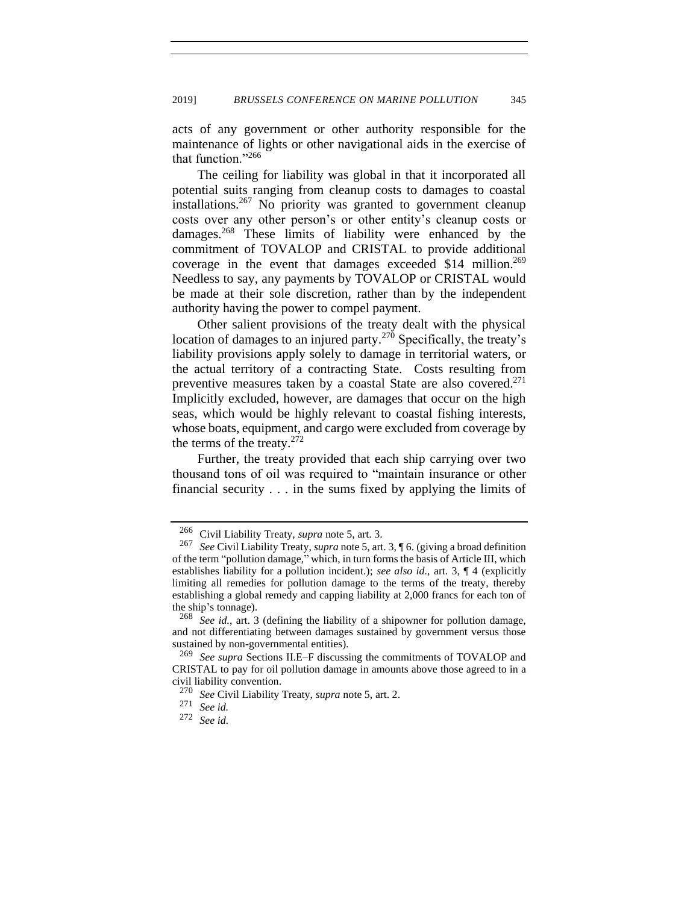acts of any government or other authority responsible for the maintenance of lights or other navigational aids in the exercise of that function."[266]

The ceiling for liability was global in that it incorporated all potential suits ranging from cleanup costs to damages to coastal installations.[267] No priority was granted to government cleanup costs over any other person's or other entity's cleanup costs or damages.[268] These limits of liability were enhanced by the commitment of TOVALOP and CRISTAL to provide additional coverage in the event that damages exceeded $14 million.[269] Needless to say, any payments by TOVALOP or CRISTAL would be made at their sole discretion, rather than by the independent authority having the power to compel payment.

Other salient provisions of the treaty dealt with the physical location of damages to an injured party.[270] Specifically, the treaty's liability provisions apply solely to damage in territorial waters, or the actual territory of a contracting State. Costs resulting from preventive measures taken by a coastal State are also covered.[271] Implicitly excluded, however, are damages that occur on the high seas, which would be highly relevant to coastal fishing interests, whose boats, equipment, and cargo were excluded from coverage by the terms of the treaty.[272]

Further, the treaty provided that each ship carrying over two thousand tons of oil was required to "maintain insurance or other financial security . . . in the sums fixed by applying the limits of

---

[266] Civil Liability Treaty, *supra* note 5, art. 3.

[267] *See* Civil Liability Treaty, *supra* note 5, art. 3, ¶ 6. (giving a broad definition of the term "pollution damage," which, in turn forms the basis of Article III, which establishes liability for a pollution incident.); *see also id.*, art. 3, ¶ 4 (explicitly limiting all remedies for pollution damage to the terms of the treaty, thereby establishing a global remedy and capping liability at 2,000 francs for each ton of the ship's tonnage).

[268] *See id.*, art. 3 (defining the liability of a shipowner for pollution damage, and not differentiating between damages sustained by government versus those sustained by non-governmental entities).

[269] *See supra* Sections II.E–F discussing the commitments of TOVALOP and CRISTAL to pay for oil pollution damage in amounts above those agreed to in a civil liability convention.

[270] *See* Civil Liability Treaty, *supra* note 5, art. 2.

[271] *See id.*

[272] *See id.*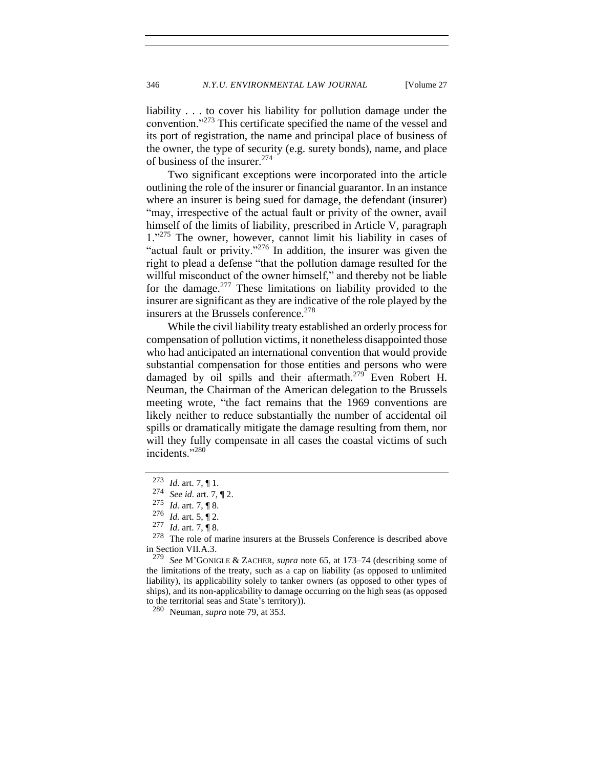liability . . . to cover his liability for pollution damage under the convention."[273] This certificate specified the name of the vessel and its port of registration, the name and principal place of business of the owner, the type of security (e.g. surety bonds), name, and place of business of the insurer.[274]

Two significant exceptions were incorporated into the article outlining the role of the insurer or financial guarantor. In an instance where an insurer is being sued for damage, the defendant (insurer) "may, irrespective of the actual fault or privity of the owner, avail himself of the limits of liability, prescribed in Article V, paragraph 1."[275] The owner, however, cannot limit his liability in cases of "actual fault or privity."[276] In addition, the insurer was given the right to plead a defense "that the pollution damage resulted for the willful misconduct of the owner himself," and thereby not be liable for the damage.[277] These limitations on liability provided to the insurer are significant as they are indicative of the role played by the insurers at the Brussels conference.[278]

While the civil liability treaty established an orderly process for compensation of pollution victims, it nonetheless disappointed those who had anticipated an international convention that would provide substantial compensation for those entities and persons who were damaged by oil spills and their aftermath.[279] Even Robert H. Neuman, the Chairman of the American delegation to the Brussels meeting wrote, "the fact remains that the 1969 conventions are likely neither to reduce substantially the number of accidental oil spills or dramatically mitigate the damage resulting from them, nor will they fully compensate in all cases the coastal victims of such incidents."[280]

---

[273] *Id.* art. 7, ¶ 1.

[274] *See id.* art. 7, ¶ 2.

[275] *Id.* art. 7, ¶ 8.

[276] *Id.* art. 5, ¶ 2.

[277] *Id.* art. 7, ¶ 8.

[278] The role of marine insurers at the Brussels Conference is described above in Section VII.A.3.

[279] *See* M'GONIGLE & ZACHER, *supra* note 65, at 173–74 (describing some of the limitations of the treaty, such as a cap on liability (as opposed to unlimited liability), its applicability solely to tanker owners (as opposed to other types of ships), and its non-applicability to damage occurring on the high seas (as opposed to the territorial seas and State's territory)).

[280] Neuman, *supra* note 79, at 353.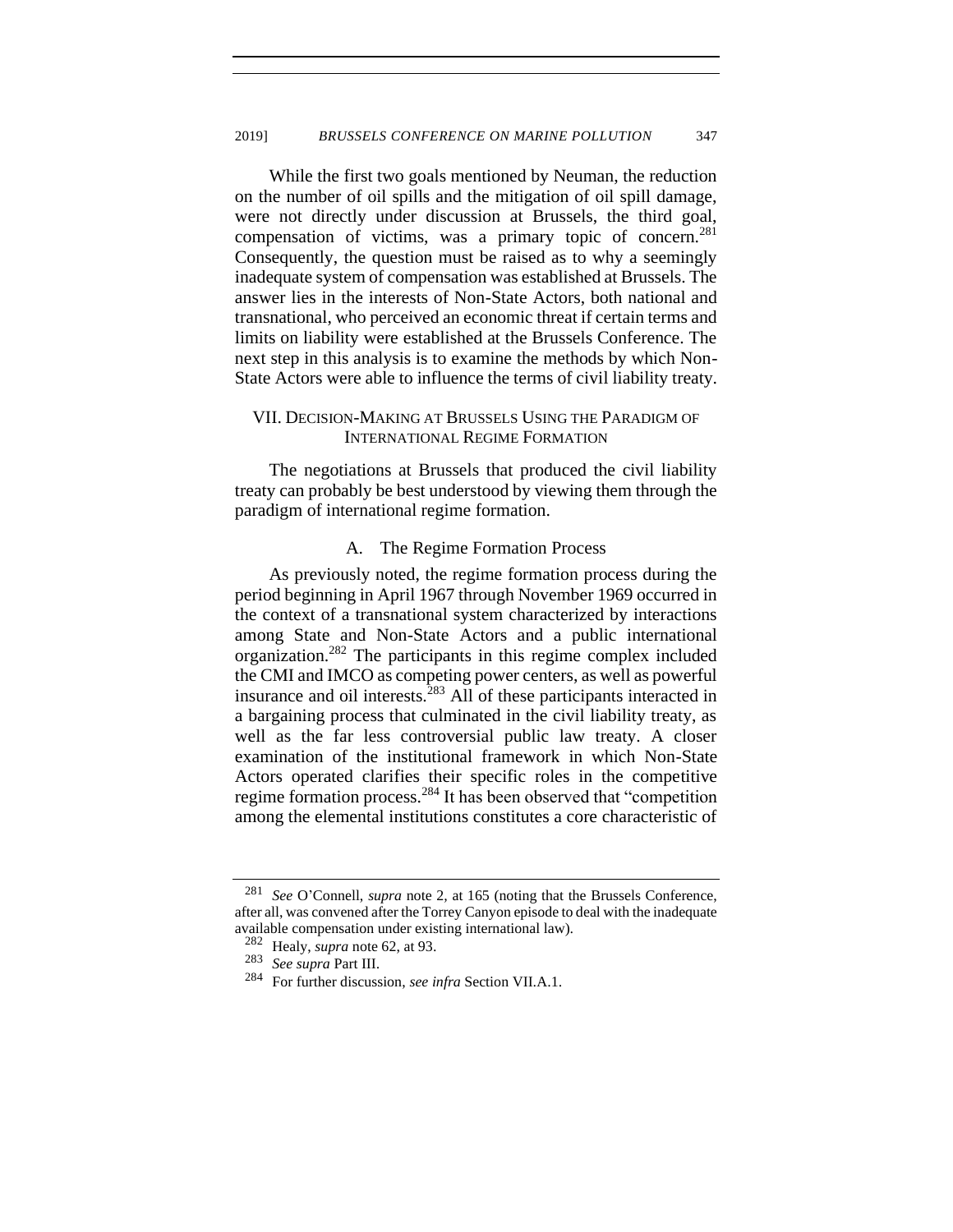While the first two goals mentioned by Neuman, the reduction on the number of oil spills and the mitigation of oil spill damage, were not directly under discussion at Brussels, the third goal, compensation of victims, was a primary topic of concern.[281] Consequently, the question must be raised as to why a seemingly inadequate system of compensation was established at Brussels. The answer lies in the interests of Non-State Actors, both national and transnational, who perceived an economic threat if certain terms and limits on liability were established at the Brussels Conference. The next step in this analysis is to examine the methods by which Non-State Actors were able to influence the terms of civil liability treaty.

## VII. Decision-Making at Brussels Using the Paradigm of International Regime Formation

The negotiations at Brussels that produced the civil liability treaty can probably be best understood by viewing them through the paradigm of international regime formation.

### A. The Regime Formation Process

As previously noted, the regime formation process during the period beginning in April 1967 through November 1969 occurred in the context of a transnational system characterized by interactions among State and Non-State Actors and a public international organization.[282] The participants in this regime complex included the CMI and IMCO as competing power centers, as well as powerful insurance and oil interests.[283] All of these participants interacted in a bargaining process that culminated in the civil liability treaty, as well as the far less controversial public law treaty. A closer examination of the institutional framework in which Non-State Actors operated clarifies their specific roles in the competitive regime formation process.[284] It has been observed that "competition among the elemental institutions constitutes a core characteristic of

---

[281] *See* O'Connell, *supra* note 2, at 165 (noting that the Brussels Conference, after all, was convened after the Torrey Canyon episode to deal with the inadequate available compensation under existing international law).

[282] Healy, *supra* note 62, at 93.

[283] *See supra* Part III.

[284] For further discussion, *see infra* Section VII.A.1.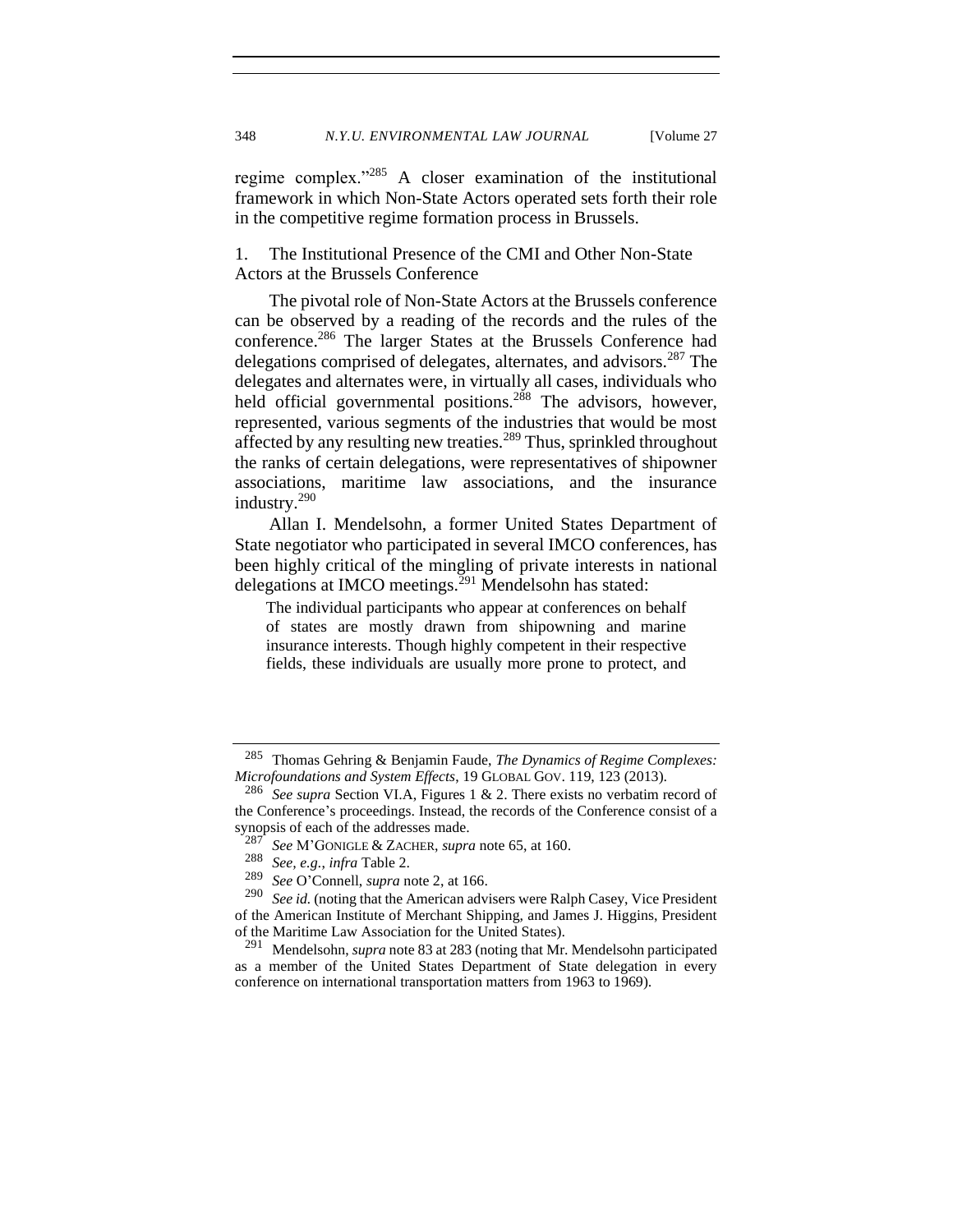regime complex."[285] A closer examination of the institutional framework in which Non-State Actors operated sets forth their role in the competitive regime formation process in Brussels.

1. The Institutional Presence of the CMI and Other Non-State Actors at the Brussels Conference

The pivotal role of Non-State Actors at the Brussels conference can be observed by a reading of the records and the rules of the conference.[286] The larger States at the Brussels Conference had delegations comprised of delegates, alternates, and advisors.[287] The delegates and alternates were, in virtually all cases, individuals who held official governmental positions.[288] The advisors, however, represented, various segments of the industries that would be most affected by any resulting new treaties.[289] Thus, sprinkled throughout the ranks of certain delegations, were representatives of shipowner associations, maritime law associations, and the insurance industry.[290]

Allan I. Mendelsohn, a former United States Department of State negotiator who participated in several IMCO conferences, has been highly critical of the mingling of private interests in national delegations at IMCO meetings.[291] Mendelsohn has stated:

> The individual participants who appear at conferences on behalf of states are mostly drawn from shipowning and marine insurance interests. Though highly competent in their respective fields, these individuals are usually more prone to protect, and

---

[285] Thomas Gehring & Benjamin Faude, *The Dynamics of Regime Complexes: Microfoundations and System Effects*, 19 GLOBAL GOV. 119, 123 (2013).

[286] *See supra* Section VI.A, Figures 1 & 2. There exists no verbatim record of the Conference's proceedings. Instead, the records of the Conference consist of a synopsis of each of the addresses made.

[287] *See* M'GONIGLE & ZACHER, *supra* note 65, at 160.

[288] *See, e.g.*, *infra* Table 2.

[289] *See* O'Connell, *supra* note 2, at 166.

[290] *See id.* (noting that the American advisers were Ralph Casey, Vice President of the American Institute of Merchant Shipping, and James J. Higgins, President of the Maritime Law Association for the United States).

[291] Mendelsohn, *supra* note 83 at 283 (noting that Mr. Mendelsohn participated as a member of the United States Department of State delegation in every conference on international transportation matters from 1963 to 1969).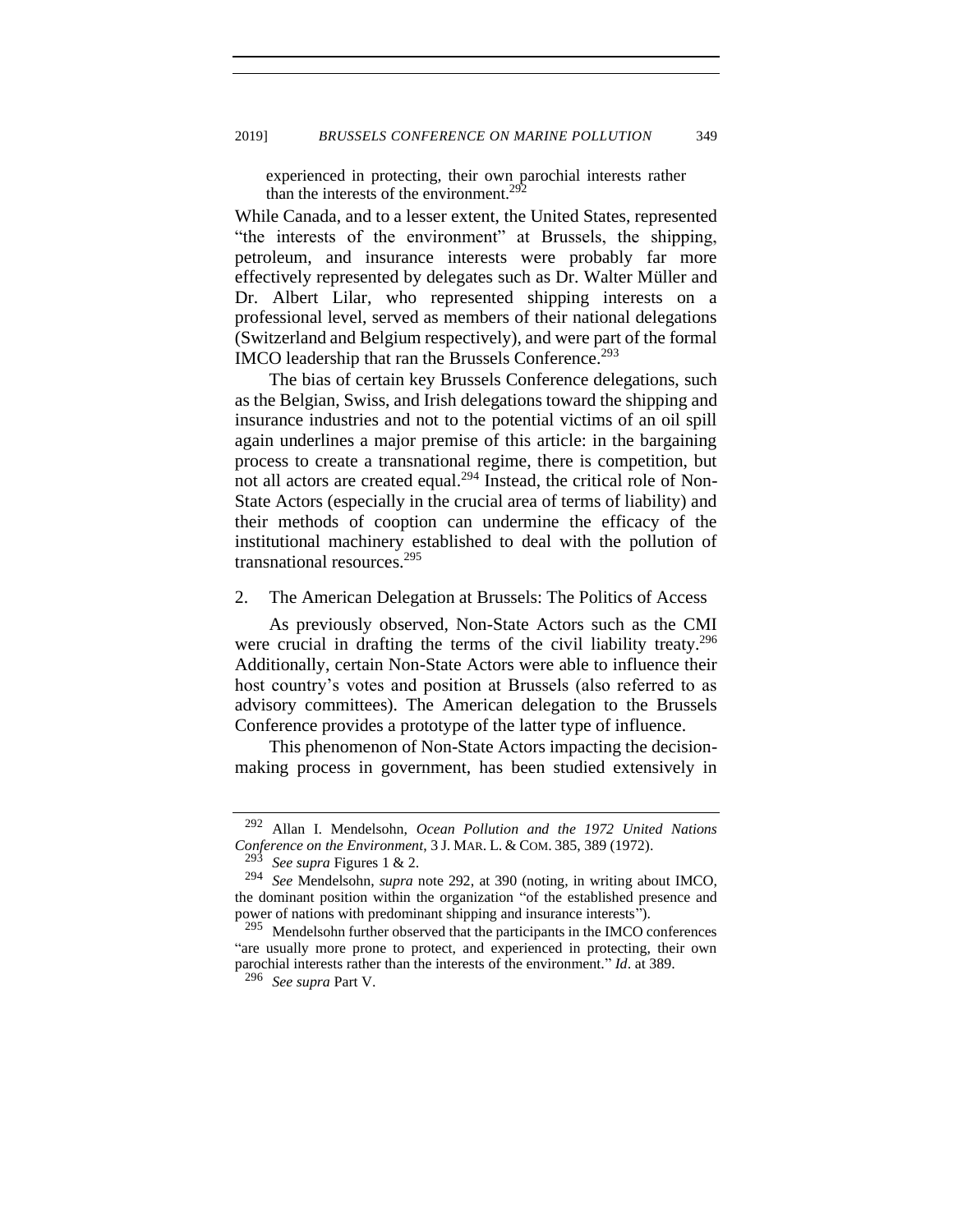experienced in protecting, their own parochial interests rather than the interests of the environment.[292]

While Canada, and to a lesser extent, the United States, represented "the interests of the environment" at Brussels, the shipping, petroleum, and insurance interests were probably far more effectively represented by delegates such as Dr. Walter Müller and Dr. Albert Lilar, who represented shipping interests on a professional level, served as members of their national delegations (Switzerland and Belgium respectively), and were part of the formal IMCO leadership that ran the Brussels Conference.[293]

The bias of certain key Brussels Conference delegations, such as the Belgian, Swiss, and Irish delegations toward the shipping and insurance industries and not to the potential victims of an oil spill again underlines a major premise of this article: in the bargaining process to create a transnational regime, there is competition, but not all actors are created equal.[294] Instead, the critical role of Non-State Actors (especially in the crucial area of terms of liability) and their methods of cooption can undermine the efficacy of the institutional machinery established to deal with the pollution of transnational resources.[295]

### 2. The American Delegation at Brussels: The Politics of Access

As previously observed, Non-State Actors such as the CMI were crucial in drafting the terms of the civil liability treaty.[296] Additionally, certain Non-State Actors were able to influence their host country's votes and position at Brussels (also referred to as advisory committees). The American delegation to the Brussels Conference provides a prototype of the latter type of influence.

This phenomenon of Non-State Actors impacting the decision-making process in government, has been studied extensively in

---

[292] Allan I. Mendelsohn, *Ocean Pollution and the 1972 United Nations Conference on the Environment*, 3 J. MAR. L. & COM. 385, 389 (1972).

[293] *See supra* Figures 1 & 2.

[294] *See* Mendelsohn, *supra* note 292, at 390 (noting, in writing about IMCO, the dominant position within the organization "of the established presence and power of nations with predominant shipping and insurance interests").

[295] Mendelsohn further observed that the participants in the IMCO conferences "are usually more prone to protect, and experienced in protecting, their own parochial interests rather than the interests of the environment." *Id*. at 389.

[296] *See supra* Part V.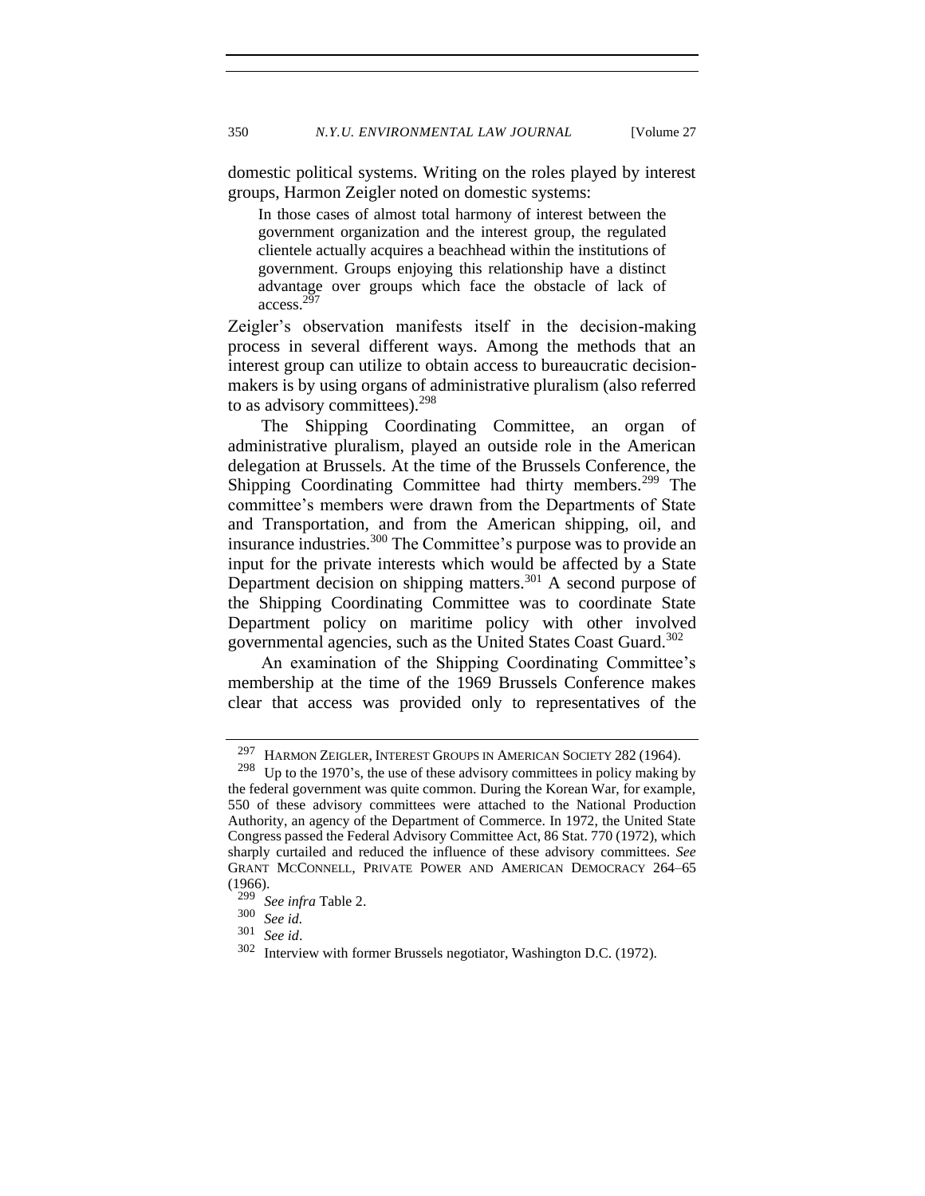domestic political systems. Writing on the roles played by interest groups, Harmon Zeigler noted on domestic systems:

> In those cases of almost total harmony of interest between the government organization and the interest group, the regulated clientele actually acquires a beachhead within the institutions of government. Groups enjoying this relationship have a distinct advantage over groups which face the obstacle of lack of access.[297]

Zeigler's observation manifests itself in the decision-making process in several different ways. Among the methods that an interest group can utilize to obtain access to bureaucratic decision-makers is by using organs of administrative pluralism (also referred to as advisory committees).[298]

The Shipping Coordinating Committee, an organ of administrative pluralism, played an outside role in the American delegation at Brussels. At the time of the Brussels Conference, the Shipping Coordinating Committee had thirty members.[299] The committee's members were drawn from the Departments of State and Transportation, and from the American shipping, oil, and insurance industries.[300] The Committee's purpose was to provide an input for the private interests which would be affected by a State Department decision on shipping matters.[301] A second purpose of the Shipping Coordinating Committee was to coordinate State Department policy on maritime policy with other involved governmental agencies, such as the United States Coast Guard.[302]

An examination of the Shipping Coordinating Committee's membership at the time of the 1969 Brussels Conference makes clear that access was provided only to representatives of the

---

[297] HARMON ZEIGLER, INTEREST GROUPS IN AMERICAN SOCIETY 282 (1964).

[298] Up to the 1970's, the use of these advisory committees in policy making by the federal government was quite common. During the Korean War, for example, 550 of these advisory committees were attached to the National Production Authority, an agency of the Department of Commerce. In 1972, the United State Congress passed the Federal Advisory Committee Act, 86 Stat. 770 (1972), which sharply curtailed and reduced the influence of these advisory committees. *See* GRANT MCCONNELL, PRIVATE POWER AND AMERICAN DEMOCRACY 264–65 (1966).

[299] *See infra* Table 2.

[300] *See id.*

[301] *See id*.

[302] Interview with former Brussels negotiator, Washington D.C. (1972).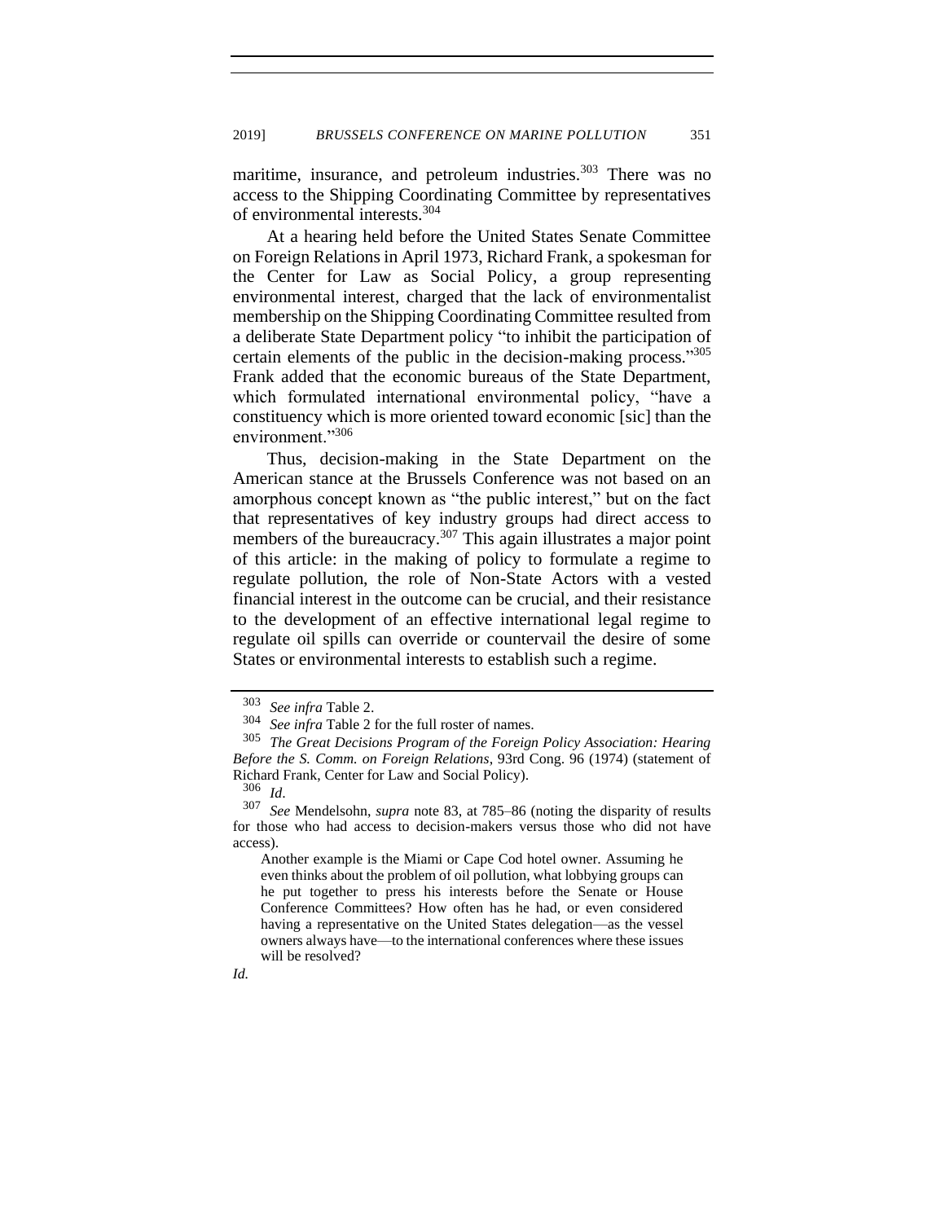maritime, insurance, and petroleum industries.[303] There was no access to the Shipping Coordinating Committee by representatives of environmental interests.[304]

At a hearing held before the United States Senate Committee on Foreign Relations in April 1973, Richard Frank, a spokesman for the Center for Law as Social Policy, a group representing environmental interest, charged that the lack of environmentalist membership on the Shipping Coordinating Committee resulted from a deliberate State Department policy "to inhibit the participation of certain elements of the public in the decision-making process."[305] Frank added that the economic bureaus of the State Department, which formulated international environmental policy, "have a constituency which is more oriented toward economic [sic] than the environment."[306]

Thus, decision-making in the State Department on the American stance at the Brussels Conference was not based on an amorphous concept known as "the public interest," but on the fact that representatives of key industry groups had direct access to members of the bureaucracy.[307] This again illustrates a major point of this article: in the making of policy to formulate a regime to regulate pollution, the role of Non-State Actors with a vested financial interest in the outcome can be crucial, and their resistance to the development of an effective international legal regime to regulate oil spills can override or countervail the desire of some States or environmental interests to establish such a regime.

---

[303] *See infra* Table 2.

[304] *See infra* Table 2 for the full roster of names.

[305] *The Great Decisions Program of the Foreign Policy Association: Hearing Before the S. Comm. on Foreign Relations*, 93rd Cong. 96 (1974) (statement of Richard Frank, Center for Law and Social Policy).

[306] *Id.*

[307] *See* Mendelsohn, *supra* note 83, at 785–86 (noting the disparity of results for those who had access to decision-makers versus those who did not have access).

> Another example is the Miami or Cape Cod hotel owner. Assuming he even thinks about the problem of oil pollution, what lobbying groups can he put together to press his interests before the Senate or House Conference Committees? How often has he had, or even considered having a representative on the United States delegation—as the vessel owners always have—to the international conferences where these issues will be resolved?

*Id.*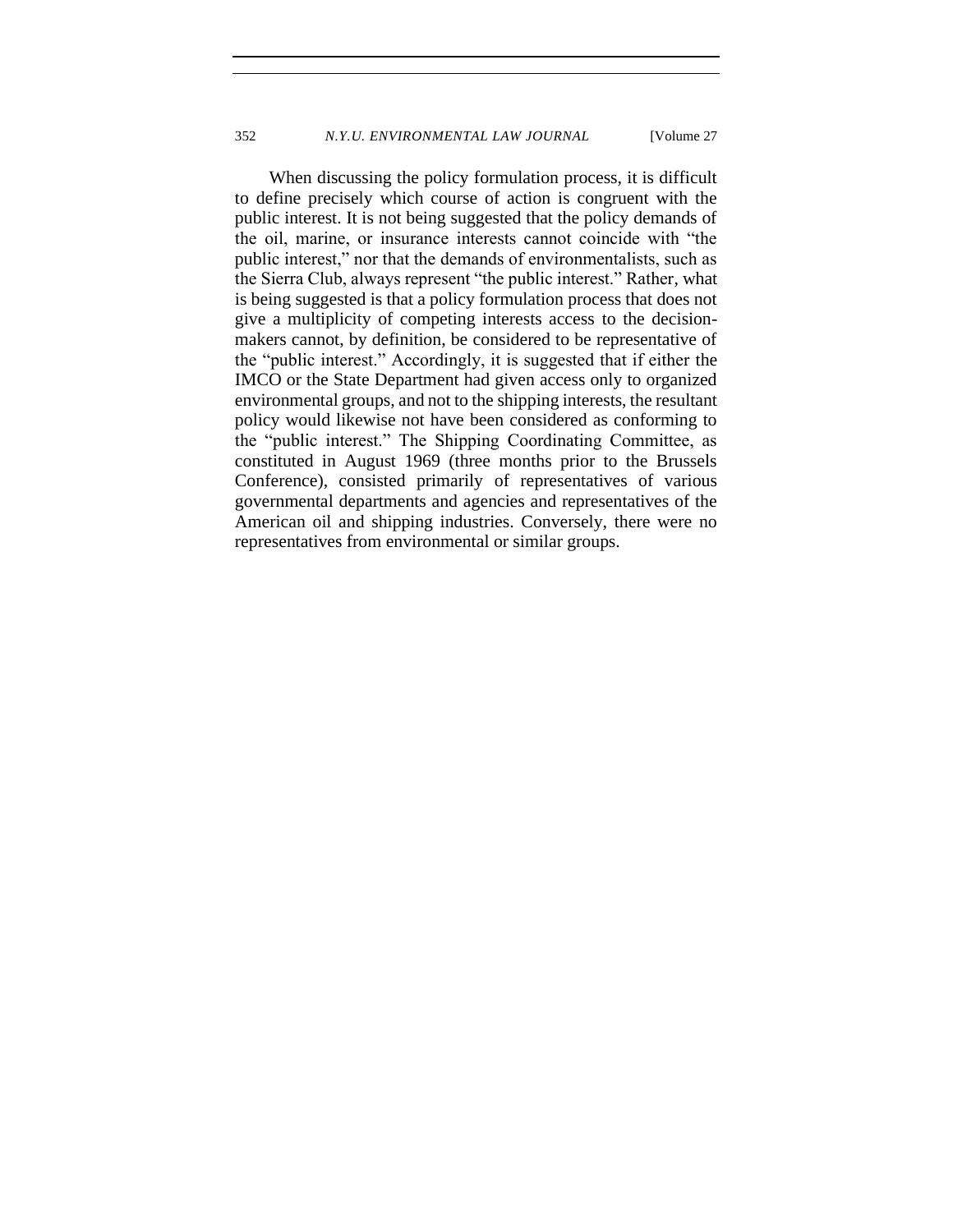When discussing the policy formulation process, it is difficult to define precisely which course of action is congruent with the public interest. It is not being suggested that the policy demands of the oil, marine, or insurance interests cannot coincide with "the public interest," nor that the demands of environmentalists, such as the Sierra Club, always represent "the public interest." Rather, what is being suggested is that a policy formulation process that does not give a multiplicity of competing interests access to the decision-makers cannot, by definition, be considered to be representative of the "public interest." Accordingly, it is suggested that if either the IMCO or the State Department had given access only to organized environmental groups, and not to the shipping interests, the resultant policy would likewise not have been considered as conforming to the "public interest." The Shipping Coordinating Committee, as constituted in August 1969 (three months prior to the Brussels Conference), consisted primarily of representatives of various governmental departments and agencies and representatives of the American oil and shipping industries. Conversely, there were no representatives from environmental or similar groups.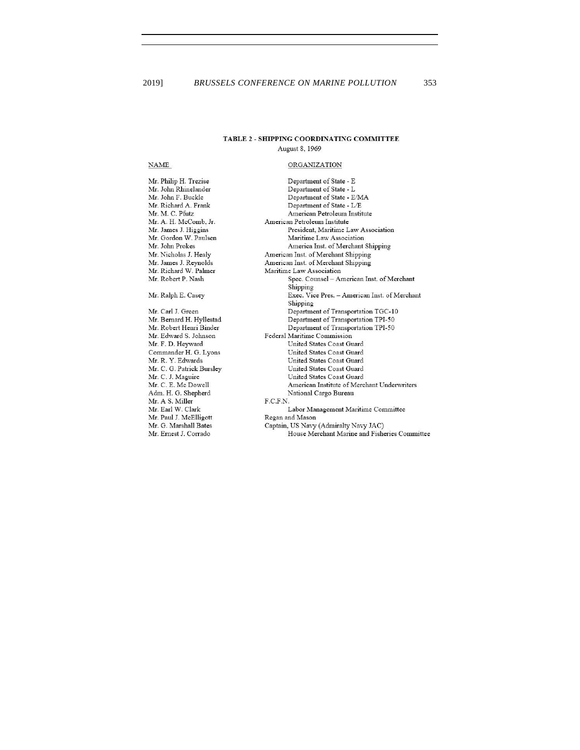**TABLE 2 - SHIPPING COORDINATING COMMITTEE**

August 8, 1969

| NAME | ORGANIZATION |
|---|---|
| Mr. Philip H. Trezise | Department of State - E |
| Mr. John Rhinelander | Department of State - L |
| Mr. John F. Buckle | Department of State - E/MA |
| Mr. Richard A. Frank | Department of State - L/E |
| Mr. M. C. Pfutz | American Petroleum Institute |
| Mr. A. H. McComb, Jr. | American Petroleum Institute |
| Mr. James J. Higgins | President, Maritime Law Association |
| Mr. Gordon W. Paulsen | Maritime Law Association |
| Mr. John Prokes | America Inst. of Merchant Shipping |
| Mr. Nicholas J. Healy | American Inst. of Merchant Shipping |
| Mr. James J. Reynolds | American Inst. of Merchant Shipping |
| Mr. Richard W. Palmer | Maritime Law Association |
| Mr. Robert P. Nash | Spec. Counsel – American Inst. of Merchant Shipping |
| Mr. Ralph E. Casey | Exec. Vice Pres. – American Inst. of Merchant Shipping |
| Mr. Carl J. Green | Department of Transportation TGC-10 |
| Mr. Bernard H. Hyllestad | Department of Transportation TPI-50 |
| Mr. Robert Henri Binder | Department of Transportation TPI-50 |
| Mr. Edward S. Johnson | Federal Maritime Commission |
| Mr. F. D. Heyward | United States Coast Guard |
| Commander H. G. Lyons | United States Coast Guard |
| Mr. R. Y. Edwards | United States Coast Guard |
| Mr. C. G. Patrick Bursley | United States Coast Guard |
| Mr. C. J. Maguire | United States Coast Guard |
| Mr. C. E. Mc Dowell | American Institute of Merchant Underwriters |
| Adm. H. G. Shepherd | National Cargo Bureau |
| Mr. A S. Miller | F.C.F.N. |
| Mr. Earl W. Clark | Labor Management Maritime Committee |
| Mr. Paul J. McElligott | Regan and Mason |
| Mr. G. Marshall Bates | Captain, US Navy (Admiralty Navy JAC) |
| Mr. Ernest J. Corrado | House Merchant Marine and Fisheries Committee |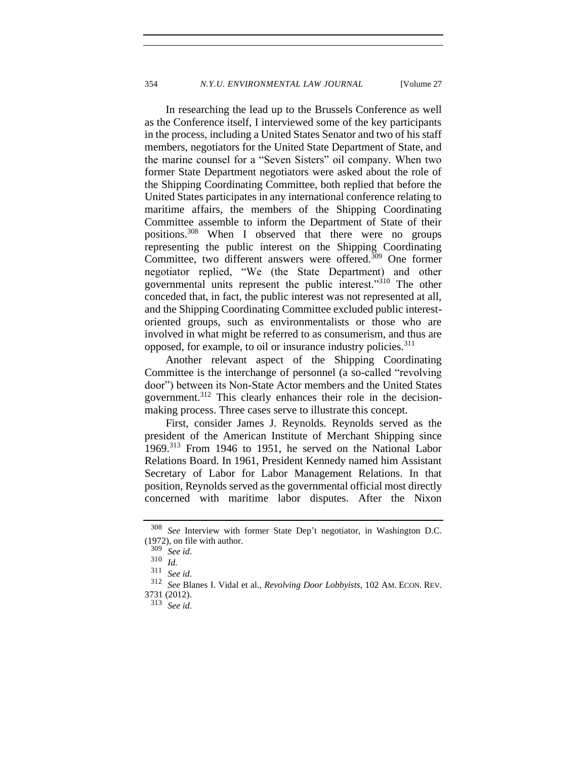In researching the lead up to the Brussels Conference as well as the Conference itself, I interviewed some of the key participants in the process, including a United States Senator and two of his staff members, negotiators for the United State Department of State, and the marine counsel for a "Seven Sisters" oil company. When two former State Department negotiators were asked about the role of the Shipping Coordinating Committee, both replied that before the United States participates in any international conference relating to maritime affairs, the members of the Shipping Coordinating Committee assemble to inform the Department of State of their positions.[308] When I observed that there were no groups representing the public interest on the Shipping Coordinating Committee, two different answers were offered.[309] One former negotiator replied, "We (the State Department) and other governmental units represent the public interest."[310] The other conceded that, in fact, the public interest was not represented at all, and the Shipping Coordinating Committee excluded public interest-oriented groups, such as environmentalists or those who are involved in what might be referred to as consumerism, and thus are opposed, for example, to oil or insurance industry policies.[311]

Another relevant aspect of the Shipping Coordinating Committee is the interchange of personnel (a so-called "revolving door") between its Non-State Actor members and the United States government.[312] This clearly enhances their role in the decision-making process. Three cases serve to illustrate this concept.

First, consider James J. Reynolds. Reynolds served as the president of the American Institute of Merchant Shipping since 1969.[313] From 1946 to 1951, he served on the National Labor Relations Board. In 1961, President Kennedy named him Assistant Secretary of Labor for Labor Management Relations. In that position, Reynolds served as the governmental official most directly concerned with maritime labor disputes. After the Nixon

---

[308] *See* Interview with former State Dep't negotiator, in Washington D.C. (1972), on file with author.

[309] *See id.*

[310] *Id.*

[311] *See id.*

[312] *See* Blanes I. Vidal et al., *Revolving Door Lobbyists*, 102 AM. ECON. REV. 3731 (2012).

[313] *See id.*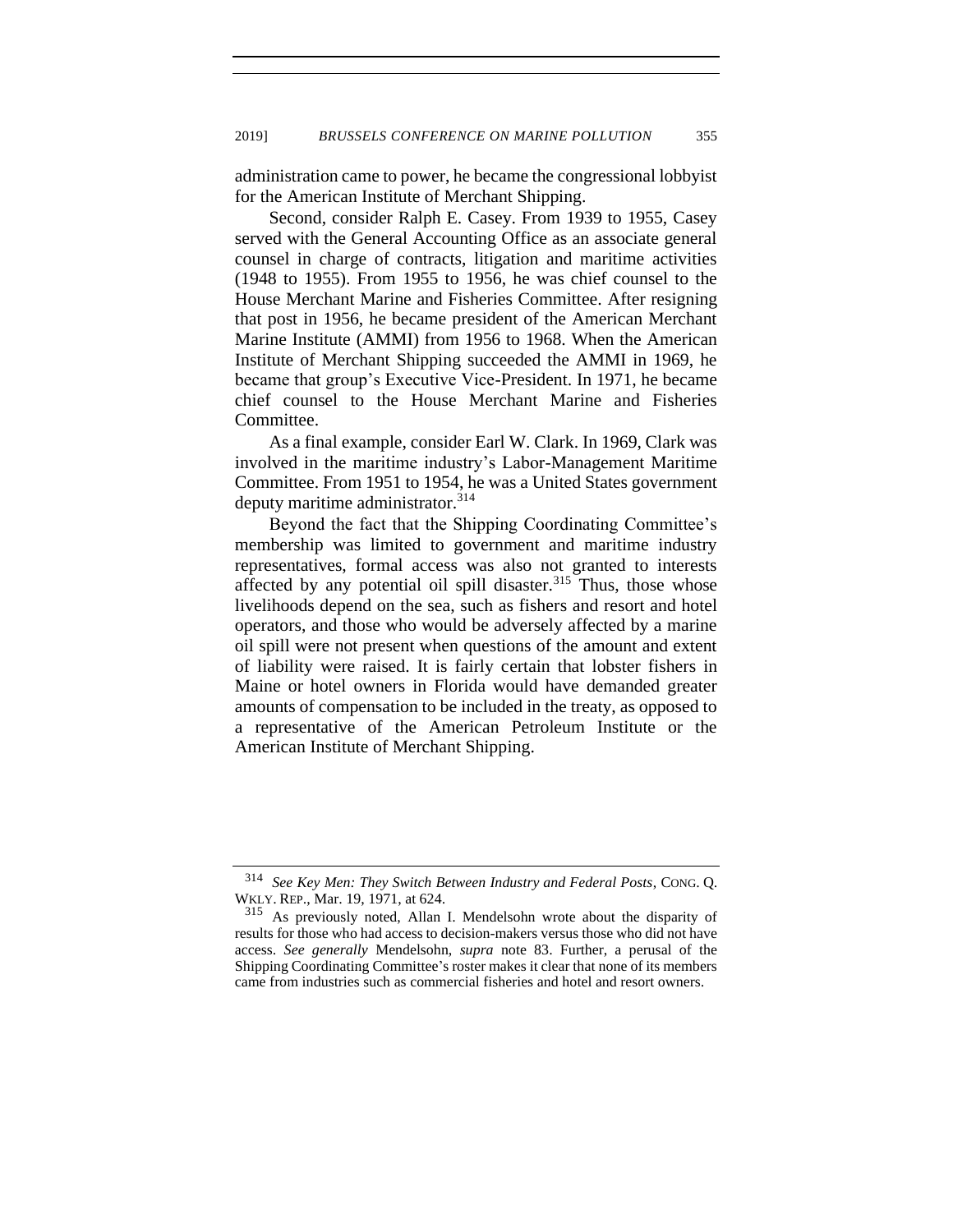administration came to power, he became the congressional lobbyist for the American Institute of Merchant Shipping.

Second, consider Ralph E. Casey. From 1939 to 1955, Casey served with the General Accounting Office as an associate general counsel in charge of contracts, litigation and maritime activities (1948 to 1955). From 1955 to 1956, he was chief counsel to the House Merchant Marine and Fisheries Committee. After resigning that post in 1956, he became president of the American Merchant Marine Institute (AMMI) from 1956 to 1968. When the American Institute of Merchant Shipping succeeded the AMMI in 1969, he became that group's Executive Vice-President. In 1971, he became chief counsel to the House Merchant Marine and Fisheries Committee.

As a final example, consider Earl W. Clark. In 1969, Clark was involved in the maritime industry's Labor-Management Maritime Committee. From 1951 to 1954, he was a United States government deputy maritime administrator.[314]

Beyond the fact that the Shipping Coordinating Committee's membership was limited to government and maritime industry representatives, formal access was also not granted to interests affected by any potential oil spill disaster.[315] Thus, those whose livelihoods depend on the sea, such as fishers and resort and hotel operators, and those who would be adversely affected by a marine oil spill were not present when questions of the amount and extent of liability were raised. It is fairly certain that lobster fishers in Maine or hotel owners in Florida would have demanded greater amounts of compensation to be included in the treaty, as opposed to a representative of the American Petroleum Institute or the American Institute of Merchant Shipping.

---

[314] *See Key Men: They Switch Between Industry and Federal Posts*, CONG. Q. WKLY. REP., Mar. 19, 1971, at 624.

[315] As previously noted, Allan I. Mendelsohn wrote about the disparity of results for those who had access to decision-makers versus those who did not have access. *See generally* Mendelsohn, *supra* note 83. Further, a perusal of the Shipping Coordinating Committee's roster makes it clear that none of its members came from industries such as commercial fisheries and hotel and resort owners.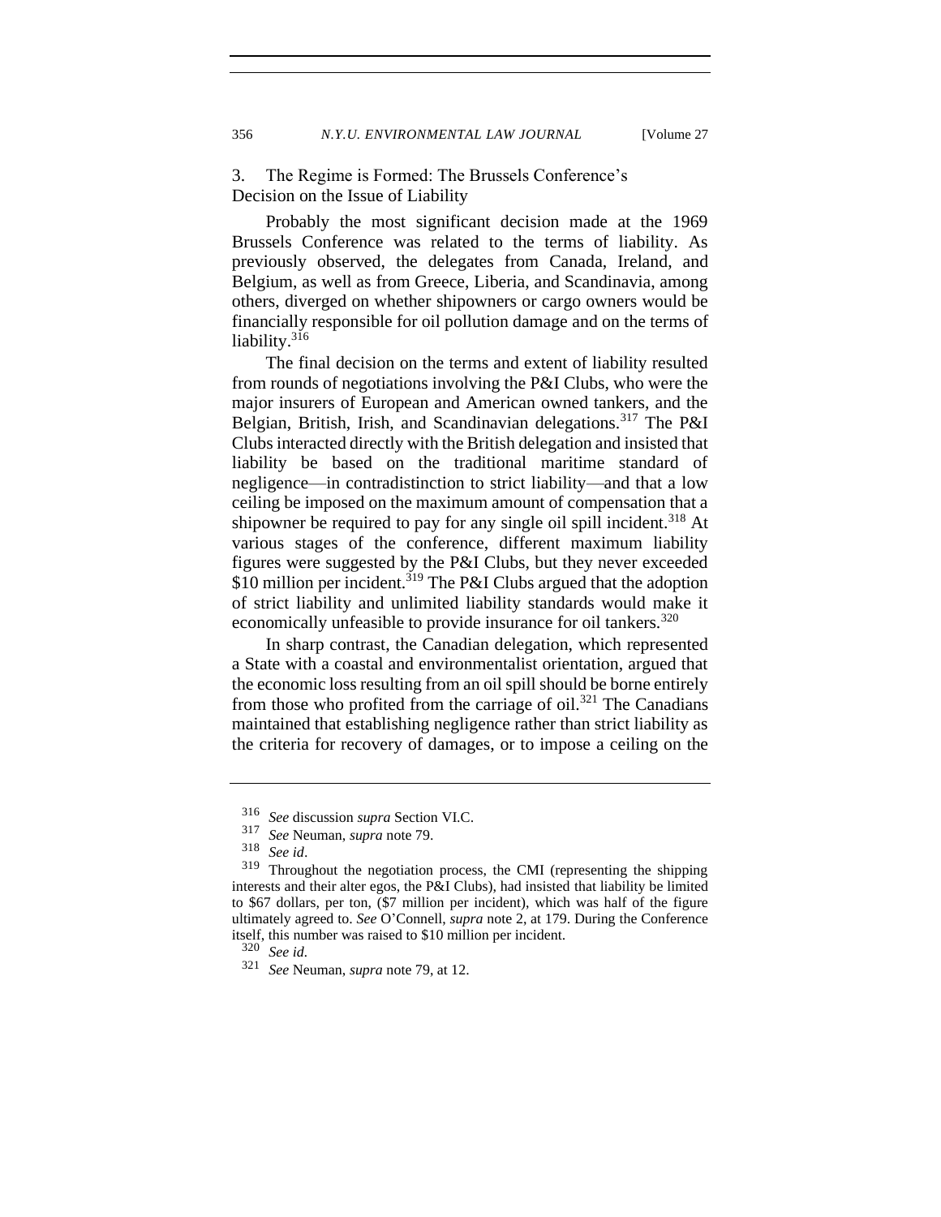### 3. The Regime is Formed: The Brussels Conference's Decision on the Issue of Liability

Probably the most significant decision made at the 1969 Brussels Conference was related to the terms of liability. As previously observed, the delegates from Canada, Ireland, and Belgium, as well as from Greece, Liberia, and Scandinavia, among others, diverged on whether shipowners or cargo owners would be financially responsible for oil pollution damage and on the terms of liability.[316]

The final decision on the terms and extent of liability resulted from rounds of negotiations involving the P&I Clubs, who were the major insurers of European and American owned tankers, and the Belgian, British, Irish, and Scandinavian delegations.[317] The P&I Clubs interacted directly with the British delegation and insisted that liability be based on the traditional maritime standard of negligence—in contradistinction to strict liability—and that a low ceiling be imposed on the maximum amount of compensation that a shipowner be required to pay for any single oil spill incident.[318] At various stages of the conference, different maximum liability figures were suggested by the P&I Clubs, but they never exceeded \$10 million per incident.[319] The P&I Clubs argued that the adoption of strict liability and unlimited liability standards would make it economically unfeasible to provide insurance for oil tankers.[320]

In sharp contrast, the Canadian delegation, which represented a State with a coastal and environmentalist orientation, argued that the economic loss resulting from an oil spill should be borne entirely from those who profited from the carriage of oil.[321] The Canadians maintained that establishing negligence rather than strict liability as the criteria for recovery of damages, or to impose a ceiling on the

---

316 *See* discussion *supra* Section VI.C.

317 *See* Neuman, *supra* note 79.

318 *See id*.

319 Throughout the negotiation process, the CMI (representing the shipping interests and their alter egos, the P&I Clubs), had insisted that liability be limited to \$67 dollars, per ton, (\$7 million per incident), which was half of the figure ultimately agreed to. *See* O'Connell, *supra* note 2, at 179. During the Conference itself, this number was raised to \$10 million per incident.

320 *See id.*

321 *See* Neuman, *supra* note 79, at 12.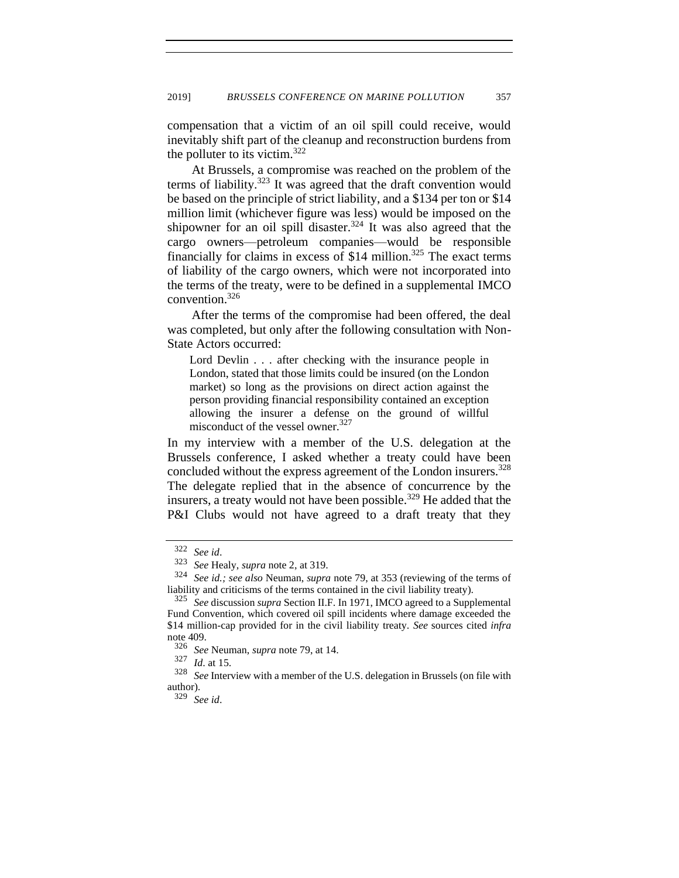compensation that a victim of an oil spill could receive, would inevitably shift part of the cleanup and reconstruction burdens from the polluter to its victim.[322]

At Brussels, a compromise was reached on the problem of the terms of liability.[323] It was agreed that the draft convention would be based on the principle of strict liability, and a $134 per ton or $14 million limit (whichever figure was less) would be imposed on the shipowner for an oil spill disaster.[324] It was also agreed that the cargo owners—petroleum companies—would be responsible financially for claims in excess of $14 million.[325] The exact terms of liability of the cargo owners, which were not incorporated into the terms of the treaty, were to be defined in a supplemental IMCO convention.[326]

After the terms of the compromise had been offered, the deal was completed, but only after the following consultation with Non-State Actors occurred:

> Lord Devlin . . . after checking with the insurance people in London, stated that those limits could be insured (on the London market) so long as the provisions on direct action against the person providing financial responsibility contained an exception allowing the insurer a defense on the ground of willful misconduct of the vessel owner.[327]

In my interview with a member of the U.S. delegation at the Brussels conference, I asked whether a treaty could have been concluded without the express agreement of the London insurers.[328] The delegate replied that in the absence of concurrence by the insurers, a treaty would not have been possible.[329] He added that the P&I Clubs would not have agreed to a draft treaty that they

---

[322] *See id*.

[323] *See* Healy, *supra* note 2, at 319.

[324] *See id.; see also* Neuman, *supra* note 79, at 353 (reviewing of the terms of liability and criticisms of the terms contained in the civil liability treaty).

[325] *See* discussion *supra* Section II.F. In 1971, IMCO agreed to a Supplemental Fund Convention, which covered oil spill incidents where damage exceeded the $14 million-cap provided for in the civil liability treaty. *See* sources cited *infra* note 409.

[326] *See* Neuman, *supra* note 79, at 14.

[327] *Id*. at 15.

[328] *See* Interview with a member of the U.S. delegation in Brussels (on file with author).

[329] *See id*.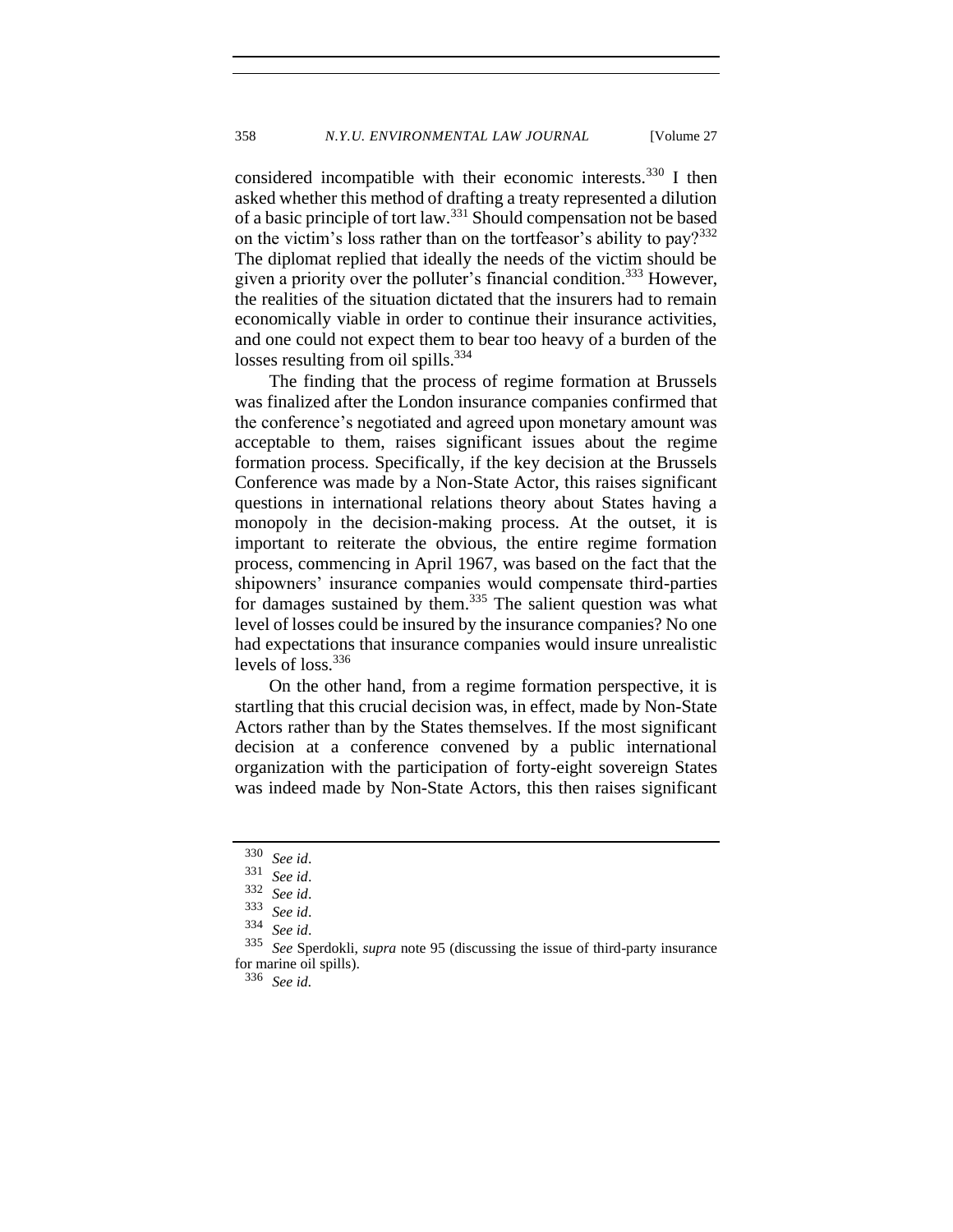considered incompatible with their economic interests.[330] I then asked whether this method of drafting a treaty represented a dilution of a basic principle of tort law.[331] Should compensation not be based on the victim's loss rather than on the tortfeasor's ability to pay?[332] The diplomat replied that ideally the needs of the victim should be given a priority over the polluter's financial condition.[333] However, the realities of the situation dictated that the insurers had to remain economically viable in order to continue their insurance activities, and one could not expect them to bear too heavy of a burden of the losses resulting from oil spills.[334]

The finding that the process of regime formation at Brussels was finalized after the London insurance companies confirmed that the conference's negotiated and agreed upon monetary amount was acceptable to them, raises significant issues about the regime formation process. Specifically, if the key decision at the Brussels Conference was made by a Non-State Actor, this raises significant questions in international relations theory about States having a monopoly in the decision-making process. At the outset, it is important to reiterate the obvious, the entire regime formation process, commencing in April 1967, was based on the fact that the shipowners' insurance companies would compensate third-parties for damages sustained by them.[335] The salient question was what level of losses could be insured by the insurance companies? No one had expectations that insurance companies would insure unrealistic levels of loss.[336]

On the other hand, from a regime formation perspective, it is startling that this crucial decision was, in effect, made by Non-State Actors rather than by the States themselves. If the most significant decision at a conference convened by a public international organization with the participation of forty-eight sovereign States was indeed made by Non-State Actors, this then raises significant

---

[330] *See id*.

[331] *See id*.

[332] *See id*.

[333] *See id*.

[334] *See id*.

[335] *See* Sperdokli, *supra* note 95 (discussing the issue of third-party insurance for marine oil spills).

[336] *See id*.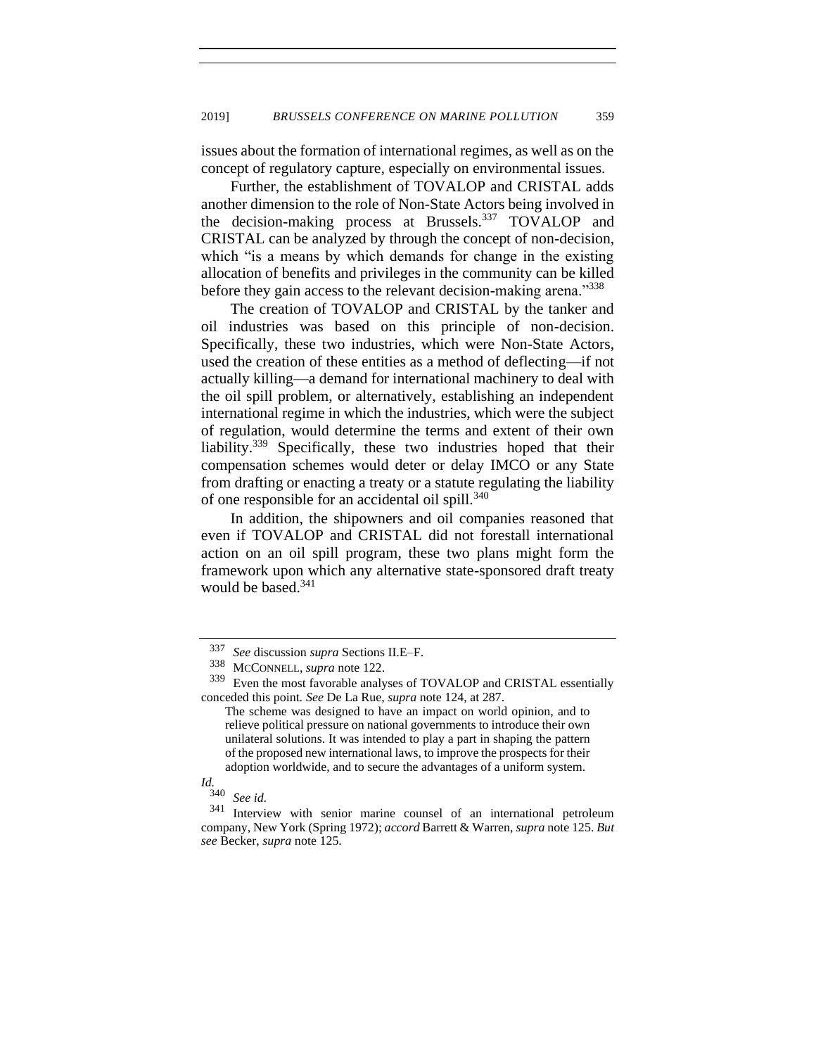issues about the formation of international regimes, as well as on the concept of regulatory capture, especially on environmental issues.

Further, the establishment of TOVALOP and CRISTAL adds another dimension to the role of Non-State Actors being involved in the decision-making process at Brussels.[337] TOVALOP and CRISTAL can be analyzed by through the concept of non-decision, which "is a means by which demands for change in the existing allocation of benefits and privileges in the community can be killed before they gain access to the relevant decision-making arena."[338]

The creation of TOVALOP and CRISTAL by the tanker and oil industries was based on this principle of non-decision. Specifically, these two industries, which were Non-State Actors, used the creation of these entities as a method of deflecting—if not actually killing—a demand for international machinery to deal with the oil spill problem, or alternatively, establishing an independent international regime in which the industries, which were the subject of regulation, would determine the terms and extent of their own liability.[339] Specifically, these two industries hoped that their compensation schemes would deter or delay IMCO or any State from drafting or enacting a treaty or a statute regulating the liability of one responsible for an accidental oil spill.[340]

In addition, the shipowners and oil companies reasoned that even if TOVALOP and CRISTAL did not forestall international action on an oil spill program, these two plans might form the framework upon which any alternative state-sponsored draft treaty would be based.[341]

---

[337] *See* discussion *supra* Sections II.E–F.

[338] MCCONNELL, *supra* note 122.

[339] Even the most favorable analyses of TOVALOP and CRISTAL essentially conceded this point. *See* De La Rue, *supra* note 124, at 287.

> The scheme was designed to have an impact on world opinion, and to relieve political pressure on national governments to introduce their own unilateral solutions. It was intended to play a part in shaping the pattern of the proposed new international laws, to improve the prospects for their adoption worldwide, and to secure the advantages of a uniform system.

*Id.*

[340] *See id.*

[341] Interview with senior marine counsel of an international petroleum company, New York (Spring 1972); *accord* Barrett & Warren, *supra* note 125. *But see* Becker, *supra* note 125.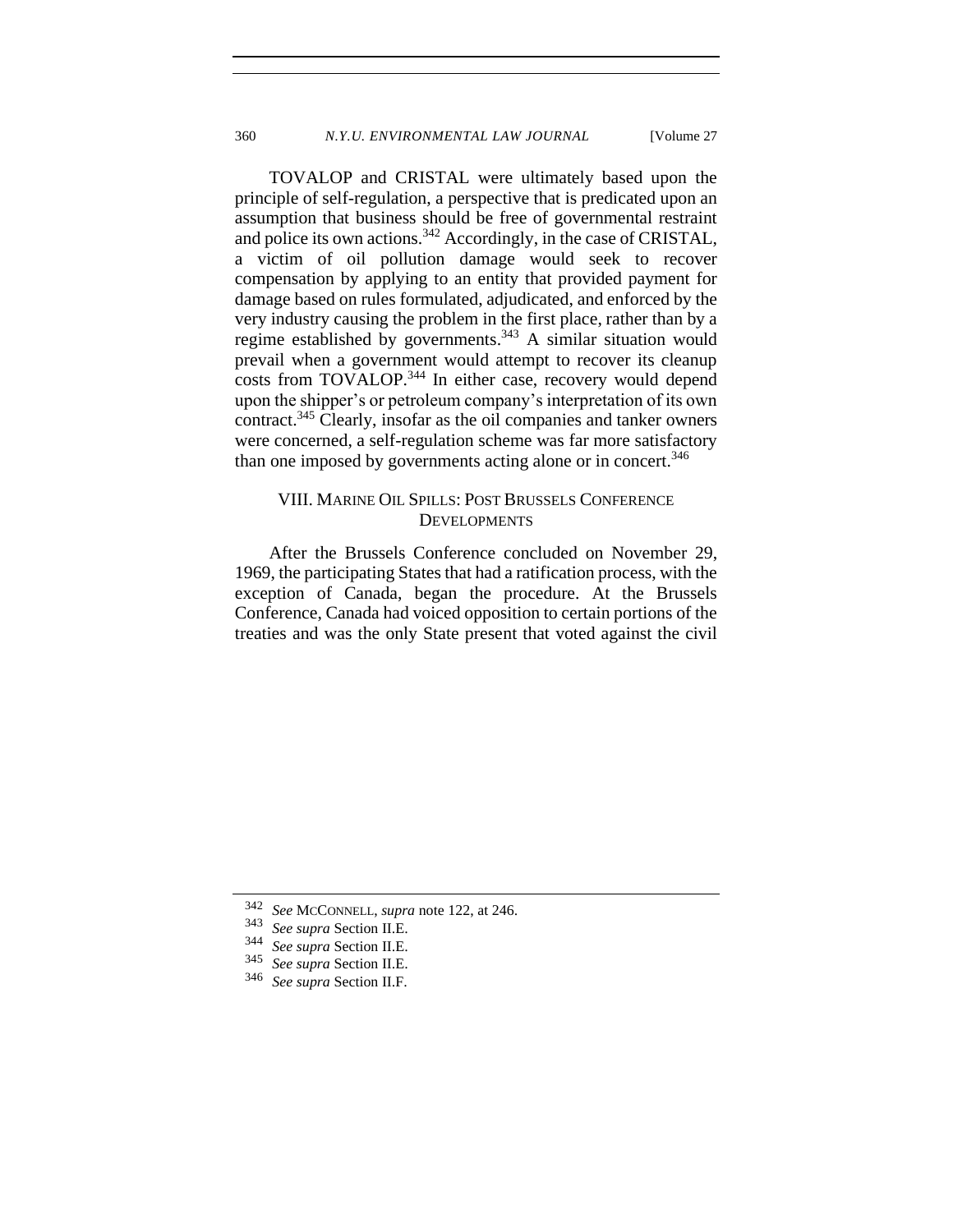TOVALOP and CRISTAL were ultimately based upon the principle of self-regulation, a perspective that is predicated upon an assumption that business should be free of governmental restraint and police its own actions.[342] Accordingly, in the case of CRISTAL, a victim of oil pollution damage would seek to recover compensation by applying to an entity that provided payment for damage based on rules formulated, adjudicated, and enforced by the very industry causing the problem in the first place, rather than by a regime established by governments.[343] A similar situation would prevail when a government would attempt to recover its cleanup costs from TOVALOP.[344] In either case, recovery would depend upon the shipper's or petroleum company's interpretation of its own contract.[345] Clearly, insofar as the oil companies and tanker owners were concerned, a self-regulation scheme was far more satisfactory than one imposed by governments acting alone or in concert.[346]

## VIII. Marine Oil Spills: Post Brussels Conference Developments

After the Brussels Conference concluded on November 29, 1969, the participating States that had a ratification process, with the exception of Canada, began the procedure. At the Brussels Conference, Canada had voiced opposition to certain portions of the treaties and was the only State present that voted against the civil

---

[342] *See* McConnell, *supra* note 122, at 246.

[343] *See supra* Section II.E.

[344] *See supra* Section II.E.

[345] *See supra* Section II.E.

[346] *See supra* Section II.F.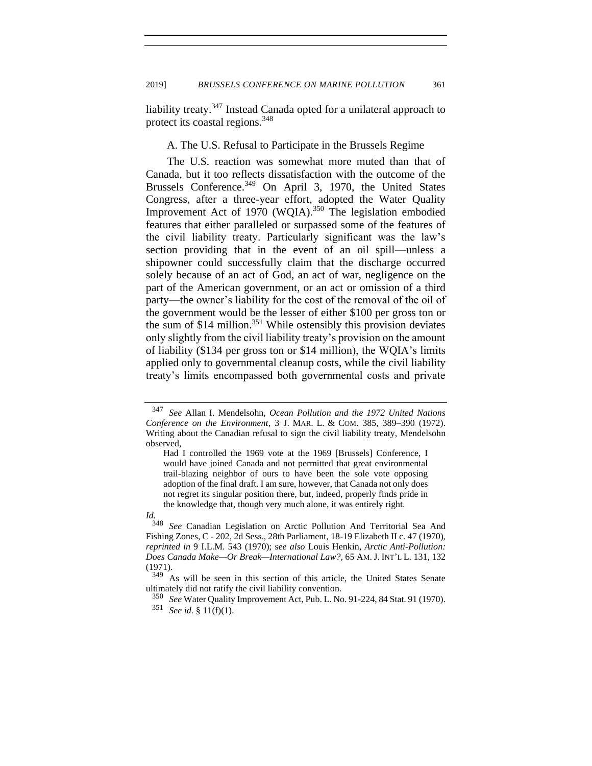liability treaty.[347] Instead Canada opted for a unilateral approach to protect its coastal regions.[348]

### A. The U.S. Refusal to Participate in the Brussels Regime

The U.S. reaction was somewhat more muted than that of Canada, but it too reflects dissatisfaction with the outcome of the Brussels Conference.[349] On April 3, 1970, the United States Congress, after a three-year effort, adopted the Water Quality Improvement Act of 1970 (WQIA).[350] The legislation embodied features that either paralleled or surpassed some of the features of the civil liability treaty. Particularly significant was the law's section providing that in the event of an oil spill—unless a shipowner could successfully claim that the discharge occurred solely because of an act of God, an act of war, negligence on the part of the American government, or an act or omission of a third party—the owner's liability for the cost of the removal of the oil of the government would be the lesser of either \$100 per gross ton or the sum of \$14 million.[351] While ostensibly this provision deviates only slightly from the civil liability treaty's provision on the amount of liability (\$134 per gross ton or \$14 million), the WQIA's limits applied only to governmental cleanup costs, while the civil liability treaty's limits encompassed both governmental costs and private

---

[347] *See* Allan I. Mendelsohn, *Ocean Pollution and the 1972 United Nations Conference on the Environment*, 3 J. MAR. L. & COM. 385, 389–390 (1972). Writing about the Canadian refusal to sign the civil liability treaty, Mendelsohn observed,

> Had I controlled the 1969 vote at the 1969 [Brussels] Conference, I would have joined Canada and not permitted that great environmental trail-blazing neighbor of ours to have been the sole vote opposing adoption of the final draft. I am sure, however, that Canada not only does not regret its singular position there, but, indeed, properly finds pride in the knowledge that, though very much alone, it was entirely right.

*Id.*

[348] *See* Canadian Legislation on Arctic Pollution And Territorial Sea And Fishing Zones, C - 202, 2d Sess., 28th Parliament, 18-19 Elizabeth II c. 47 (1970), *reprinted in* 9 I.L.M. 543 (1970); s*ee also* Louis Henkin, *Arctic Anti-Pollution: Does Canada Make—Or Break—International Law?*, 65 AM. J. INT'L L. 131, 132 (1971).

[349] As will be seen in this section of this article, the United States Senate ultimately did not ratify the civil liability convention.

[350] *See* Water Quality Improvement Act, Pub. L. No. 91-224, 84 Stat. 91 (1970).

[351] *See id.* § 11(f)(1).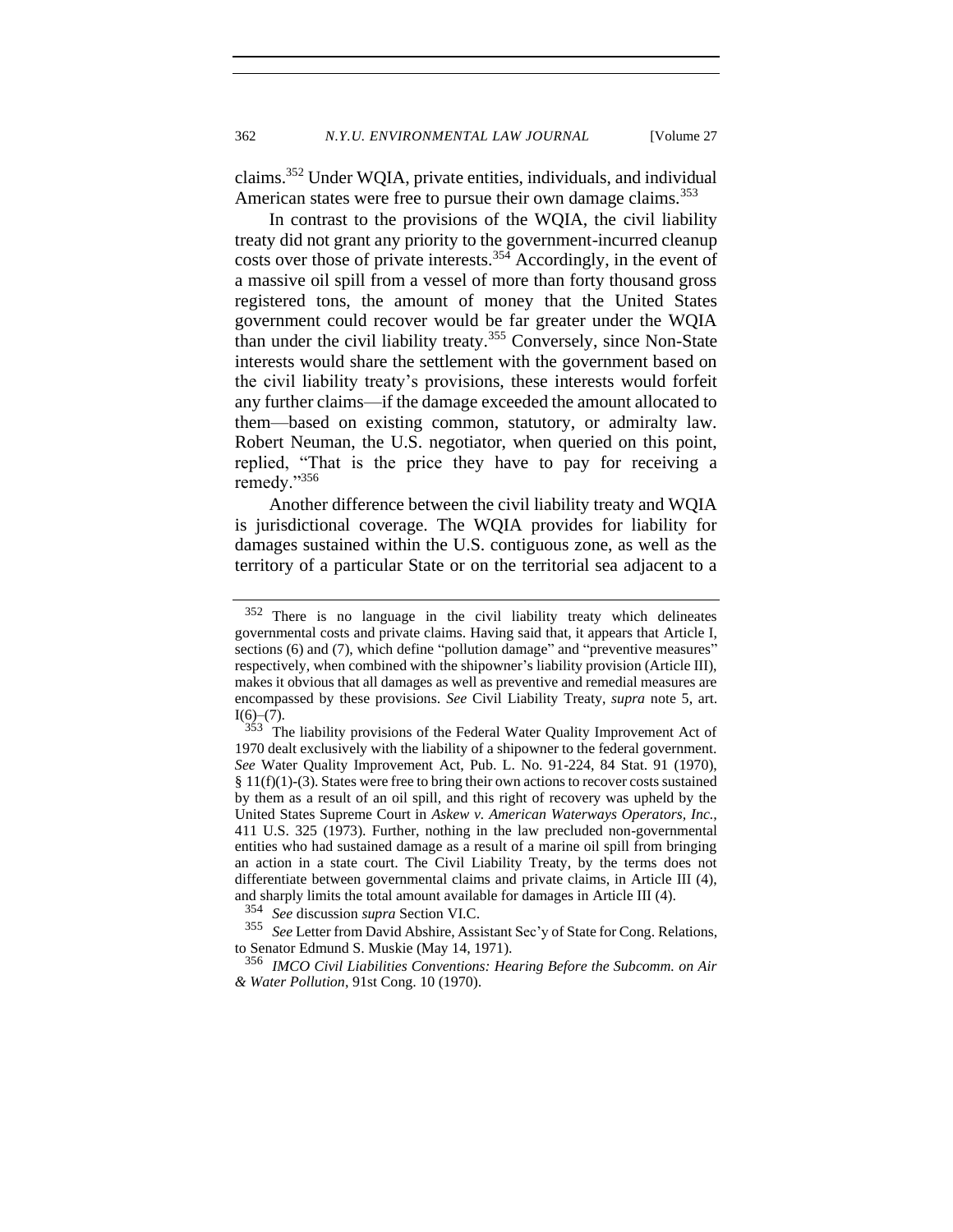claims.[352] Under WQIA, private entities, individuals, and individual American states were free to pursue their own damage claims.[353]

In contrast to the provisions of the WQIA, the civil liability treaty did not grant any priority to the government-incurred cleanup costs over those of private interests.[354] Accordingly, in the event of a massive oil spill from a vessel of more than forty thousand gross registered tons, the amount of money that the United States government could recover would be far greater under the WQIA than under the civil liability treaty.[355] Conversely, since Non-State interests would share the settlement with the government based on the civil liability treaty's provisions, these interests would forfeit any further claims—if the damage exceeded the amount allocated to them—based on existing common, statutory, or admiralty law. Robert Neuman, the U.S. negotiator, when queried on this point, replied, "That is the price they have to pay for receiving a remedy."[356]

Another difference between the civil liability treaty and WQIA is jurisdictional coverage. The WQIA provides for liability for damages sustained within the U.S. contiguous zone, as well as the territory of a particular State or on the territorial sea adjacent to a

---

[352] There is no language in the civil liability treaty which delineates governmental costs and private claims. Having said that, it appears that Article I, sections (6) and (7), which define "pollution damage" and "preventive measures" respectively, when combined with the shipowner's liability provision (Article III), makes it obvious that all damages as well as preventive and remedial measures are encompassed by these provisions. *See* Civil Liability Treaty, *supra* note 5, art. I(6)–(7).

[353] The liability provisions of the Federal Water Quality Improvement Act of 1970 dealt exclusively with the liability of a shipowner to the federal government. *See* Water Quality Improvement Act, Pub. L. No. 91-224, 84 Stat. 91 (1970), § 11(f)(1)-(3). States were free to bring their own actions to recover costs sustained by them as a result of an oil spill, and this right of recovery was upheld by the United States Supreme Court in *Askew v. American Waterways Operators, Inc.*, 411 U.S. 325 (1973). Further, nothing in the law precluded non-governmental entities who had sustained damage as a result of a marine oil spill from bringing an action in a state court. The Civil Liability Treaty, by the terms does not differentiate between governmental claims and private claims, in Article III (4), and sharply limits the total amount available for damages in Article III (4).

[354] *See* discussion *supra* Section VI.C.

[355] *See* Letter from David Abshire, Assistant Sec'y of State for Cong. Relations, to Senator Edmund S. Muskie (May 14, 1971).

[356] *IMCO Civil Liabilities Conventions: Hearing Before the Subcomm. on Air & Water Pollution*, 91st Cong. 10 (1970).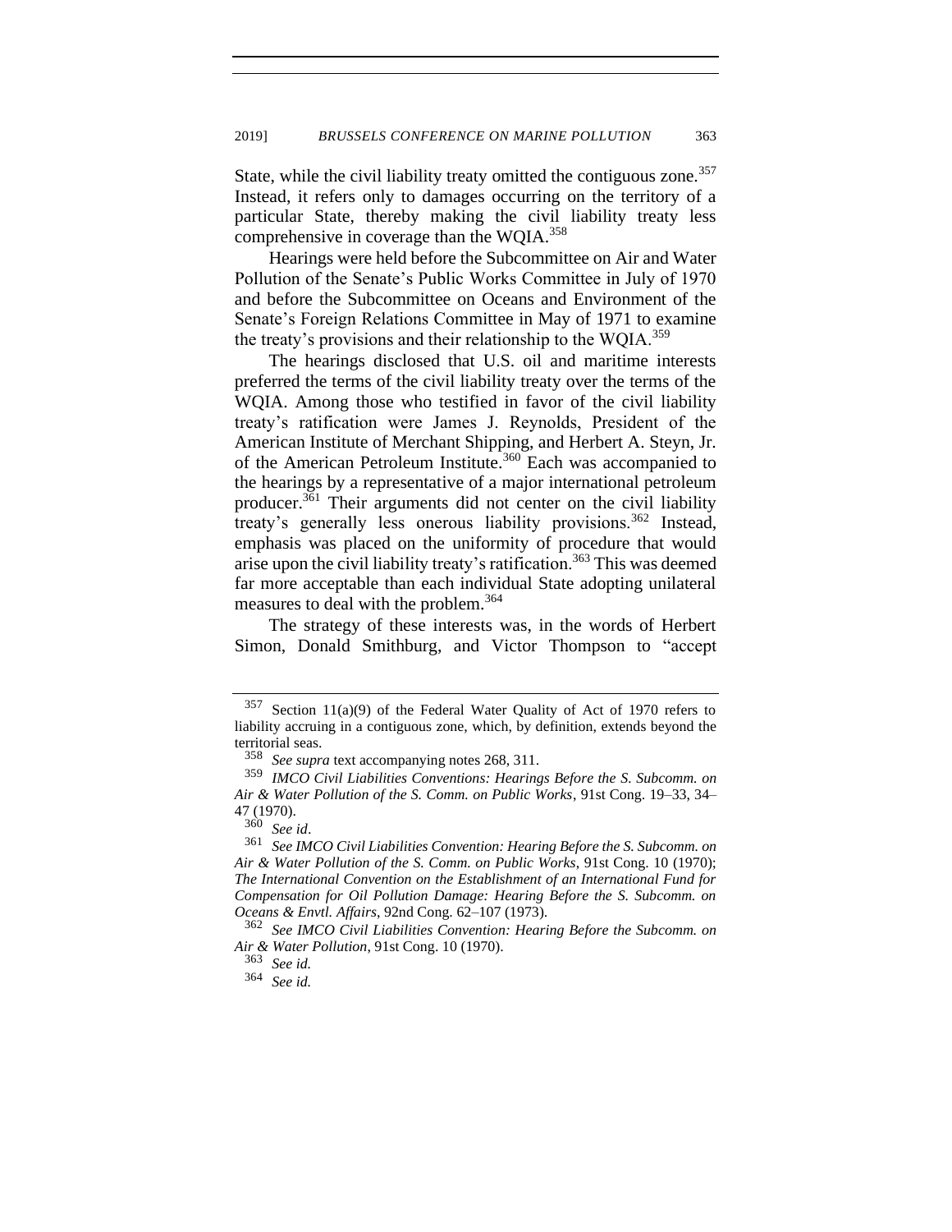State, while the civil liability treaty omitted the contiguous zone.[357] Instead, it refers only to damages occurring on the territory of a particular State, thereby making the civil liability treaty less comprehensive in coverage than the WQIA.[358]

Hearings were held before the Subcommittee on Air and Water Pollution of the Senate's Public Works Committee in July of 1970 and before the Subcommittee on Oceans and Environment of the Senate's Foreign Relations Committee in May of 1971 to examine the treaty's provisions and their relationship to the WQIA.[359]

The hearings disclosed that U.S. oil and maritime interests preferred the terms of the civil liability treaty over the terms of the WQIA. Among those who testified in favor of the civil liability treaty's ratification were James J. Reynolds, President of the American Institute of Merchant Shipping, and Herbert A. Steyn, Jr. of the American Petroleum Institute.[360] Each was accompanied to the hearings by a representative of a major international petroleum producer.[361] Their arguments did not center on the civil liability treaty's generally less onerous liability provisions.[362] Instead, emphasis was placed on the uniformity of procedure that would arise upon the civil liability treaty's ratification.[363] This was deemed far more acceptable than each individual State adopting unilateral measures to deal with the problem.[364]

The strategy of these interests was, in the words of Herbert Simon, Donald Smithburg, and Victor Thompson to "accept

---

357 Section 11(a)(9) of the Federal Water Quality of Act of 1970 refers to liability accruing in a contiguous zone, which, by definition, extends beyond the territorial seas.

358 *See supra* text accompanying notes 268, 311.

359 *IMCO Civil Liabilities Conventions: Hearings Before the S. Subcomm. on Air & Water Pollution of the S. Comm. on Public Works*, 91st Cong. 19–33, 34–47 (1970).

360 *See id*.

361 *See IMCO Civil Liabilities Convention: Hearing Before the S. Subcomm. on Air & Water Pollution of the S. Comm. on Public Works*, 91st Cong. 10 (1970); *The International Convention on the Establishment of an International Fund for Compensation for Oil Pollution Damage: Hearing Before the S. Subcomm. on Oceans & Envtl. Affairs*, 92nd Cong. 62–107 (1973).

362 *See IMCO Civil Liabilities Convention: Hearing Before the Subcomm. on Air & Water Pollution*, 91st Cong. 10 (1970).

363 *See id.*

364 *See id.*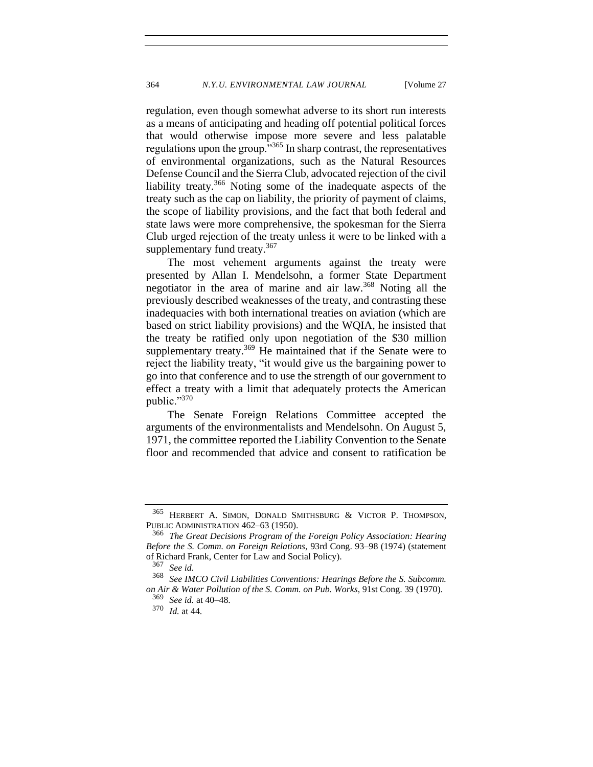regulation, even though somewhat adverse to its short run interests as a means of anticipating and heading off potential political forces that would otherwise impose more severe and less palatable regulations upon the group."[365] In sharp contrast, the representatives of environmental organizations, such as the Natural Resources Defense Council and the Sierra Club, advocated rejection of the civil liability treaty.[366] Noting some of the inadequate aspects of the treaty such as the cap on liability, the priority of payment of claims, the scope of liability provisions, and the fact that both federal and state laws were more comprehensive, the spokesman for the Sierra Club urged rejection of the treaty unless it were to be linked with a supplementary fund treaty.[367]

The most vehement arguments against the treaty were presented by Allan I. Mendelsohn, a former State Department negotiator in the area of marine and air law.[368] Noting all the previously described weaknesses of the treaty, and contrasting these inadequacies with both international treaties on aviation (which are based on strict liability provisions) and the WQIA, he insisted that the treaty be ratified only upon negotiation of the $30 million supplementary treaty.[369] He maintained that if the Senate were to reject the liability treaty, "it would give us the bargaining power to go into that conference and to use the strength of our government to effect a treaty with a limit that adequately protects the American public."[370]

The Senate Foreign Relations Committee accepted the arguments of the environmentalists and Mendelsohn. On August 5, 1971, the committee reported the Liability Convention to the Senate floor and recommended that advice and consent to ratification be

---

[365] HERBERT A. SIMON, DONALD SMITHSBURG & VICTOR P. THOMPSON, PUBLIC ADMINISTRATION 462–63 (1950).

[366] *The Great Decisions Program of the Foreign Policy Association: Hearing Before the S. Comm. on Foreign Relations*, 93rd Cong. 93–98 (1974) (statement of Richard Frank, Center for Law and Social Policy).

[367] *See id.*

[368] *See IMCO Civil Liabilities Conventions: Hearings Before the S. Subcomm. on Air & Water Pollution of the S. Comm. on Pub. Works*, 91st Cong. 39 (1970).

[369] *See id.* at 40–48.

[370] *Id.* at 44.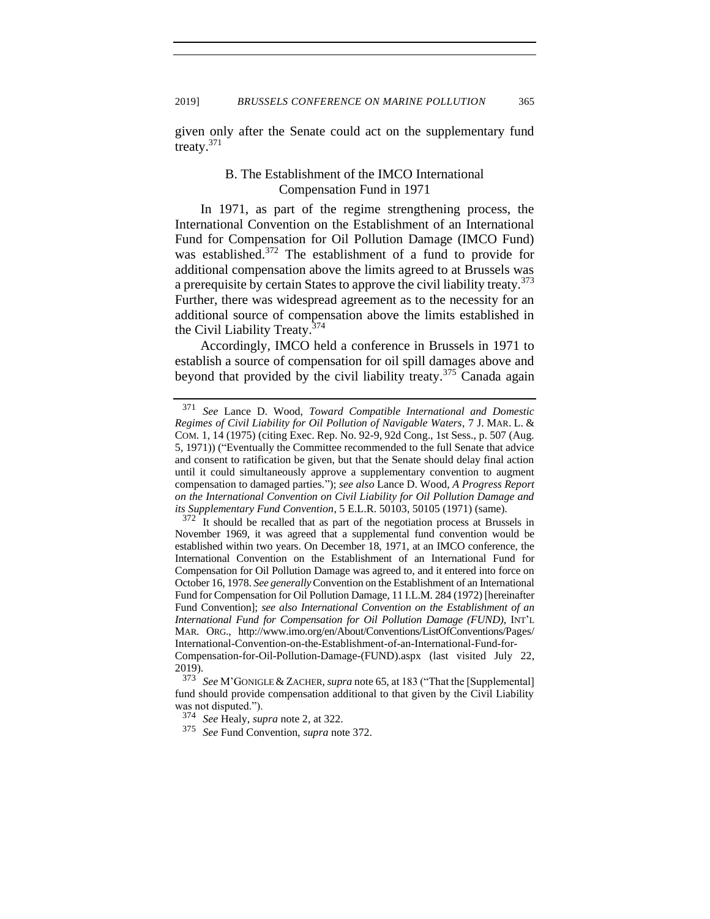given only after the Senate could act on the supplementary fund treaty.[371]

### B. The Establishment of the IMCO International Compensation Fund in 1971

In 1971, as part of the regime strengthening process, the International Convention on the Establishment of an International Fund for Compensation for Oil Pollution Damage (IMCO Fund) was established.[372] The establishment of a fund to provide for additional compensation above the limits agreed to at Brussels was a prerequisite by certain States to approve the civil liability treaty.[373] Further, there was widespread agreement as to the necessity for an additional source of compensation above the limits established in the Civil Liability Treaty.[374]

Accordingly, IMCO held a conference in Brussels in 1971 to establish a source of compensation for oil spill damages above and beyond that provided by the civil liability treaty.[375] Canada again

---

[371] *See* Lance D. Wood, *Toward Compatible International and Domestic Regimes of Civil Liability for Oil Pollution of Navigable Waters*, 7 J. MAR. L. & COM. 1, 14 (1975) (citing Exec. Rep. No. 92-9, 92d Cong., 1st Sess., p. 507 (Aug. 5, 1971)) ("Eventually the Committee recommended to the full Senate that advice and consent to ratification be given, but that the Senate should delay final action until it could simultaneously approve a supplementary convention to augment compensation to damaged parties."); *see also* Lance D. Wood, *A Progress Report on the International Convention on Civil Liability for Oil Pollution Damage and its Supplementary Fund Convention*, 5 E.L.R. 50103, 50105 (1971) (same).

[372] It should be recalled that as part of the negotiation process at Brussels in November 1969, it was agreed that a supplemental fund convention would be established within two years. On December 18, 1971, at an IMCO conference, the International Convention on the Establishment of an International Fund for Compensation for Oil Pollution Damage was agreed to, and it entered into force on October 16, 1978. *See generally* Convention on the Establishment of an International Fund for Compensation for Oil Pollution Damage, 11 I.L.M. 284 (1972) [hereinafter Fund Convention]; *see also International Convention on the Establishment of an International Fund for Compensation for Oil Pollution Damage (FUND)*, INT'L MAR. ORG., http://www.imo.org/en/About/Conventions/ListOfConventions/Pages/International-Convention-on-the-Establishment-of-an-International-Fund-for-Compensation-for-Oil-Pollution-Damage-(FUND).aspx (last visited July 22, 2019).

[373] *See* M'GONIGLE & ZACHER, *supra* note 65, at 183 ("That the [Supplemental] fund should provide compensation additional to that given by the Civil Liability was not disputed.").

[374] *See* Healy, *supra* note 2, at 322.

[375] *See* Fund Convention, *supra* note 372.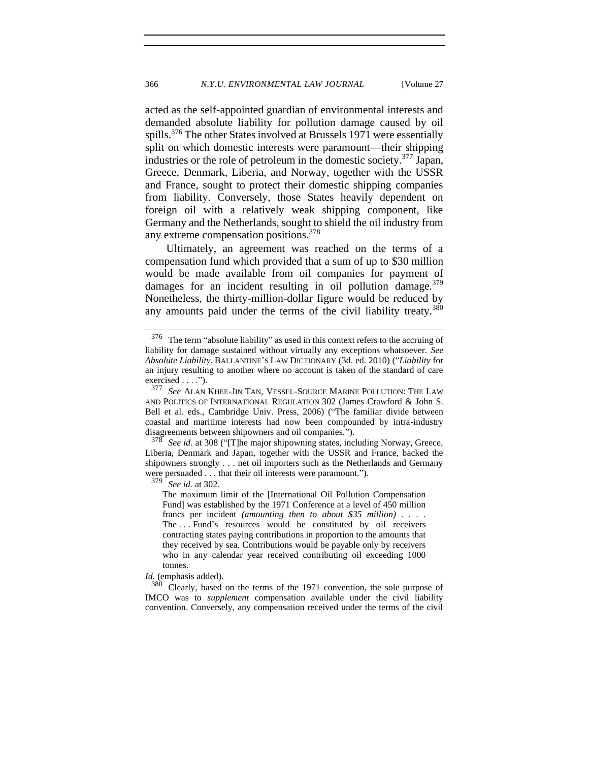acted as the self-appointed guardian of environmental interests and demanded absolute liability for pollution damage caused by oil spills.[376] The other States involved at Brussels 1971 were essentially split on which domestic interests were paramount—their shipping industries or the role of petroleum in the domestic society.[377] Japan, Greece, Denmark, Liberia, and Norway, together with the USSR and France, sought to protect their domestic shipping companies from liability. Conversely, those States heavily dependent on foreign oil with a relatively weak shipping component, like Germany and the Netherlands, sought to shield the oil industry from any extreme compensation positions.[378]

Ultimately, an agreement was reached on the terms of a compensation fund which provided that a sum of up to $30 million would be made available from oil companies for payment of damages for an incident resulting in oil pollution damage.[379] Nonetheless, the thirty-million-dollar figure would be reduced by any amounts paid under the terms of the civil liability treaty.[380]

---

[376] The term "absolute liability" as used in this context refers to the accruing of liability for damage sustained without virtually any exceptions whatsoever. *See Absolute Liability*, BALLANTINE'S LAW DICTIONARY (3d. ed. 2010) ("*Liability* for an injury resulting to another where no account is taken of the standard of care exercised . . . .").

[377] *See* ALAN KHEE-JIN TAN, VESSEL-SOURCE MARINE POLLUTION: THE LAW AND POLITICS OF INTERNATIONAL REGULATION 302 (James Crawford & John S. Bell et al. eds., Cambridge Univ. Press, 2006) ("The familiar divide between coastal and maritime interests had now been compounded by intra-industry disagreements between shipowners and oil companies.").

[378] *See id*. at 308 ("[T]he major shipowning states, including Norway, Greece, Liberia, Denmark and Japan, together with the USSR and France, backed the shipowners strongly . . . net oil importers such as the Netherlands and Germany were persuaded . . . that their oil interests were paramount.").

[379] *See id.* at 302.

> The maximum limit of the [International Oil Pollution Compensation Fund] was established by the 1971 Conference at a level of 450 million francs per incident *(amounting then to about $35 million)* . . . . The . . . Fund's resources would be constituted by oil receivers contracting states paying contributions in proportion to the amounts that they received by sea. Contributions would be payable only by receivers who in any calendar year received contributing oil exceeding 1000 tonnes.

*Id.* (emphasis added).

[380] Clearly, based on the terms of the 1971 convention, the sole purpose of IMCO was to *supplement* compensation available under the civil liability convention. Conversely, any compensation received under the terms of the civil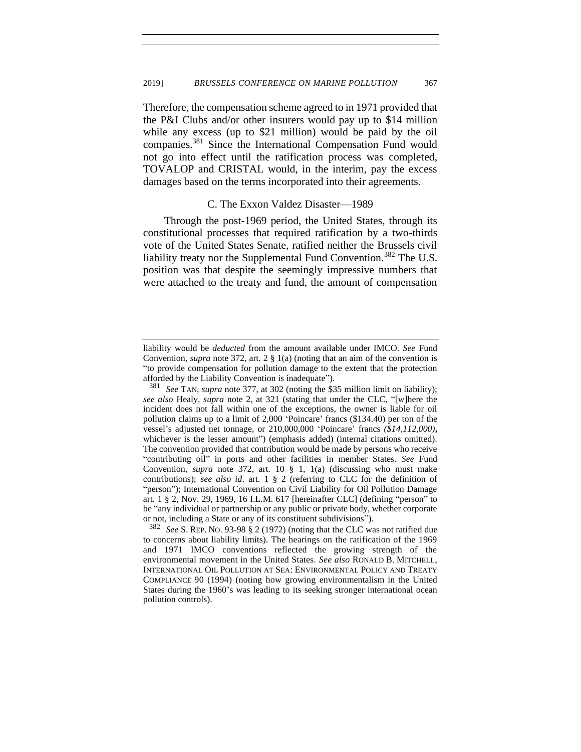Therefore, the compensation scheme agreed to in 1971 provided that the P&I Clubs and/or other insurers would pay up to \$14 million while any excess (up to \$21 million) would be paid by the oil companies.[381] Since the International Compensation Fund would not go into effect until the ratification process was completed, TOVALOP and CRISTAL would, in the interim, pay the excess damages based on the terms incorporated into their agreements.

### C. The Exxon Valdez Disaster—1989

Through the post-1969 period, the United States, through its constitutional processes that required ratification by a two-thirds vote of the United States Senate, ratified neither the Brussels civil liability treaty nor the Supplemental Fund Convention.[382] The U.S. position was that despite the seemingly impressive numbers that were attached to the treaty and fund, the amount of compensation

---

liability would be *deducted* from the amount available under IMCO. *See* Fund Convention, *supra* note 372, art. 2 § 1(a) (noting that an aim of the convention is "to provide compensation for pollution damage to the extent that the protection afforded by the Liability Convention is inadequate").

[381] *See* TAN, *supra* note 377, at 302 (noting the \$35 million limit on liability); *see also* Healy, *supra* note 2, at 321 (stating that under the CLC, "[w]here the incident does not fall within one of the exceptions, the owner is liable for oil pollution claims up to a limit of 2,000 'Poincare' francs (\$134.40) per ton of the vessel's adjusted net tonnage, or 210,000,000 'Poincare' francs ***(\$14,112,000)*,** whichever is the lesser amount") (emphasis added) (internal citations omitted). The convention provided that contribution would be made by persons who receive "contributing oil" in ports and other facilities in member States. *See* Fund Convention, *supra* note 372, art. 10 § 1, 1(a) (discussing who must make contributions); *see also id*. art. 1 § 2 (referring to CLC for the definition of "person"); International Convention on Civil Liability for Oil Pollution Damage art. 1 § 2, Nov. 29, 1969, 16 I.L.M. 617 [hereinafter CLC] (defining "person" to be "any individual or partnership or any public or private body, whether corporate or not, including a State or any of its constituent subdivisions").

[382] *See* S. REP. NO. 93-98 § 2 (1972) (noting that the CLC was not ratified due to concerns about liability limits). The hearings on the ratification of the 1969 and 1971 IMCO conventions reflected the growing strength of the environmental movement in the United States. *See also* RONALD B. MITCHELL, INTERNATIONAL OIL POLLUTION AT SEA: ENVIRONMENTAL POLICY AND TREATY COMPLIANCE 90 (1994) (noting how growing environmentalism in the United States during the 1960's was leading to its seeking stronger international ocean pollution controls).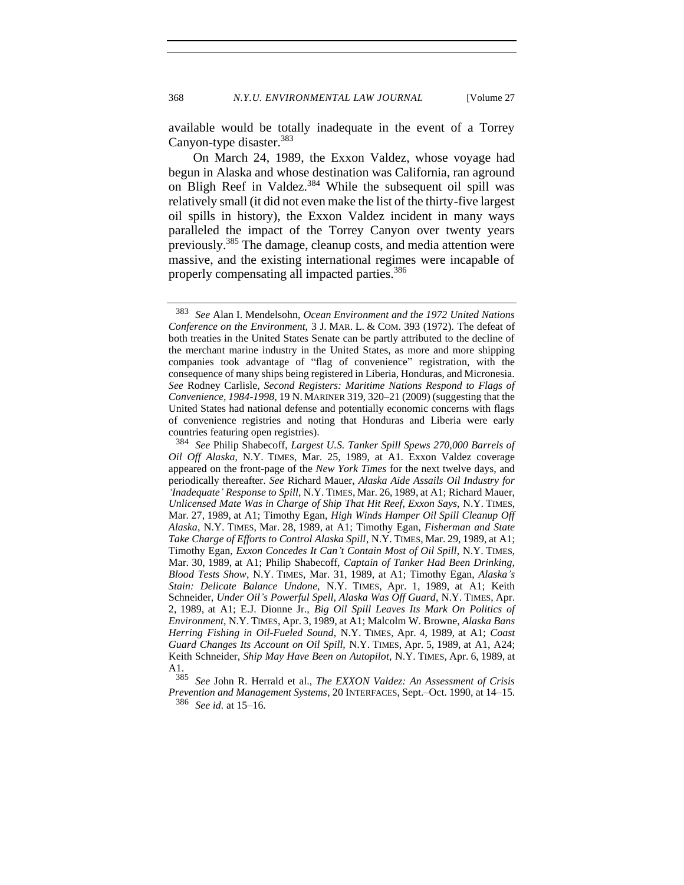available would be totally inadequate in the event of a Torrey Canyon-type disaster.[383]

On March 24, 1989, the Exxon Valdez, whose voyage had begun in Alaska and whose destination was California, ran aground on Bligh Reef in Valdez.[384] While the subsequent oil spill was relatively small (it did not even make the list of the thirty-five largest oil spills in history), the Exxon Valdez incident in many ways paralleled the impact of the Torrey Canyon over twenty years previously.[385] The damage, cleanup costs, and media attention were massive, and the existing international regimes were incapable of properly compensating all impacted parties.[386]

---

[383] *See* Alan I. Mendelsohn, *Ocean Environment and the 1972 United Nations Conference on the Environment*, 3 J. MAR. L. & COM. 393 (1972). The defeat of both treaties in the United States Senate can be partly attributed to the decline of the merchant marine industry in the United States, as more and more shipping companies took advantage of "flag of convenience" registration, with the consequence of many ships being registered in Liberia, Honduras, and Micronesia. *See* Rodney Carlisle, *Second Registers: Maritime Nations Respond to Flags of Convenience, 1984-1998*, 19 N. MARINER 319, 320–21 (2009) (suggesting that the United States had national defense and potentially economic concerns with flags of convenience registries and noting that Honduras and Liberia were early countries featuring open registries).

[384] *See* Philip Shabecoff, *Largest U.S. Tanker Spill Spews 270,000 Barrels of Oil Off Alaska*, N.Y. TIMES, Mar. 25, 1989, at A1. Exxon Valdez coverage appeared on the front-page of the *New York Times* for the next twelve days, and periodically thereafter. *See* Richard Mauer, *Alaska Aide Assails Oil Industry for 'Inadequate' Response to Spill*, N.Y. TIMES, Mar. 26, 1989, at A1; Richard Mauer, *Unlicensed Mate Was in Charge of Ship That Hit Reef, Exxon Says*, N.Y. TIMES, Mar. 27, 1989, at A1; Timothy Egan, *High Winds Hamper Oil Spill Cleanup Off Alaska*, N.Y. TIMES, Mar. 28, 1989, at A1; Timothy Egan, *Fisherman and State Take Charge of Efforts to Control Alaska Spill*, N.Y. TIMES, Mar. 29, 1989, at A1; Timothy Egan, *Exxon Concedes It Can't Contain Most of Oil Spill*, N.Y. TIMES, Mar. 30, 1989, at A1; Philip Shabecoff, *Captain of Tanker Had Been Drinking, Blood Tests Show*, N.Y. TIMES, Mar. 31, 1989, at A1; Timothy Egan, *Alaska's Stain: Delicate Balance Undone*, N.Y. TIMES, Apr. 1, 1989, at A1; Keith Schneider, *Under Oil's Powerful Spell, Alaska Was Off Guard*, N.Y. TIMES, Apr. 2, 1989, at A1; E.J. Dionne Jr., *Big Oil Spill Leaves Its Mark On Politics of Environment*, N.Y. TIMES, Apr. 3, 1989, at A1; Malcolm W. Browne, *Alaska Bans Herring Fishing in Oil-Fueled Sound*, N.Y. TIMES, Apr. 4, 1989, at A1; *Coast Guard Changes Its Account on Oil Spill*, N.Y. TIMES, Apr. 5, 1989, at A1, A24; Keith Schneider, *Ship May Have Been on Autopilot*, N.Y. TIMES, Apr. 6, 1989, at A1.

[385] *See* John R. Herrald et al., *The EXXON Valdez: An Assessment of Crisis Prevention and Management Systems*, 20 INTERFACES, Sept.–Oct. 1990, at 14–15.

[386] *See id.* at 15–16.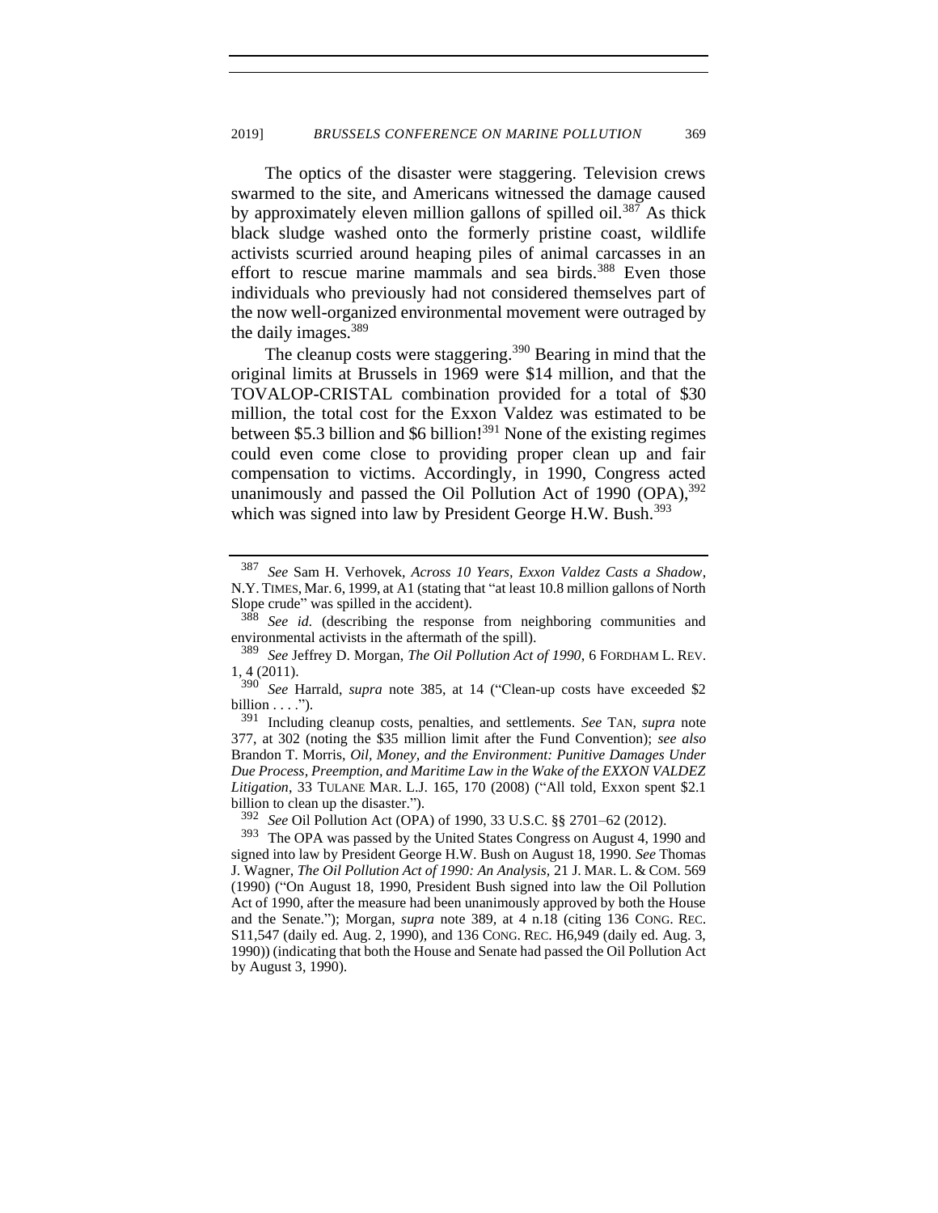The optics of the disaster were staggering. Television crews swarmed to the site, and Americans witnessed the damage caused by approximately eleven million gallons of spilled oil.[387] As thick black sludge washed onto the formerly pristine coast, wildlife activists scurried around heaping piles of animal carcasses in an effort to rescue marine mammals and sea birds.[388] Even those individuals who previously had not considered themselves part of the now well-organized environmental movement were outraged by the daily images.[389]

The cleanup costs were staggering.[390] Bearing in mind that the original limits at Brussels in 1969 were $14 million, and that the TOVALOP-CRISTAL combination provided for a total of $30 million, the total cost for the Exxon Valdez was estimated to be between $5.3 billion and $6 billion![391] None of the existing regimes could even come close to providing proper clean up and fair compensation to victims. Accordingly, in 1990, Congress acted unanimously and passed the Oil Pollution Act of 1990 (OPA),[392] which was signed into law by President George H.W. Bush.[393]

---

[387] *See* Sam H. Verhovek, *Across 10 Years, Exxon Valdez Casts a Shadow*, N.Y. TIMES, Mar. 6, 1999, at A1 (stating that "at least 10.8 million gallons of North Slope crude" was spilled in the accident).

[388] *See id.* (describing the response from neighboring communities and environmental activists in the aftermath of the spill).

[389] *See* Jeffrey D. Morgan, *The Oil Pollution Act of 1990*, 6 FORDHAM L. REV. 1, 4 (2011).

[390] *See* Harrald, *supra* note 385, at 14 ("Clean-up costs have exceeded $2 billion . . . .").

[391] Including cleanup costs, penalties, and settlements. *See* TAN, *supra* note 377, at 302 (noting the $35 million limit after the Fund Convention); *see also* Brandon T. Morris, *Oil, Money, and the Environment: Punitive Damages Under Due Process, Preemption, and Maritime Law in the Wake of the EXXON VALDEZ Litigation*, 33 TULANE MAR. L.J. 165, 170 (2008) ("All told, Exxon spent $2.1 billion to clean up the disaster.").

[392] *See* Oil Pollution Act (OPA) of 1990, 33 U.S.C. §§ 2701–62 (2012).

[393] The OPA was passed by the United States Congress on August 4, 1990 and signed into law by President George H.W. Bush on August 18, 1990. *See* Thomas J. Wagner, *The Oil Pollution Act of 1990: An Analysis*, 21 J. MAR. L. & COM. 569 (1990) ("On August 18, 1990, President Bush signed into law the Oil Pollution Act of 1990, after the measure had been unanimously approved by both the House and the Senate."); Morgan, *supra* note 389, at 4 n.18 (citing 136 CONG. REC. S11,547 (daily ed. Aug. 2, 1990), and 136 CONG. REC. H6,949 (daily ed. Aug. 3, 1990)) (indicating that both the House and Senate had passed the Oil Pollution Act by August 3, 1990).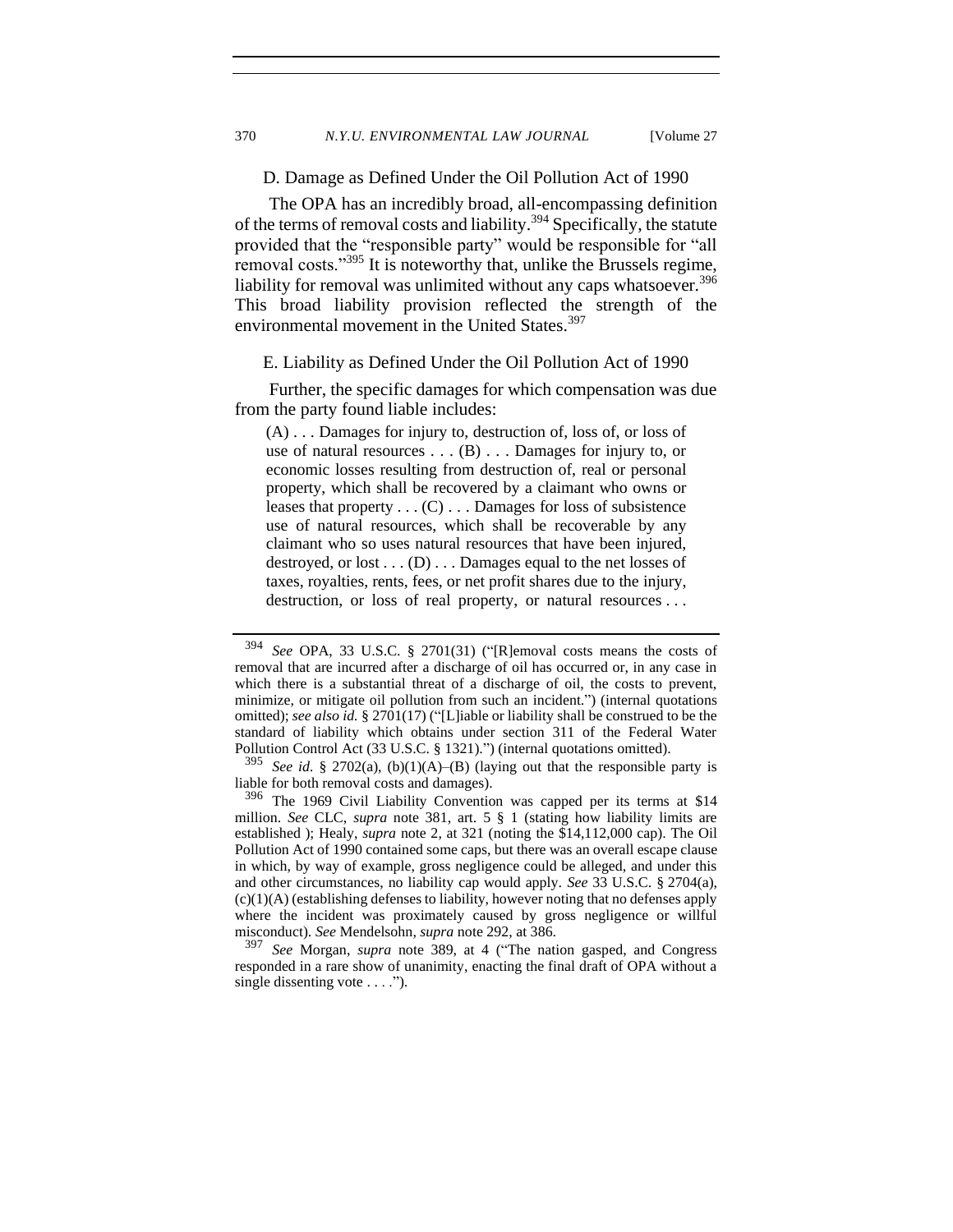### D. Damage as Defined Under the Oil Pollution Act of 1990

The OPA has an incredibly broad, all-encompassing definition of the terms of removal costs and liability.[394] Specifically, the statute provided that the "responsible party" would be responsible for "all removal costs."[395] It is noteworthy that, unlike the Brussels regime, liability for removal was unlimited without any caps whatsoever.[396] This broad liability provision reflected the strength of the environmental movement in the United States.[397]

### E. Liability as Defined Under the Oil Pollution Act of 1990

Further, the specific damages for which compensation was due from the party found liable includes:

> (A) . . . Damages for injury to, destruction of, loss of, or loss of use of natural resources . . . (B) . . . Damages for injury to, or economic losses resulting from destruction of, real or personal property, which shall be recovered by a claimant who owns or leases that property . . . (C) . . . Damages for loss of subsistence use of natural resources, which shall be recoverable by any claimant who so uses natural resources that have been injured, destroyed, or lost . . . (D) . . . Damages equal to the net losses of taxes, royalties, rents, fees, or net profit shares due to the injury, destruction, or loss of real property, or natural resources . . .

---

[394] *See* OPA, 33 U.S.C. § 2701(31) ("[R]emoval costs means the costs of removal that are incurred after a discharge of oil has occurred or, in any case in which there is a substantial threat of a discharge of oil, the costs to prevent, minimize, or mitigate oil pollution from such an incident.") (internal quotations omitted); *see also id.* § 2701(17) ("[L]iable or liability shall be construed to be the standard of liability which obtains under section 311 of the Federal Water Pollution Control Act (33 U.S.C. § 1321).") (internal quotations omitted).

[395] *See id.* § 2702(a), (b)(1)(A)–(B) (laying out that the responsible party is liable for both removal costs and damages).

[396] The 1969 Civil Liability Convention was capped per its terms at $14 million. *See* CLC, *supra* note 381, art. 5 § 1 (stating how liability limits are established ); Healy, *supra* note 2, at 321 (noting the $14,112,000 cap). The Oil Pollution Act of 1990 contained some caps, but there was an overall escape clause in which, by way of example, gross negligence could be alleged, and under this and other circumstances, no liability cap would apply. *See* 33 U.S.C. § 2704(a), (c)(1)(A) (establishing defenses to liability, however noting that no defenses apply where the incident was proximately caused by gross negligence or willful misconduct). *See* Mendelsohn, *supra* note 292, at 386.

[397] *See* Morgan, *supra* note 389, at 4 ("The nation gasped, and Congress responded in a rare show of unanimity, enacting the final draft of OPA without a single dissenting vote . . . .").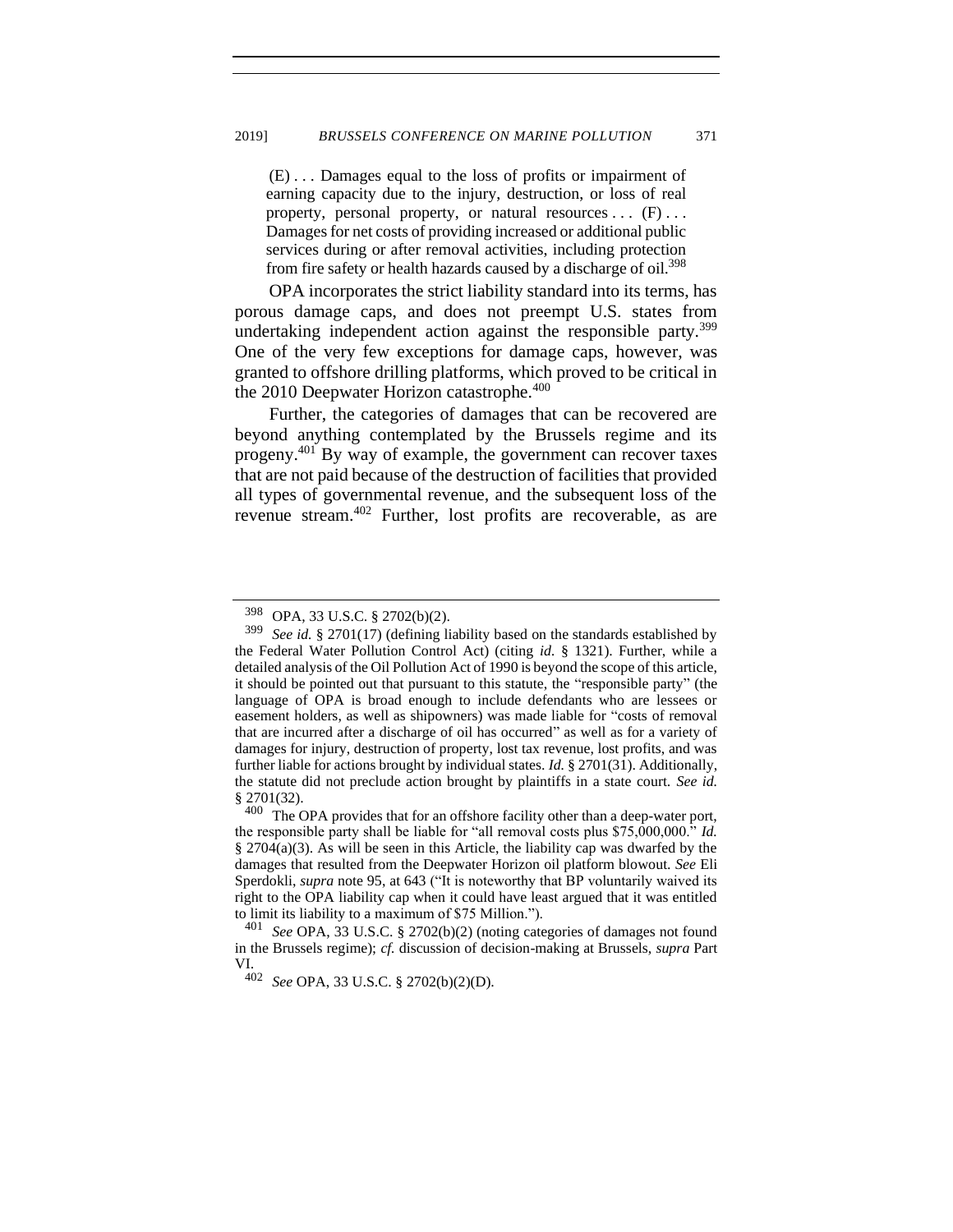> (E) . . . Damages equal to the loss of profits or impairment of earning capacity due to the injury, destruction, or loss of real property, personal property, or natural resources . . . (F) . . . Damages for net costs of providing increased or additional public services during or after removal activities, including protection from fire safety or health hazards caused by a discharge of oil.[398]

OPA incorporates the strict liability standard into its terms, has porous damage caps, and does not preempt U.S. states from undertaking independent action against the responsible party.[399] One of the very few exceptions for damage caps, however, was granted to offshore drilling platforms, which proved to be critical in the 2010 Deepwater Horizon catastrophe.[400]

Further, the categories of damages that can be recovered are beyond anything contemplated by the Brussels regime and its progeny.[401] By way of example, the government can recover taxes that are not paid because of the destruction of facilities that provided all types of governmental revenue, and the subsequent loss of the revenue stream.[402] Further, lost profits are recoverable, as are

---

[398] OPA, 33 U.S.C. § 2702(b)(2).

[399] *See id.* § 2701(17) (defining liability based on the standards established by the Federal Water Pollution Control Act) (citing *id.* § 1321). Further, while a detailed analysis of the Oil Pollution Act of 1990 is beyond the scope of this article, it should be pointed out that pursuant to this statute, the "responsible party" (the language of OPA is broad enough to include defendants who are lessees or easement holders, as well as shipowners) was made liable for "costs of removal that are incurred after a discharge of oil has occurred" as well as for a variety of damages for injury, destruction of property, lost tax revenue, lost profits, and was further liable for actions brought by individual states. *Id.* § 2701(31). Additionally, the statute did not preclude action brought by plaintiffs in a state court. *See id.* § 2701(32).

[400] The OPA provides that for an offshore facility other than a deep-water port, the responsible party shall be liable for "all removal costs plus $75,000,000." *Id.* § 2704(a)(3). As will be seen in this Article, the liability cap was dwarfed by the damages that resulted from the Deepwater Horizon oil platform blowout. *See* Eli Sperdokli, *supra* note 95, at 643 ("It is noteworthy that BP voluntarily waived its right to the OPA liability cap when it could have least argued that it was entitled to limit its liability to a maximum of $75 Million.").

[401] *See* OPA, 33 U.S.C. § 2702(b)(2) (noting categories of damages not found in the Brussels regime); *cf.* discussion of decision-making at Brussels, *supra* Part VI.

[402] *See* OPA, 33 U.S.C. § 2702(b)(2)(D).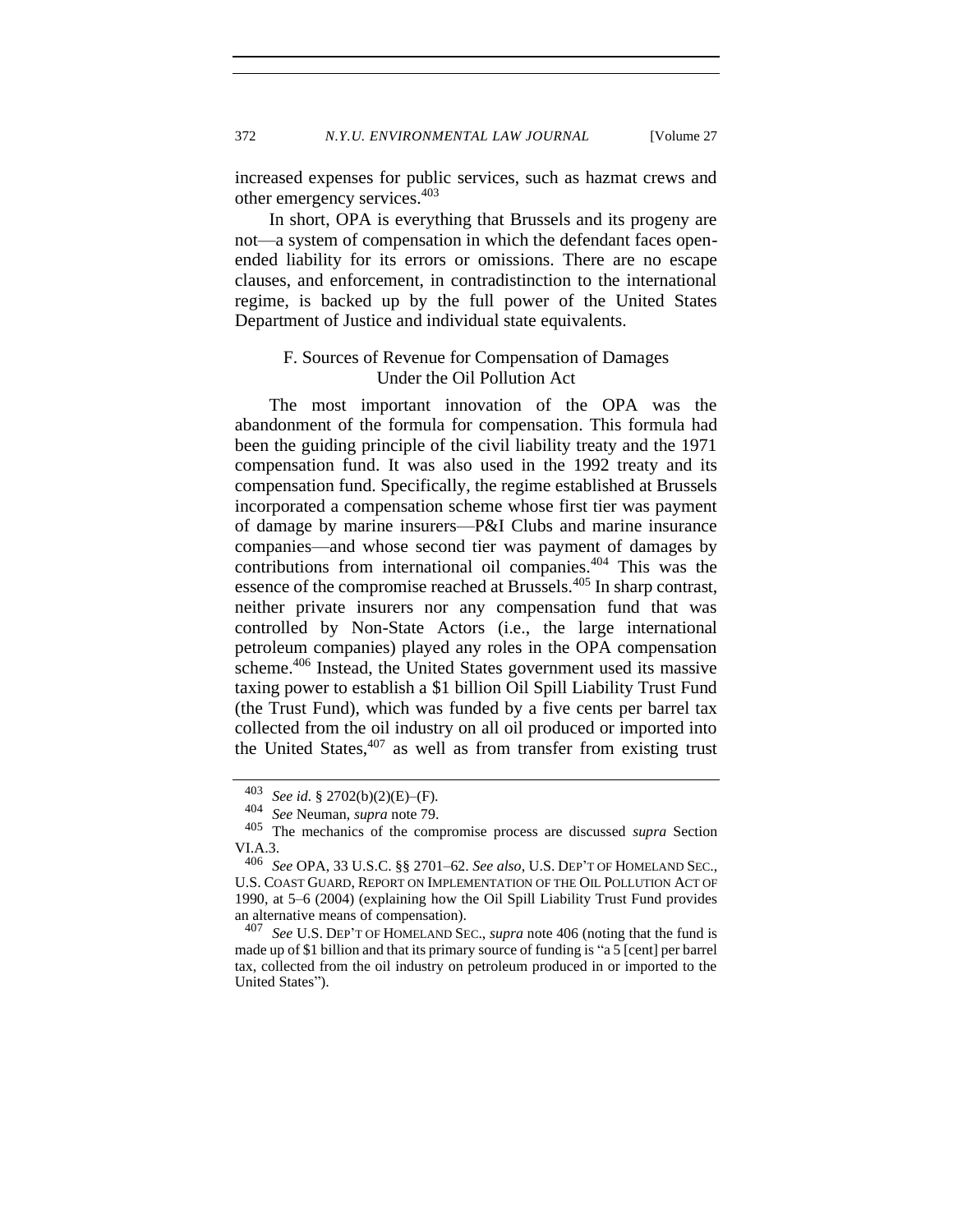increased expenses for public services, such as hazmat crews and other emergency services.[403]

In short, OPA is everything that Brussels and its progeny are not—a system of compensation in which the defendant faces open-ended liability for its errors or omissions. There are no escape clauses, and enforcement, in contradistinction to the international regime, is backed up by the full power of the United States Department of Justice and individual state equivalents.

### F. Sources of Revenue for Compensation of Damages Under the Oil Pollution Act

The most important innovation of the OPA was the abandonment of the formula for compensation. This formula had been the guiding principle of the civil liability treaty and the 1971 compensation fund. It was also used in the 1992 treaty and its compensation fund. Specifically, the regime established at Brussels incorporated a compensation scheme whose first tier was payment of damage by marine insurers—P&I Clubs and marine insurance companies—and whose second tier was payment of damages by contributions from international oil companies.[404] This was the essence of the compromise reached at Brussels.[405] In sharp contrast, neither private insurers nor any compensation fund that was controlled by Non-State Actors (i.e., the large international petroleum companies) played any roles in the OPA compensation scheme.[406] Instead, the United States government used its massive taxing power to establish a $1 billion Oil Spill Liability Trust Fund (the Trust Fund), which was funded by a five cents per barrel tax collected from the oil industry on all oil produced or imported into the United States,[407] as well as from transfer from existing trust

---

[403] *See id.* § 2702(b)(2)(E)–(F).

[404] *See* Neuman, *supra* note 79.

[405] The mechanics of the compromise process are discussed *supra* Section VI.A.3.

[406] *See* OPA, 33 U.S.C. §§ 2701–62. *See also*, U.S. DEP'T OF HOMELAND SEC., U.S. COAST GUARD, REPORT ON IMPLEMENTATION OF THE OIL POLLUTION ACT OF 1990, at 5–6 (2004) (explaining how the Oil Spill Liability Trust Fund provides an alternative means of compensation).

[407] *See* U.S. DEP'T OF HOMELAND SEC., *supra* note 406 (noting that the fund is made up of $1 billion and that its primary source of funding is "a 5 [cent] per barrel tax, collected from the oil industry on petroleum produced in or imported to the United States").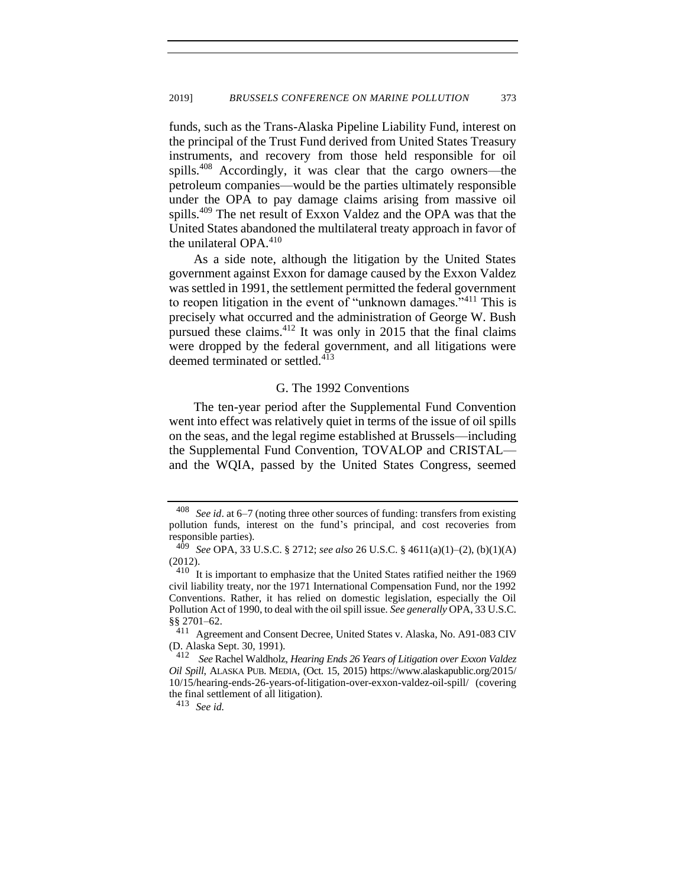funds, such as the Trans-Alaska Pipeline Liability Fund, interest on the principal of the Trust Fund derived from United States Treasury instruments, and recovery from those held responsible for oil spills.[408] Accordingly, it was clear that the cargo owners—the petroleum companies—would be the parties ultimately responsible under the OPA to pay damage claims arising from massive oil spills.[409] The net result of Exxon Valdez and the OPA was that the United States abandoned the multilateral treaty approach in favor of the unilateral OPA.[410]

As a side note, although the litigation by the United States government against Exxon for damage caused by the Exxon Valdez was settled in 1991, the settlement permitted the federal government to reopen litigation in the event of "unknown damages."[411] This is precisely what occurred and the administration of George W. Bush pursued these claims.[412] It was only in 2015 that the final claims were dropped by the federal government, and all litigations were deemed terminated or settled.[413]

### G. The 1992 Conventions

The ten-year period after the Supplemental Fund Convention went into effect was relatively quiet in terms of the issue of oil spills on the seas, and the legal regime established at Brussels—including the Supplemental Fund Convention, TOVALOP and CRISTAL—and the WQIA, passed by the United States Congress, seemed

---

[408] *See id*. at 6–7 (noting three other sources of funding: transfers from existing pollution funds, interest on the fund's principal, and cost recoveries from responsible parties).

[409] *See* OPA, 33 U.S.C. § 2712; *see also* 26 U.S.C. § 4611(a)(1)–(2), (b)(1)(A) (2012).

[410] It is important to emphasize that the United States ratified neither the 1969 civil liability treaty, nor the 1971 International Compensation Fund, nor the 1992 Conventions. Rather, it has relied on domestic legislation, especially the Oil Pollution Act of 1990, to deal with the oil spill issue. *See generally* OPA, 33 U.S.C. §§ 2701–62.

[411] Agreement and Consent Decree, United States v. Alaska, No. A91-083 CIV (D. Alaska Sept. 30, 1991).

[412] *See* Rachel Waldholz, *Hearing Ends 26 Years of Litigation over Exxon Valdez Oil Spill*, ALASKA PUB. MEDIA, (Oct. 15, 2015) https://www.alaskapublic.org/2015/10/15/hearing-ends-26-years-of-litigation-over-exxon-valdez-oil-spill/ (covering the final settlement of all litigation).

[413] *See id.*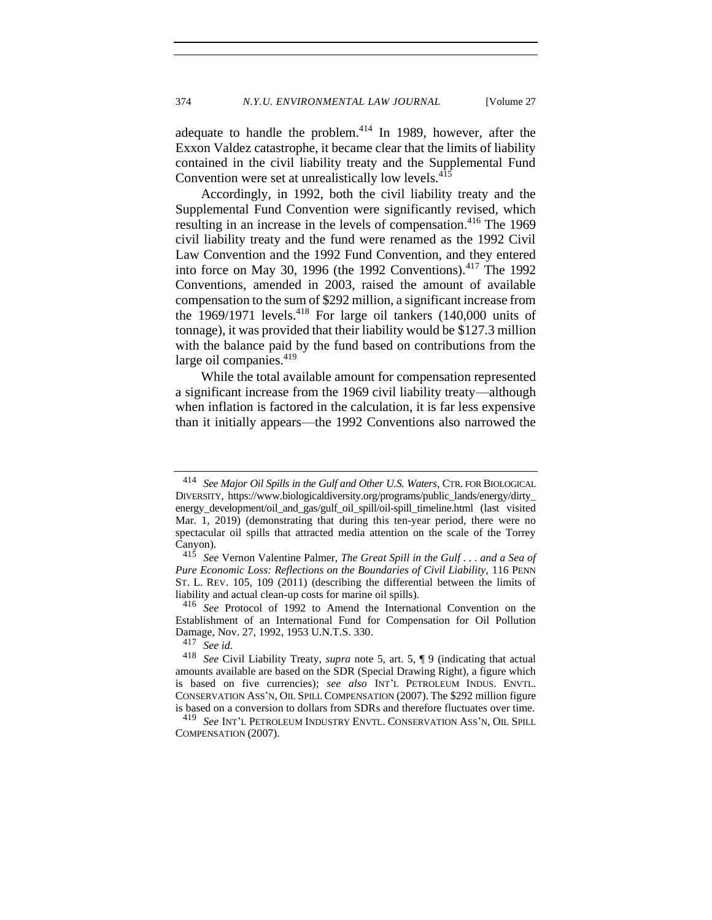adequate to handle the problem.[414] In 1989, however, after the Exxon Valdez catastrophe, it became clear that the limits of liability contained in the civil liability treaty and the Supplemental Fund Convention were set at unrealistically low levels.[415]

Accordingly, in 1992, both the civil liability treaty and the Supplemental Fund Convention were significantly revised, which resulting in an increase in the levels of compensation.[416] The 1969 civil liability treaty and the fund were renamed as the 1992 Civil Law Convention and the 1992 Fund Convention, and they entered into force on May 30, 1996 (the 1992 Conventions).[417] The 1992 Conventions, amended in 2003, raised the amount of available compensation to the sum of $292 million, a significant increase from the 1969/1971 levels.[418] For large oil tankers (140,000 units of tonnage), it was provided that their liability would be $127.3 million with the balance paid by the fund based on contributions from the large oil companies.[419]

While the total available amount for compensation represented a significant increase from the 1969 civil liability treaty—although when inflation is factored in the calculation, it is far less expensive than it initially appears—the 1992 Conventions also narrowed the

---

[414] *See Major Oil Spills in the Gulf and Other U.S. Waters*, CTR. FOR BIOLOGICAL DIVERSITY, https://www.biologicaldiversity.org/programs/public_lands/energy/dirty_energy_development/oil_and_gas/gulf_oil_spill/oil-spill_timeline.html (last visited Mar. 1, 2019) (demonstrating that during this ten-year period, there were no spectacular oil spills that attracted media attention on the scale of the Torrey Canyon).

[415] *See* Vernon Valentine Palmer, *The Great Spill in the Gulf . . . and a Sea of Pure Economic Loss: Reflections on the Boundaries of Civil Liability*, 116 PENN ST. L. REV. 105, 109 (2011) (describing the differential between the limits of liability and actual clean-up costs for marine oil spills).

[416] *See* Protocol of 1992 to Amend the International Convention on the Establishment of an International Fund for Compensation for Oil Pollution Damage, Nov. 27, 1992, 1953 U.N.T.S. 330.

[417] *See id.*

[418] *See* Civil Liability Treaty, *supra* note 5, art. 5, ¶ 9 (indicating that actual amounts available are based on the SDR (Special Drawing Right), a figure which is based on five currencies); *see also* INT'L PETROLEUM INDUS. ENVTL. CONSERVATION ASS'N, OIL SPILL COMPENSATION (2007). The $292 million figure is based on a conversion to dollars from SDRs and therefore fluctuates over time.

[419] *See* INT'L PETROLEUM INDUSTRY ENVTL. CONSERVATION ASS'N, OIL SPILL COMPENSATION (2007).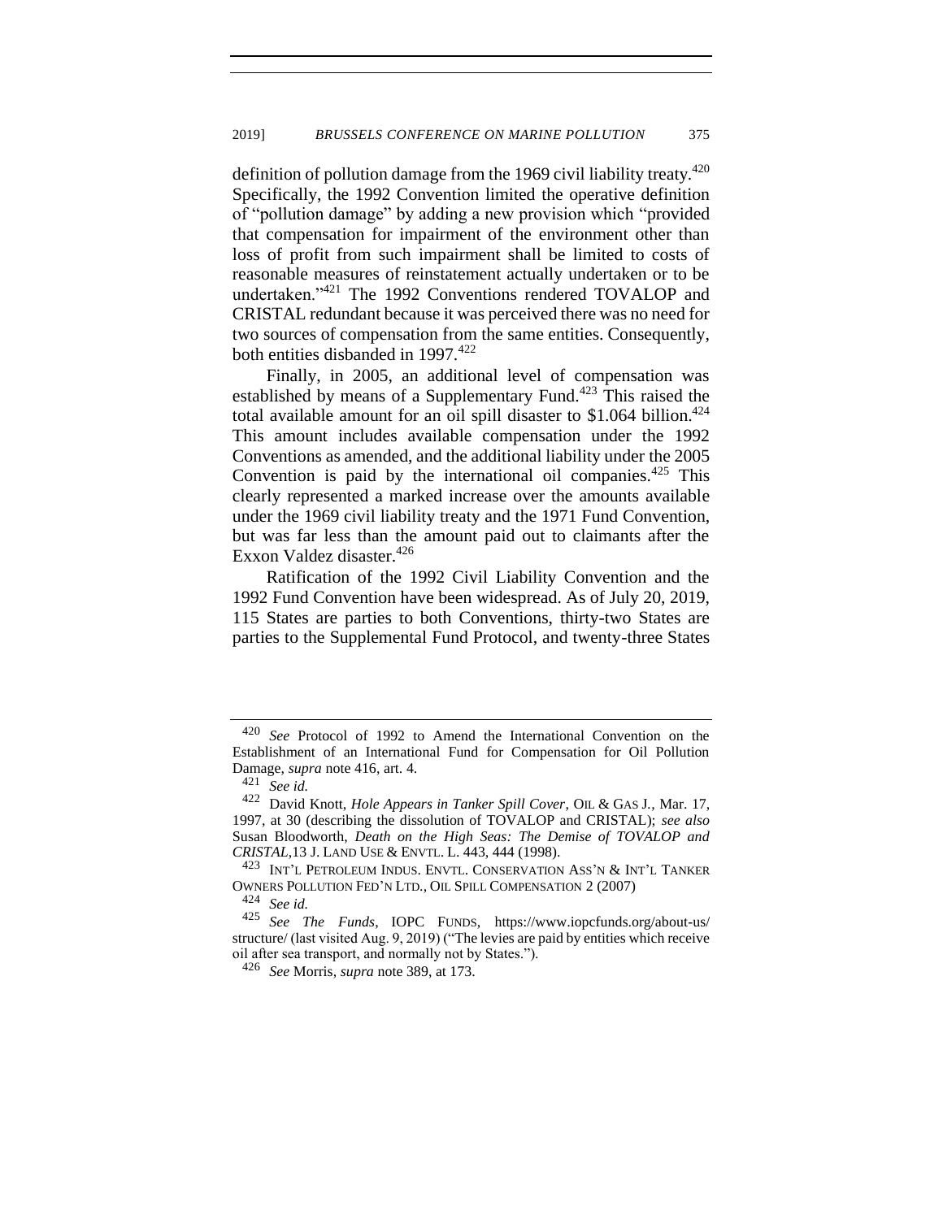definition of pollution damage from the 1969 civil liability treaty.[420] Specifically, the 1992 Convention limited the operative definition of "pollution damage" by adding a new provision which "provided that compensation for impairment of the environment other than loss of profit from such impairment shall be limited to costs of reasonable measures of reinstatement actually undertaken or to be undertaken."[421] The 1992 Conventions rendered TOVALOP and CRISTAL redundant because it was perceived there was no need for two sources of compensation from the same entities. Consequently, both entities disbanded in 1997.[422]

Finally, in 2005, an additional level of compensation was established by means of a Supplementary Fund.[423] This raised the total available amount for an oil spill disaster to $1.064 billion.[424] This amount includes available compensation under the 1992 Conventions as amended, and the additional liability under the 2005 Convention is paid by the international oil companies.[425] This clearly represented a marked increase over the amounts available under the 1969 civil liability treaty and the 1971 Fund Convention, but was far less than the amount paid out to claimants after the Exxon Valdez disaster.[426]

Ratification of the 1992 Civil Liability Convention and the 1992 Fund Convention have been widespread. As of July 20, 2019, 115 States are parties to both Conventions, thirty-two States are parties to the Supplemental Fund Protocol, and twenty-three States

---

[420] *See* Protocol of 1992 to Amend the International Convention on the Establishment of an International Fund for Compensation for Oil Pollution Damage, *supra* note 416, art. 4.

[421] *See id.*

[422] David Knott, *Hole Appears in Tanker Spill Cover*, OIL & GAS J., Mar. 17, 1997, at 30 (describing the dissolution of TOVALOP and CRISTAL); *see also* Susan Bloodworth, *Death on the High Seas: The Demise of TOVALOP and CRISTAL*, 13 J. LAND USE & ENVTL. L. 443, 444 (1998).

[423] INT'L PETROLEUM INDUS. ENVTL. CONSERVATION ASS'N & INT'L TANKER OWNERS POLLUTION FED'N LTD., OIL SPILL COMPENSATION 2 (2007)

[424] *See id.*

[425] *See The Funds*, IOPC FUNDS, https://www.iopcfunds.org/about-us/structure/ (last visited Aug. 9, 2019) ("The levies are paid by entities which receive oil after sea transport, and normally not by States.").

[426] *See* Morris, *supra* note 389, at 173.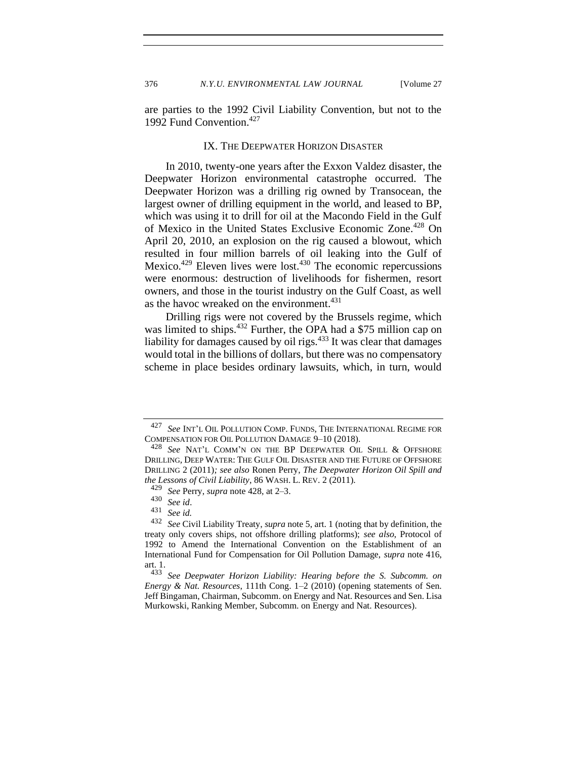are parties to the 1992 Civil Liability Convention, but not to the 1992 Fund Convention.[427]

## IX. THE DEEPWATER HORIZON DISASTER

In 2010, twenty-one years after the Exxon Valdez disaster, the Deepwater Horizon environmental catastrophe occurred. The Deepwater Horizon was a drilling rig owned by Transocean, the largest owner of drilling equipment in the world, and leased to BP, which was using it to drill for oil at the Macondo Field in the Gulf of Mexico in the United States Exclusive Economic Zone.[428] On April 20, 2010, an explosion on the rig caused a blowout, which resulted in four million barrels of oil leaking into the Gulf of Mexico.[429] Eleven lives were lost.[430] The economic repercussions were enormous: destruction of livelihoods for fishermen, resort owners, and those in the tourist industry on the Gulf Coast, as well as the havoc wreaked on the environment.[431]

Drilling rigs were not covered by the Brussels regime, which was limited to ships.[432] Further, the OPA had a $75 million cap on liability for damages caused by oil rigs.[433] It was clear that damages would total in the billions of dollars, but there was no compensatory scheme in place besides ordinary lawsuits, which, in turn, would

---

[427] *See* INT'L OIL POLLUTION COMP. FUNDS, THE INTERNATIONAL REGIME FOR COMPENSATION FOR OIL POLLUTION DAMAGE 9–10 (2018).

[428] *See* NAT'L COMM'N ON THE BP DEEPWATER OIL SPILL & OFFSHORE DRILLING, DEEP WATER: THE GULF OIL DISASTER AND THE FUTURE OF OFFSHORE DRILLING 2 (2011); *see also* Ronen Perry, *The Deepwater Horizon Oil Spill and the Lessons of Civil Liability*, 86 WASH. L. REV. 2 (2011).

[429] *See* Perry, *supra* note 428, at 2–3.

[430] *See id*.

[431] *See id.*

[432] *See* Civil Liability Treaty, *supra* note 5, art. 1 (noting that by definition, the treaty only covers ships, not offshore drilling platforms); *see also*, Protocol of 1992 to Amend the International Convention on the Establishment of an International Fund for Compensation for Oil Pollution Damage, *supra* note 416, art. 1.

[433] *See Deepwater Horizon Liability: Hearing before the S. Subcomm. on Energy & Nat. Resources*, 111th Cong. 1–2 (2010) (opening statements of Sen. Jeff Bingaman, Chairman, Subcomm. on Energy and Nat. Resources and Sen. Lisa Murkowski, Ranking Member, Subcomm. on Energy and Nat. Resources).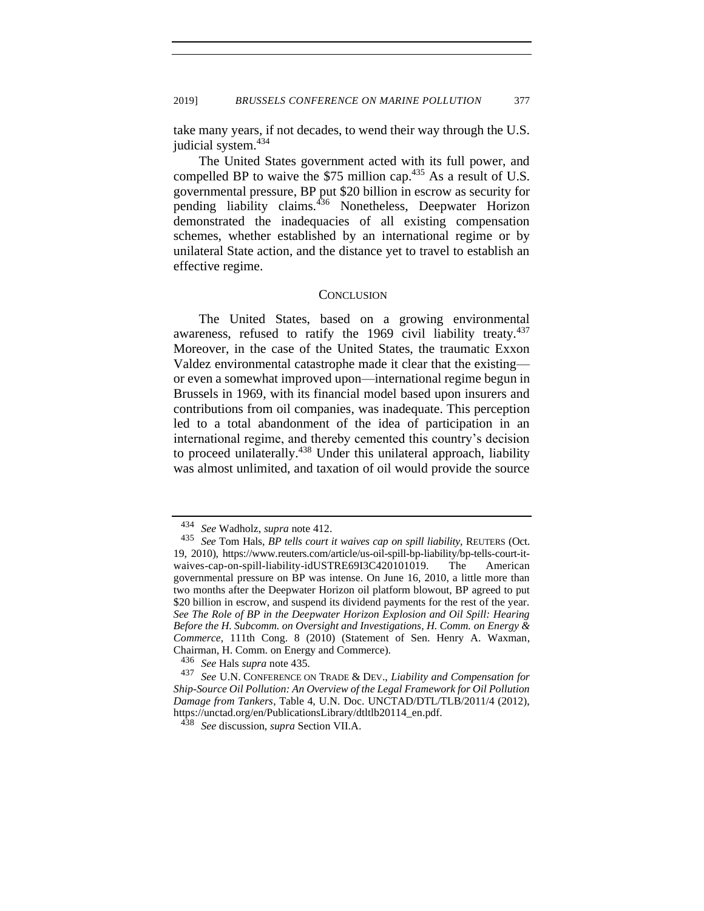take many years, if not decades, to wend their way through the U.S. judicial system.[434]

The United States government acted with its full power, and compelled BP to waive the $75 million cap.[435] As a result of U.S. governmental pressure, BP put $20 billion in escrow as security for pending liability claims.[436] Nonetheless, Deepwater Horizon demonstrated the inadequacies of all existing compensation schemes, whether established by an international regime or by unilateral State action, and the distance yet to travel to establish an effective regime.

## CONCLUSION

The United States, based on a growing environmental awareness, refused to ratify the 1969 civil liability treaty.[437] Moreover, in the case of the United States, the traumatic Exxon Valdez environmental catastrophe made it clear that the existing—or even a somewhat improved upon—international regime begun in Brussels in 1969, with its financial model based upon insurers and contributions from oil companies, was inadequate. This perception led to a total abandonment of the idea of participation in an international regime, and thereby cemented this country's decision to proceed unilaterally.[438] Under this unilateral approach, liability was almost unlimited, and taxation of oil would provide the source

---

[434] *See* Wadholz, *supra* note 412.

[435] *See* Tom Hals, *BP tells court it waives cap on spill liability*, REUTERS (Oct. 19, 2010), https://www.reuters.com/article/us-oil-spill-bp-liability/bp-tells-court-it-waives-cap-on-spill-liability-idUSTRE69I3C420101019. The American governmental pressure on BP was intense. On June 16, 2010, a little more than two months after the Deepwater Horizon oil platform blowout, BP agreed to put $20 billion in escrow, and suspend its dividend payments for the rest of the year. *See The Role of BP in the Deepwater Horizon Explosion and Oil Spill: Hearing Before the H. Subcomm. on Oversight and Investigations, H. Comm. on Energy & Commerce*, 111th Cong. 8 (2010) (Statement of Sen. Henry A. Waxman, Chairman, H. Comm. on Energy and Commerce).

[436] *See* Hals *supra* note 435.

[437] *See* U.N. CONFERENCE ON TRADE & DEV., *Liability and Compensation for Ship-Source Oil Pollution: An Overview of the Legal Framework for Oil Pollution Damage from Tankers*, Table 4, U.N. Doc. UNCTAD/DTL/TLB/2011/4 (2012), https://unctad.org/en/PublicationsLibrary/dtltlb20114_en.pdf.

[438] *See* discussion, *supra* Section VII.A.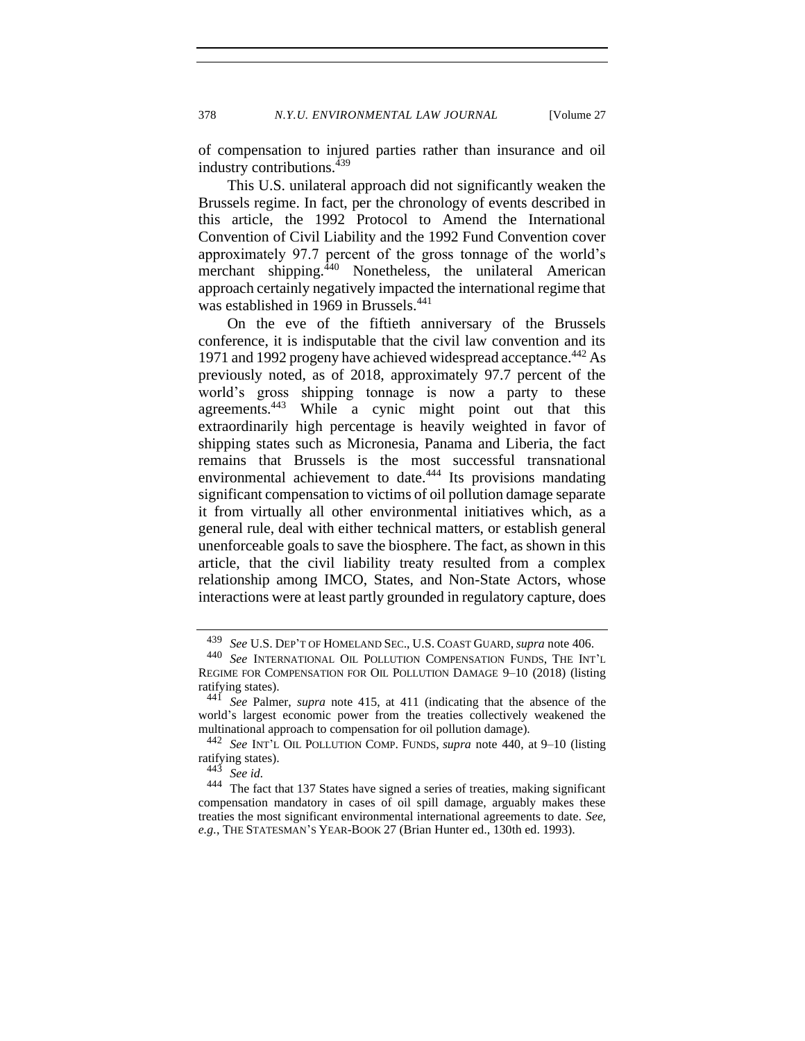of compensation to injured parties rather than insurance and oil industry contributions.[439]

This U.S. unilateral approach did not significantly weaken the Brussels regime. In fact, per the chronology of events described in this article, the 1992 Protocol to Amend the International Convention of Civil Liability and the 1992 Fund Convention cover approximately 97.7 percent of the gross tonnage of the world's merchant shipping.[440] Nonetheless, the unilateral American approach certainly negatively impacted the international regime that was established in 1969 in Brussels.[441]

On the eve of the fiftieth anniversary of the Brussels conference, it is indisputable that the civil law convention and its 1971 and 1992 progeny have achieved widespread acceptance.[442] As previously noted, as of 2018, approximately 97.7 percent of the world's gross shipping tonnage is now a party to these agreements.[443] While a cynic might point out that this extraordinarily high percentage is heavily weighted in favor of shipping states such as Micronesia, Panama and Liberia, the fact remains that Brussels is the most successful transnational environmental achievement to date.[444] Its provisions mandating significant compensation to victims of oil pollution damage separate it from virtually all other environmental initiatives which, as a general rule, deal with either technical matters, or establish general unenforceable goals to save the biosphere. The fact, as shown in this article, that the civil liability treaty resulted from a complex relationship among IMCO, States, and Non-State Actors, whose interactions were at least partly grounded in regulatory capture, does

---

[439] *See* U.S. DEP'T OF HOMELAND SEC., U.S. COAST GUARD, *supra* note 406.

[440] *See* INTERNATIONAL OIL POLLUTION COMPENSATION FUNDS, THE INT'L REGIME FOR COMPENSATION FOR OIL POLLUTION DAMAGE 9–10 (2018) (listing ratifying states).

[441] *See* Palmer, *supra* note 415, at 411 (indicating that the absence of the world's largest economic power from the treaties collectively weakened the multinational approach to compensation for oil pollution damage).

[442] *See* INT'L OIL POLLUTION COMP. FUNDS, *supra* note 440, at 9–10 (listing ratifying states).

[443] *See id.*

[444] The fact that 137 States have signed a series of treaties, making significant compensation mandatory in cases of oil spill damage, arguably makes these treaties the most significant environmental international agreements to date. *See, e.g.*, THE STATESMAN'S YEAR-BOOK 27 (Brian Hunter ed., 130th ed. 1993).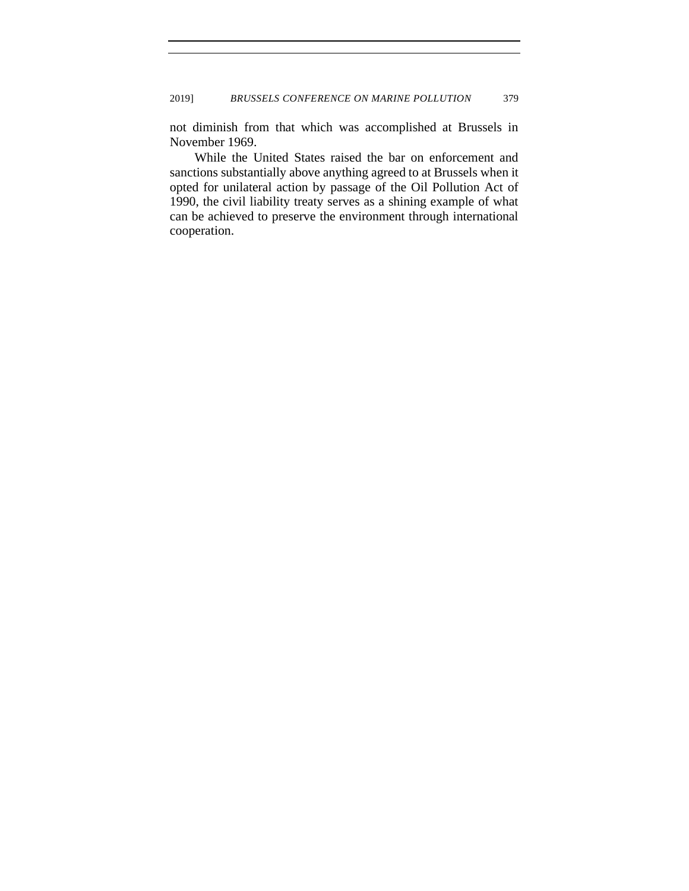not diminish from that which was accomplished at Brussels in November 1969.

While the United States raised the bar on enforcement and sanctions substantially above anything agreed to at Brussels when it opted for unilateral action by passage of the Oil Pollution Act of 1990, the civil liability treaty serves as a shining example of what can be achieved to preserve the environment through international cooperation.